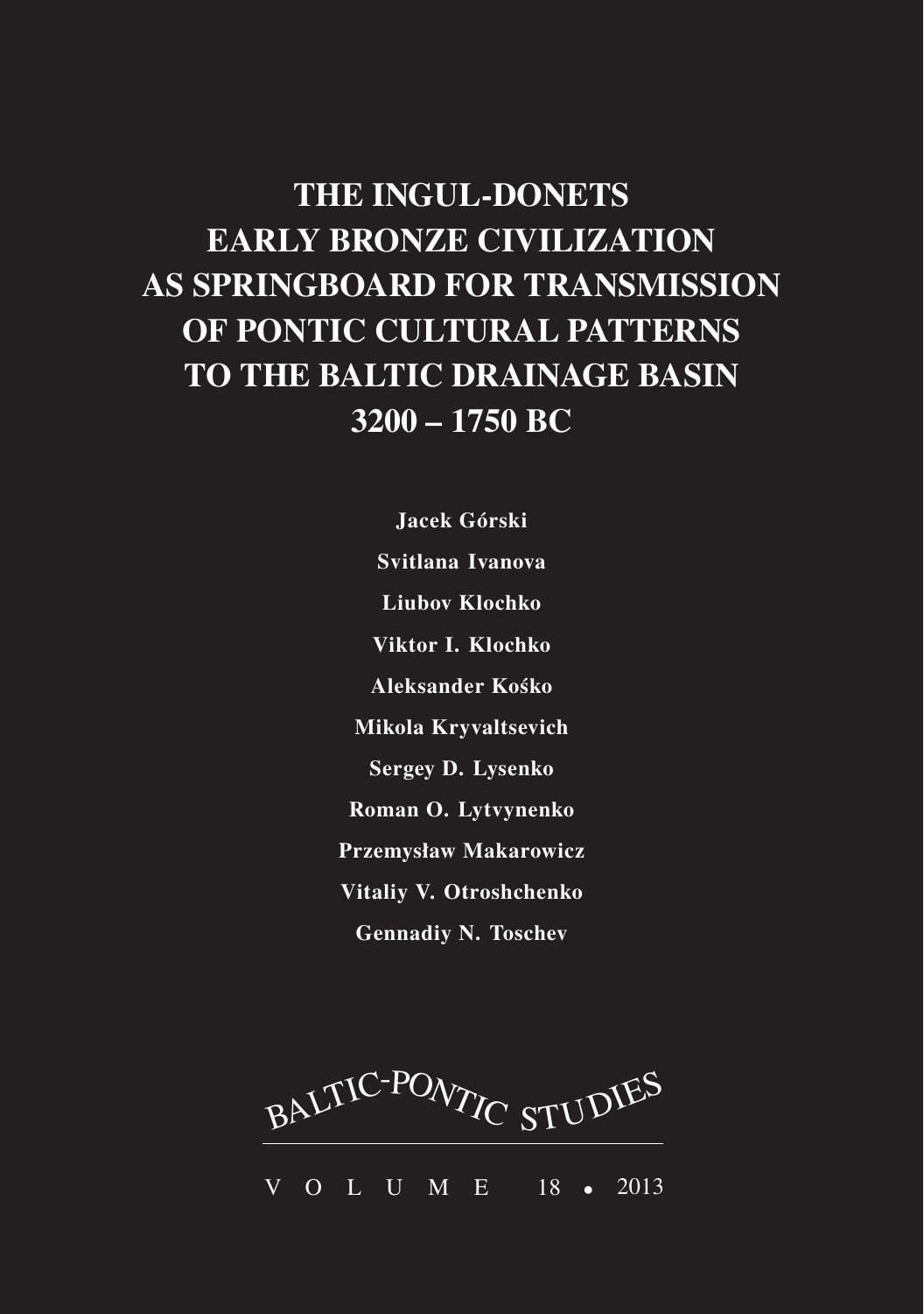# THE INGUL-DONETS EARLY BRONZE CIVILIZATION AS SPRINGBOARD FOR TRANSMISSION OF PONTIC CULTURAL PATTERNS TO THE BALTIC DRAINAGE BASIN 3200 – 1750 BC

**Jacek Górski**

**Svitlana Ivanova**

**Liubov Klochko**

**Viktor I. Klochko**

**Aleksander Kośko**

**Mikola Kryvaltsevich**

**Sergey D. Lysenko**

**Roman O. Lytvynenko**

**Przemysław Makarowicz**

**Vitaliy V. Otroshchenko**

**Gennadiy N. Toschev**

BALTIC-PONTIC STUDIES

VOLUME 18 • 2013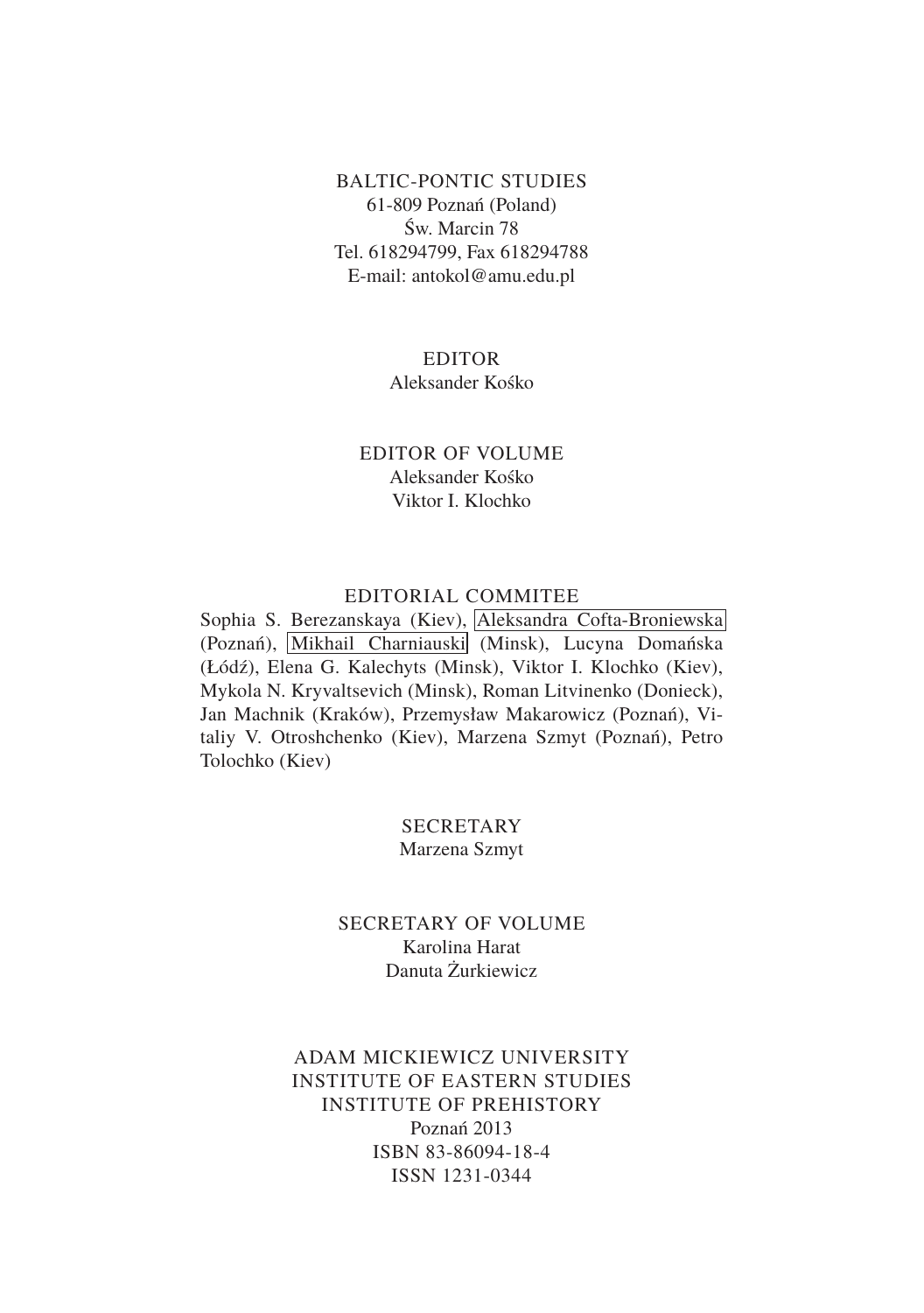BALTIC-PONTIC STUDIES
61-809 Poznań (Poland)
Św. Marcin 78
Tel. 618294799, Fax 618294788
E-mail: antokol@amu.edu.pl

EDITOR
Aleksander Kośko

EDITOR OF VOLUME
Aleksander Kośko
Viktor I. Klochko

EDITORIAL COMMITEE
Sophia S. Berezanskaya (Kiev), Aleksandra Cofta-Broniewska (Poznań), Mikhail Charniauski (Minsk), Lucyna Domańska (Łódź), Elena G. Kalechyts (Minsk), Viktor I. Klochko (Kiev), Mykola N. Kryvaltsevich (Minsk), Roman Litvinenko (Donieck), Jan Machnik (Kraków), Przemysław Makarowicz (Poznań), Vitaliy V. Otroshchenko (Kiev), Marzena Szmyt (Poznań), Petro Tolochko (Kiev)

SECRETARY
Marzena Szmyt

SECRETARY OF VOLUME
Karolina Harat
Danuta Żurkiewicz

ADAM MICKIEWICZ UNIVERSITY
INSTITUTE OF EASTERN STUDIES
INSTITUTE OF PREHISTORY
Poznań 2013
ISBN 83-86094-18-4
ISSN 1231-0344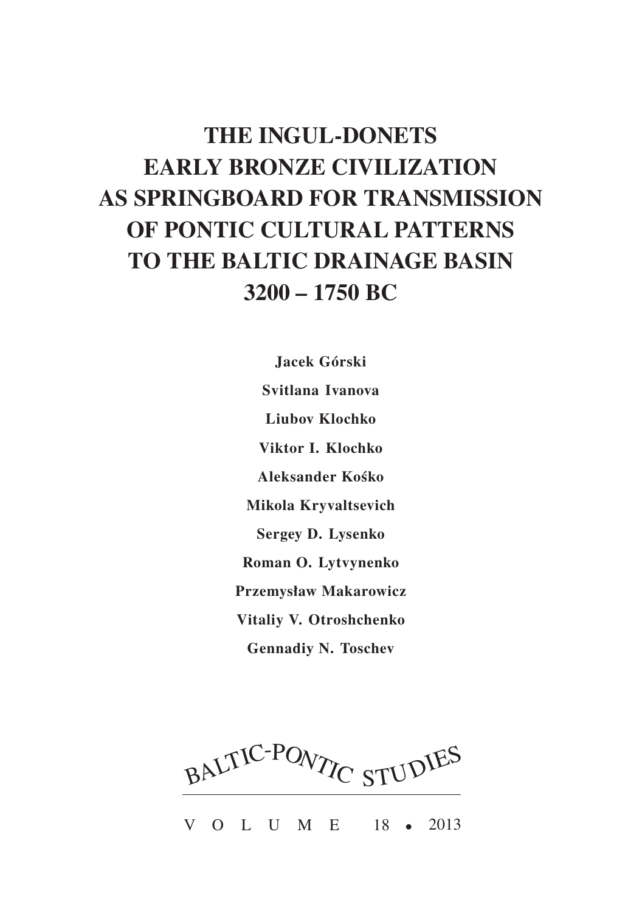# THE INGUL-DONETS EARLY BRONZE CIVILIZATION AS SPRINGBOARD FOR TRANSMISSION OF PONTIC CULTURAL PATTERNS TO THE BALTIC DRAINAGE BASIN 3200 – 1750 BC

**Jacek Górski**

**Svitlana Ivanova**

**Liubov Klochko**

**Viktor I. Klochko**

**Aleksander Kośko**

**Mikola Kryvaltsevich**

**Sergey D. Lysenko**

**Roman O. Lytvynenko**

**Przemysław Makarowicz**

**Vitaliy V. Otroshchenko**

**Gennadiy N. Toschev**

BALTIC-PONTIC STUDIES

VOLUME 18 • 2013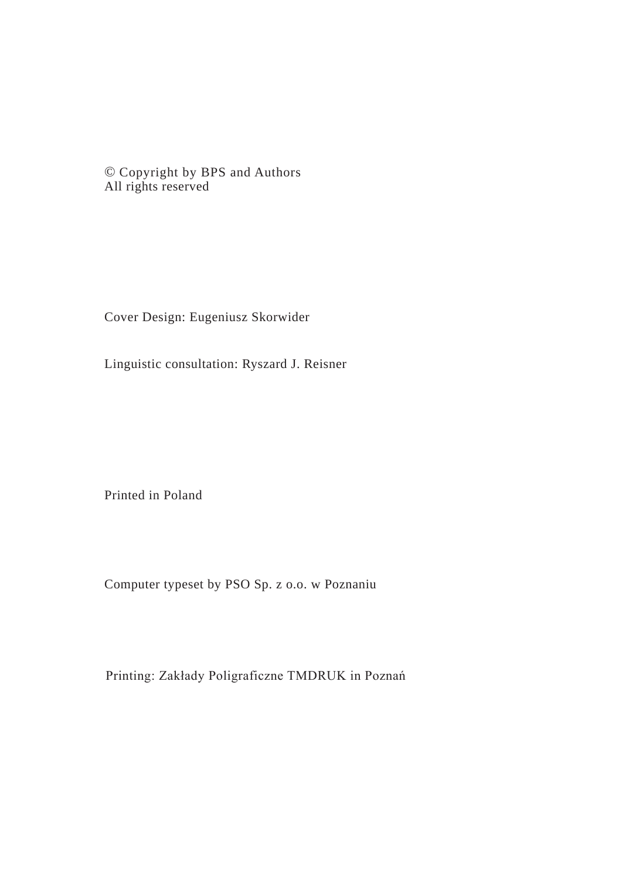© Copyright by BPS and Authors
All rights reserved

Cover Design: Eugeniusz Skorwider

Linguistic consultation: Ryszard J. Reisner

Printed in Poland

Computer typeset by PSO Sp. z o.o. w Poznaniu

Printing: Zakłady Poligraficzne TMDRUK in Poznań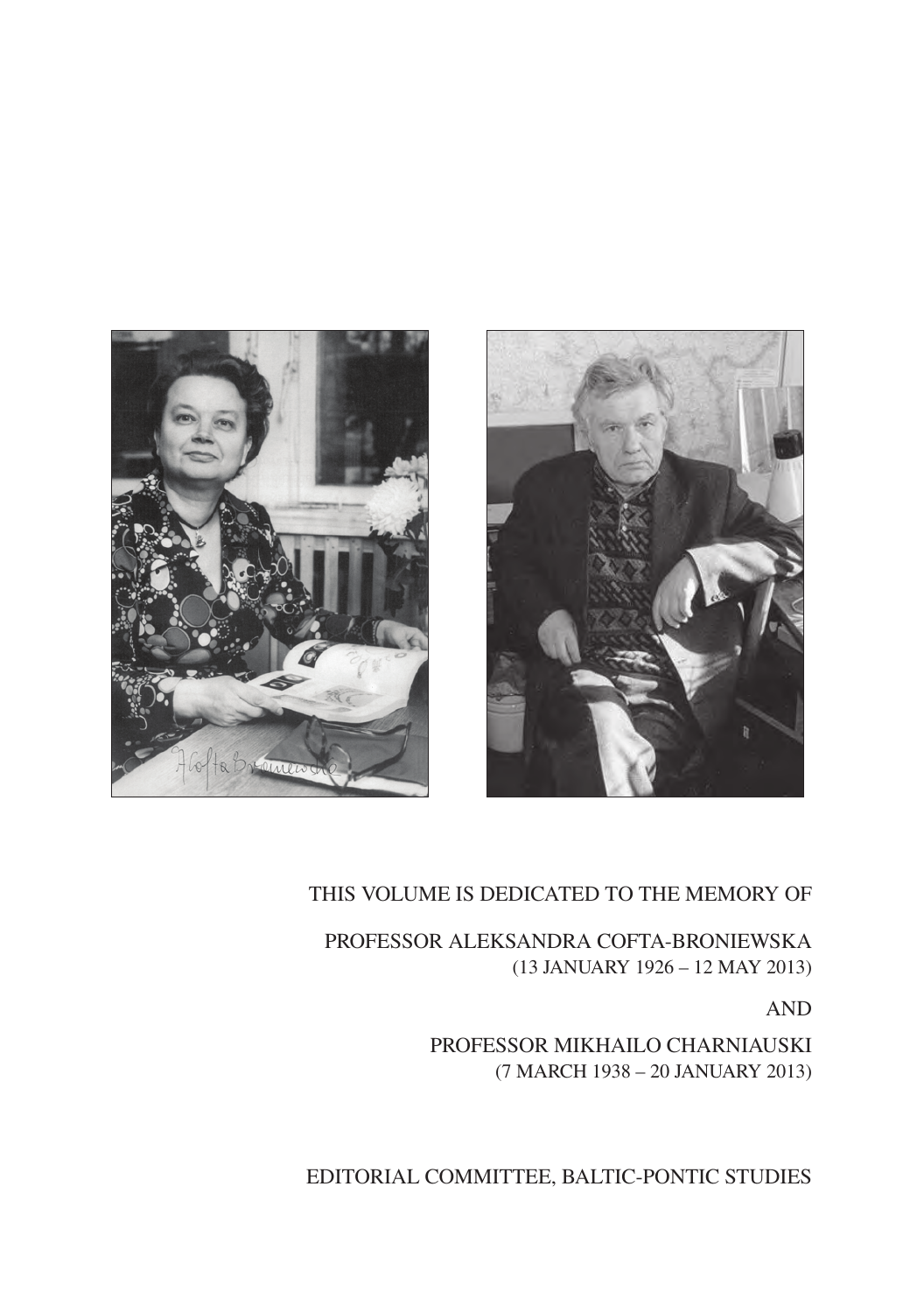THIS VOLUME IS DEDICATED TO THE MEMORY OF

PROFESSOR ALEKSANDRA COFTA-BRONIEWSKA
(13 JANUARY 1926 – 12 MAY 2013)

AND

PROFESSOR MIKHAILO CHARNIAUSKI
(7 MARCH 1938 – 20 JANUARY 2013)

EDITORIAL COMMITTEE, BALTIC-PONTIC STUDIES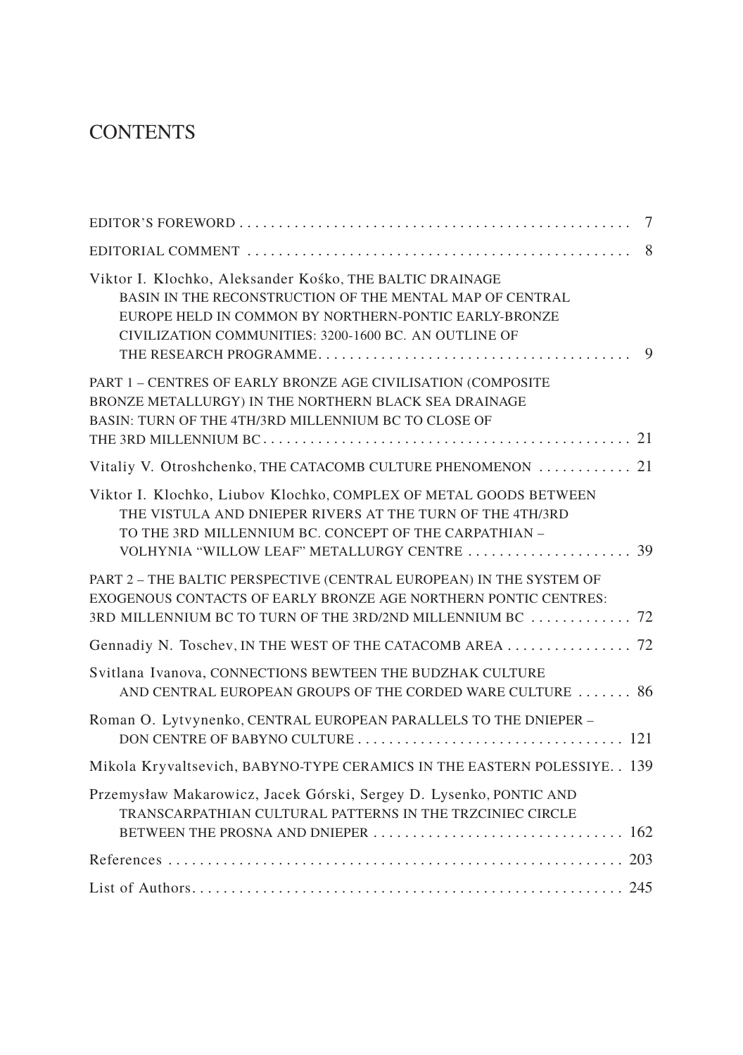# CONTENTS

| | |
|---|---|
| EDITOR'S FOREWORD | 7 |
| EDITORIAL COMMENT | 8 |
| Viktor I. Klochko, Aleksander Kośko, THE BALTIC DRAINAGE BASIN IN THE RECONSTRUCTION OF THE MENTAL MAP OF CENTRAL EUROPE HELD IN COMMON BY NORTHERN-PONTIC EARLY-BRONZE CIVILIZATION COMMUNITIES: 3200-1600 BC. AN OUTLINE OF THE RESEARCH PROGRAMME | 9 |
| PART 1 – CENTRES OF EARLY BRONZE AGE CIVILISATION (COMPOSITE BRONZE METALLURGY) IN THE NORTHERN BLACK SEA DRAINAGE BASIN: TURN OF THE 4TH/3RD MILLENNIUM BC TO CLOSE OF THE 3RD MILLENNIUM BC | 21 |
| Vitaliy V. Otroshchenko, THE CATACOMB CULTURE PHENOMENON | 21 |
| Viktor I. Klochko, Liubov Klochko, COMPLEX OF METAL GOODS BETWEEN THE VISTULA AND DNIEPER RIVERS AT THE TURN OF THE 4TH/3RD TO THE 3RD MILLENNIUM BC. CONCEPT OF THE CARPATHIAN – VOLHYNIA "WILLOW LEAF" METALLURGY CENTRE | 39 |
| PART 2 – THE BALTIC PERSPECTIVE (CENTRAL EUROPEAN) IN THE SYSTEM OF EXOGENOUS CONTACTS OF EARLY BRONZE AGE NORTHERN PONTIC CENTRES: 3RD MILLENNIUM BC TO TURN OF THE 3RD/2ND MILLENNIUM BC | 72 |
| Gennadiy N. Toschev, IN THE WEST OF THE CATACOMB AREA | 72 |
| Svitlana Ivanova, CONNECTIONS BEWTEEN THE BUDZHAK CULTURE AND CENTRAL EUROPEAN GROUPS OF THE CORDED WARE CULTURE | 86 |
| Roman O. Lytvynenko, CENTRAL EUROPEAN PARALLELS TO THE DNIEPER – DON CENTRE OF BABYNO CULTURE | 121 |
| Mikola Kryvaltsevich, BABYNO-TYPE CERAMICS IN THE EASTERN POLESSIYE. | 139 |
| Przemysław Makarowicz, Jacek Górski, Sergey D. Lysenko, PONTIC AND TRANSCARPATHIAN CULTURAL PATTERNS IN THE TRZCINIEC CIRCLE BETWEEN THE PROSNA AND DNIEPER | 162 |
| References | 203 |
| List of Authors | 245 |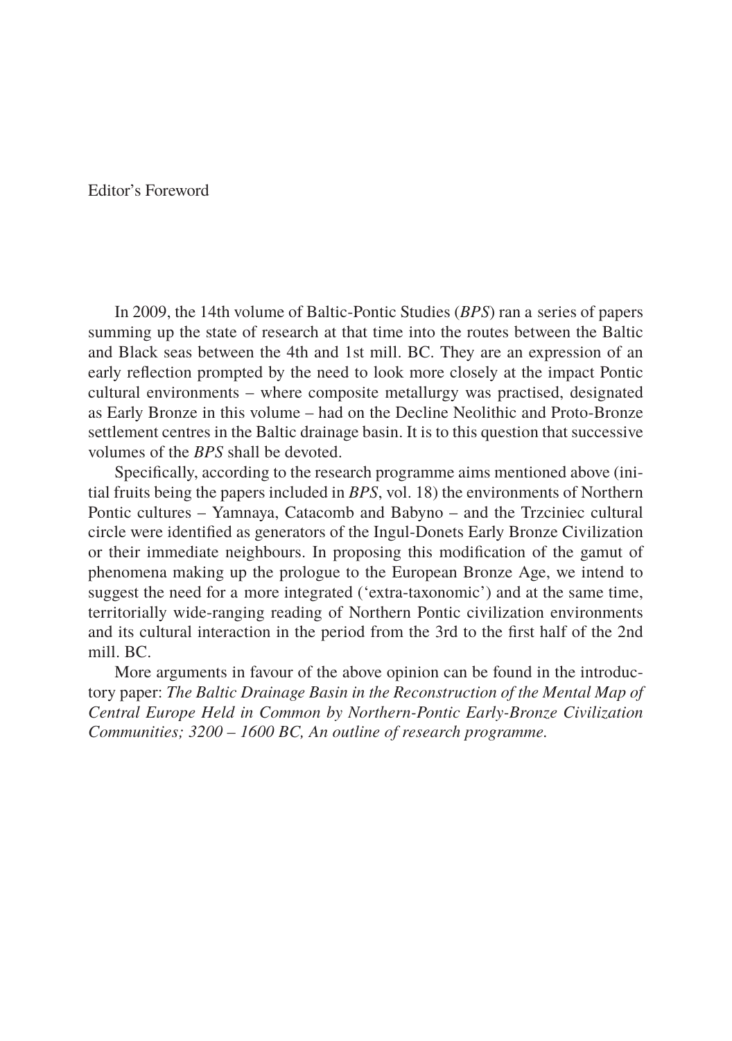# Editor's Foreword

In 2009, the 14th volume of Baltic-Pontic Studies (*BPS*) ran a series of papers summing up the state of research at that time into the routes between the Baltic and Black seas between the 4th and 1st mill. BC. They are an expression of an early reflection prompted by the need to look more closely at the impact Pontic cultural environments – where composite metallurgy was practised, designated as Early Bronze in this volume – had on the Decline Neolithic and Proto-Bronze settlement centres in the Baltic drainage basin. It is to this question that successive volumes of the *BPS* shall be devoted.

Specifically, according to the research programme aims mentioned above (initial fruits being the papers included in *BPS*, vol. 18) the environments of Northern Pontic cultures – Yamnaya, Catacomb and Babyno – and the Trzciniec cultural circle were identified as generators of the Ingul-Donets Early Bronze Civilization or their immediate neighbours. In proposing this modification of the gamut of phenomena making up the prologue to the European Bronze Age, we intend to suggest the need for a more integrated ('extra-taxonomic') and at the same time, territorially wide-ranging reading of Northern Pontic civilization environments and its cultural interaction in the period from the 3rd to the first half of the 2nd mill. BC.

More arguments in favour of the above opinion can be found in the introductory paper: *The Baltic Drainage Basin in the Reconstruction of the Mental Map of Central Europe Held in Common by Northern-Pontic Early-Bronze Civilization Communities; 3200 – 1600 BC, An outline of research programme.*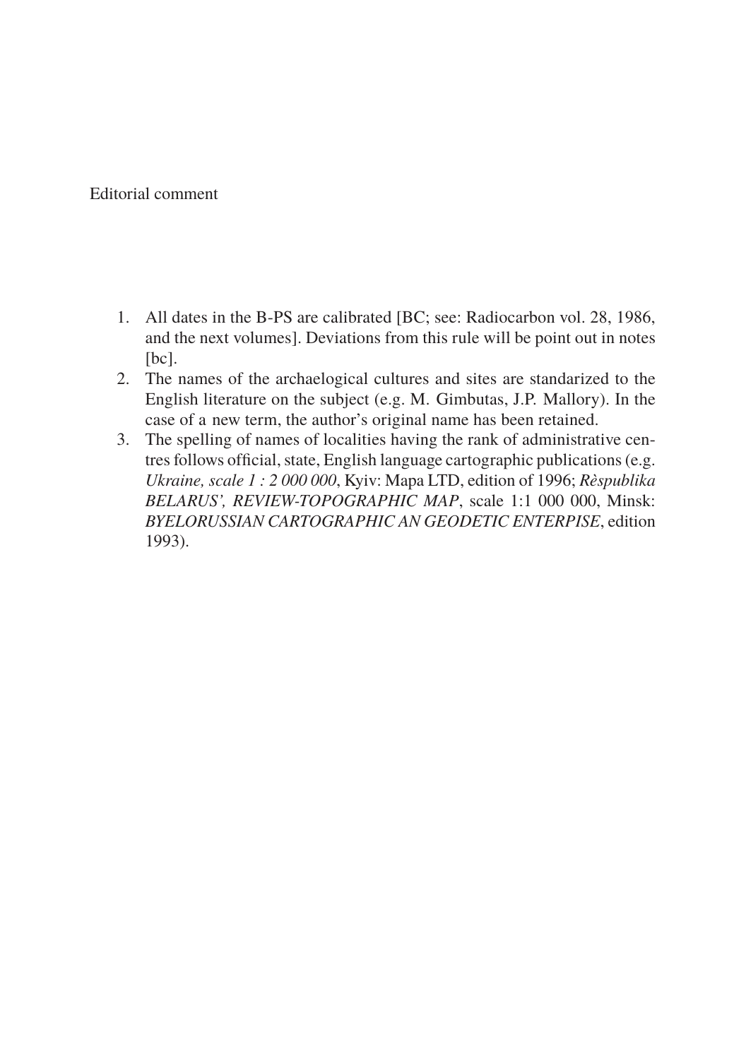Editorial comment

1. All dates in the B-PS are calibrated [BC; see: Radiocarbon vol. 28, 1986, and the next volumes]. Deviations from this rule will be point out in notes [bc].
2. The names of the archaelogical cultures and sites are standarized to the English literature on the subject (e.g. M. Gimbutas, J.P. Mallory). In the case of a new term, the author's original name has been retained.
3. The spelling of names of localities having the rank of administrative centres follows official, state, English language cartographic publications (e.g. *Ukraine, scale 1 : 2 000 000*, Kyiv: Mapa LTD, edition of 1996; *Rèspublika BELARUS', REVIEW-TOPOGRAPHIC MAP*, scale 1:1 000 000, Minsk: *BYELORUSSIAN CARTOGRAPHIC AN GEODETIC ENTERPISE*, edition 1993).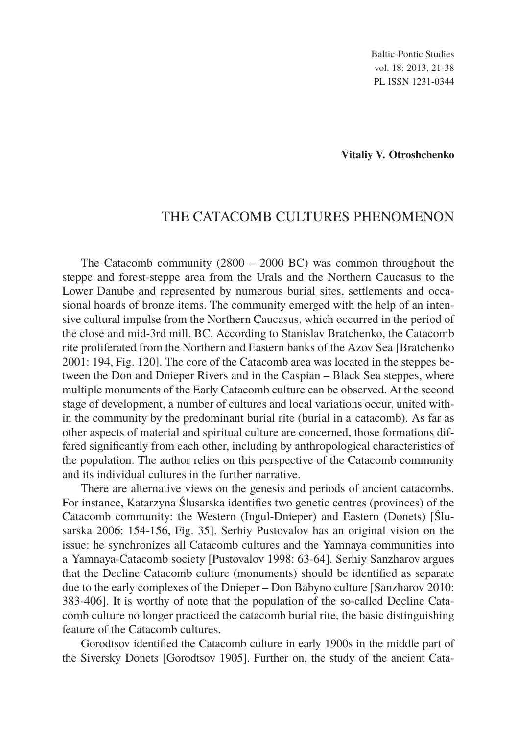**Vitaliy V. Otroshchenko**

# THE CATACOMB CULTURES PHENOMENON

The Catacomb community (2800 – 2000 BC) was common throughout the steppe and forest-steppe area from the Urals and the Northern Caucasus to the Lower Danube and represented by numerous burial sites, settlements and occasional hoards of bronze items. The community emerged with the help of an intensive cultural impulse from the Northern Caucasus, which occurred in the period of the close and mid-3rd mill. BC. According to Stanislav Bratchenko, the Catacomb rite proliferated from the Northern and Eastern banks of the Azov Sea [Bratchenko 2001: 194, Fig. 120]. The core of the Catacomb area was located in the steppes between the Don and Dnieper Rivers and in the Caspian – Black Sea steppes, where multiple monuments of the Early Catacomb culture can be observed. At the second stage of development, a number of cultures and local variations occur, united within the community by the predominant burial rite (burial in a catacomb). As far as other aspects of material and spiritual culture are concerned, those formations differed significantly from each other, including by anthropological characteristics of the population. The author relies on this perspective of the Catacomb community and its individual cultures in the further narrative.

There are alternative views on the genesis and periods of ancient catacombs. For instance, Katarzyna Ślusarska identifies two genetic centres (provinces) of the Catacomb community: the Western (Ingul-Dnieper) and Eastern (Donets) [Ślusarska 2006: 154-156, Fig. 35]. Serhiy Pustovalov has an original vision on the issue: he synchronizes all Catacomb cultures and the Yamnaya communities into a Yamnaya-Catacomb society [Pustovalov 1998: 63-64]. Serhiy Sanzharov argues that the Decline Catacomb culture (monuments) should be identified as separate due to the early complexes of the Dnieper – Don Babyno culture [Sanzharov 2010: 383-406]. It is worthy of note that the population of the so-called Decline Catacomb culture no longer practiced the catacomb burial rite, the basic distinguishing feature of the Catacomb cultures.

Gorodtsov identified the Catacomb culture in early 1900s in the middle part of the Siversky Donets [Gorodtsov 1905]. Further on, the study of the ancient Cata-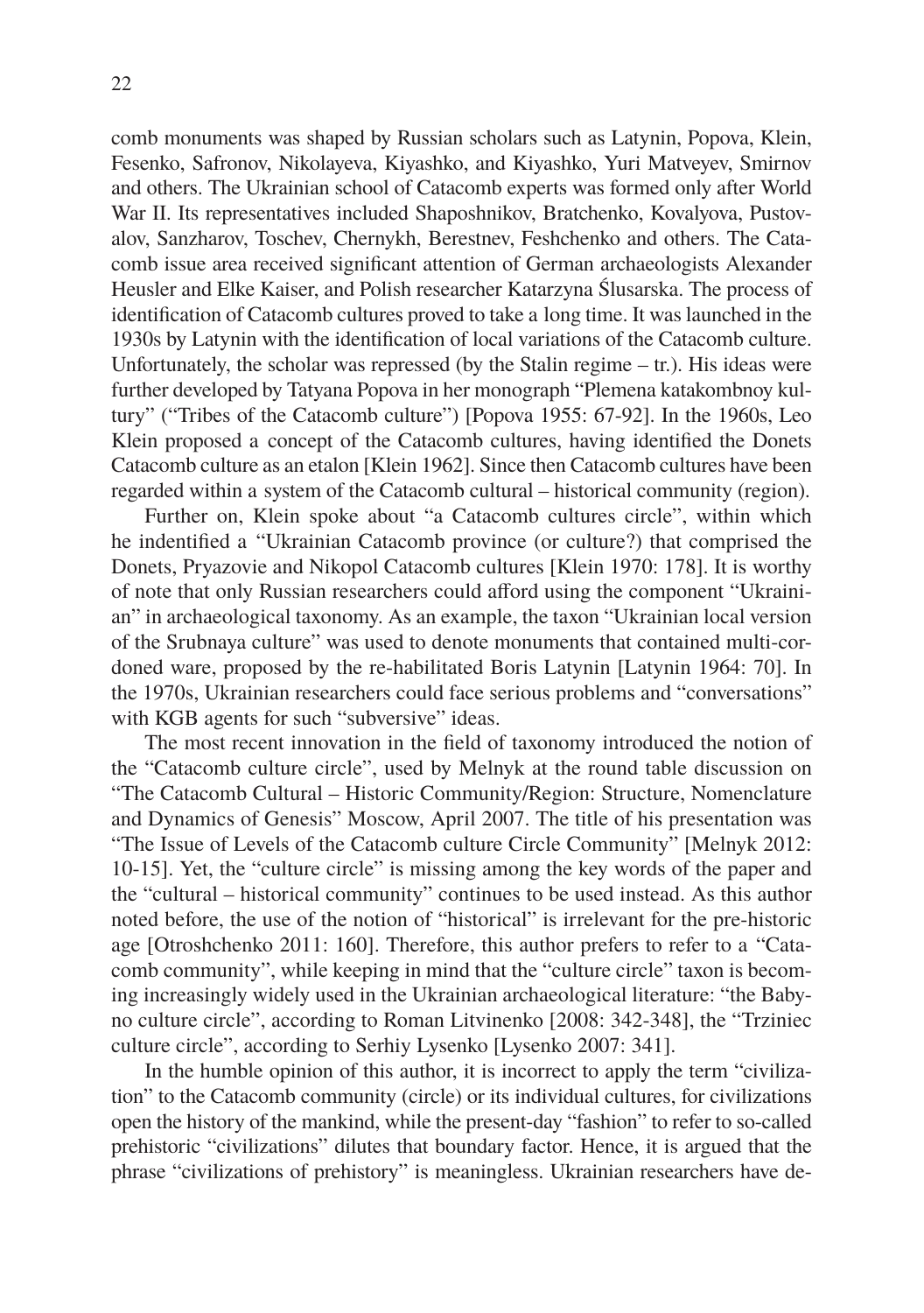comb monuments was shaped by Russian scholars such as Latynin, Popova, Klein, Fesenko, Safronov, Nikolayeva, Kiyashko, and Kiyashko, Yuri Matveyev, Smirnov and others. The Ukrainian school of Catacomb experts was formed only after World War II. Its representatives included Shaposhnikov, Bratchenko, Kovalyova, Pustovalov, Sanzharov, Toschev, Chernykh, Berestnev, Feshchenko and others. The Catacomb issue area received significant attention of German archaeologists Alexander Heusler and Elke Kaiser, and Polish researcher Katarzyna Ślusarska. The process of identification of Catacomb cultures proved to take a long time. It was launched in the 1930s by Latynin with the identification of local variations of the Catacomb culture. Unfortunately, the scholar was repressed (by the Stalin regime – tr.). His ideas were further developed by Tatyana Popova in her monograph "Plemena katakombnoy kultury" ("Tribes of the Catacomb culture") [Popova 1955: 67-92]. In the 1960s, Leo Klein proposed a concept of the Catacomb cultures, having identified the Donets Catacomb culture as an etalon [Klein 1962]. Since then Catacomb cultures have been regarded within a system of the Catacomb cultural – historical community (region).

Further on, Klein spoke about "a Catacomb cultures circle", within which he indentified a "Ukrainian Catacomb province (or culture?) that comprised the Donets, Pryazovie and Nikopol Catacomb cultures [Klein 1970: 178]. It is worthy of note that only Russian researchers could afford using the component "Ukrainian" in archaeological taxonomy. As an example, the taxon "Ukrainian local version of the Srubnaya culture" was used to denote monuments that contained multi-cordoned ware, proposed by the re-habilitated Boris Latynin [Latynin 1964: 70]. In the 1970s, Ukrainian researchers could face serious problems and "conversations" with KGB agents for such "subversive" ideas.

The most recent innovation in the field of taxonomy introduced the notion of the "Catacomb culture circle", used by Melnyk at the round table discussion on "The Catacomb Cultural – Historic Community/Region: Structure, Nomenclature and Dynamics of Genesis" Moscow, April 2007. The title of his presentation was "The Issue of Levels of the Catacomb culture Circle Community" [Melnyk 2012: 10-15]. Yet, the "culture circle" is missing among the key words of the paper and the "cultural – historical community" continues to be used instead. As this author noted before, the use of the notion of "historical" is irrelevant for the pre-historic age [Otroshchenko 2011: 160]. Therefore, this author prefers to refer to a "Catacomb community", while keeping in mind that the "culture circle" taxon is becoming increasingly widely used in the Ukrainian archaeological literature: "the Babyno culture circle", according to Roman Litvinenko [2008: 342-348], the "Trziniec culture circle", according to Serhiy Lysenko [Lysenko 2007: 341].

In the humble opinion of this author, it is incorrect to apply the term "civilization" to the Catacomb community (circle) or its individual cultures, for civilizations open the history of the mankind, while the present-day "fashion" to refer to so-called prehistoric "civilizations" dilutes that boundary factor. Hence, it is argued that the phrase "civilizations of prehistory" is meaningless. Ukrainian researchers have de-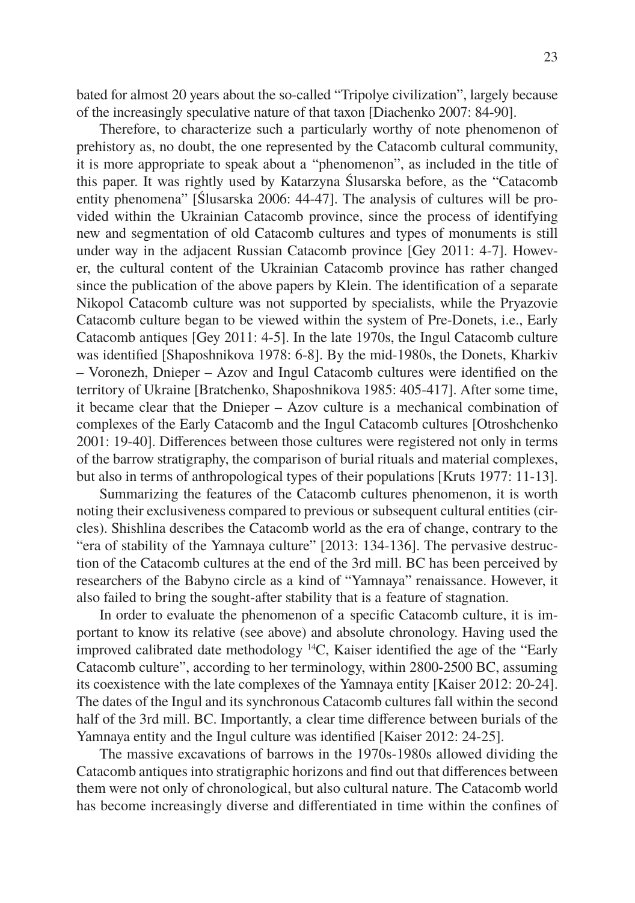bated for almost 20 years about the so-called "Tripolye civilization", largely because of the increasingly speculative nature of that taxon [Diachenko 2007: 84-90].

Therefore, to characterize such a particularly worthy of note phenomenon of prehistory as, no doubt, the one represented by the Catacomb cultural community, it is more appropriate to speak about a "phenomenon", as included in the title of this paper. It was rightly used by Katarzyna Ślusarska before, as the "Catacomb entity phenomena" [Ślusarska 2006: 44-47]. The analysis of cultures will be provided within the Ukrainian Catacomb province, since the process of identifying new and segmentation of old Catacomb cultures and types of monuments is still under way in the adjacent Russian Catacomb province [Gey 2011: 4-7]. However, the cultural content of the Ukrainian Catacomb province has rather changed since the publication of the above papers by Klein. The identification of a separate Nikopol Catacomb culture was not supported by specialists, while the Pryazovie Catacomb culture began to be viewed within the system of Pre-Donets, i.e., Early Catacomb antiques [Gey 2011: 4-5]. In the late 1970s, the Ingul Catacomb culture was identified [Shaposhnikova 1978: 6-8]. By the mid-1980s, the Donets, Kharkiv – Voronezh, Dnieper – Azov and Ingul Catacomb cultures were identified on the territory of Ukraine [Bratchenko, Shaposhnikova 1985: 405-417]. After some time, it became clear that the Dnieper – Azov culture is a mechanical combination of complexes of the Early Catacomb and the Ingul Catacomb cultures [Otroshchenko 2001: 19-40]. Differences between those cultures were registered not only in terms of the barrow stratigraphy, the comparison of burial rituals and material complexes, but also in terms of anthropological types of their populations [Kruts 1977: 11-13].

Summarizing the features of the Catacomb cultures phenomenon, it is worth noting their exclusiveness compared to previous or subsequent cultural entities (circles). Shishlina describes the Catacomb world as the era of change, contrary to the "era of stability of the Yamnaya culture" [2013: 134-136]. The pervasive destruction of the Catacomb cultures at the end of the 3rd mill. BC has been perceived by researchers of the Babyno circle as a kind of "Yamnaya" renaissance. However, it also failed to bring the sought-after stability that is a feature of stagnation.

In order to evaluate the phenomenon of a specific Catacomb culture, it is important to know its relative (see above) and absolute chronology. Having used the improved calibrated date methodology $^{14}$C, Kaiser identified the age of the "Early Catacomb culture", according to her terminology, within 2800-2500 BC, assuming its coexistence with the late complexes of the Yamnaya entity [Kaiser 2012: 20-24]. The dates of the Ingul and its synchronous Catacomb cultures fall within the second half of the 3rd mill. BC. Importantly, a clear time difference between burials of the Yamnaya entity and the Ingul culture was identified [Kaiser 2012: 24-25].

The massive excavations of barrows in the 1970s-1980s allowed dividing the Catacomb antiques into stratigraphic horizons and find out that differences between them were not only of chronological, but also cultural nature. The Catacomb world has become increasingly diverse and differentiated in time within the confines of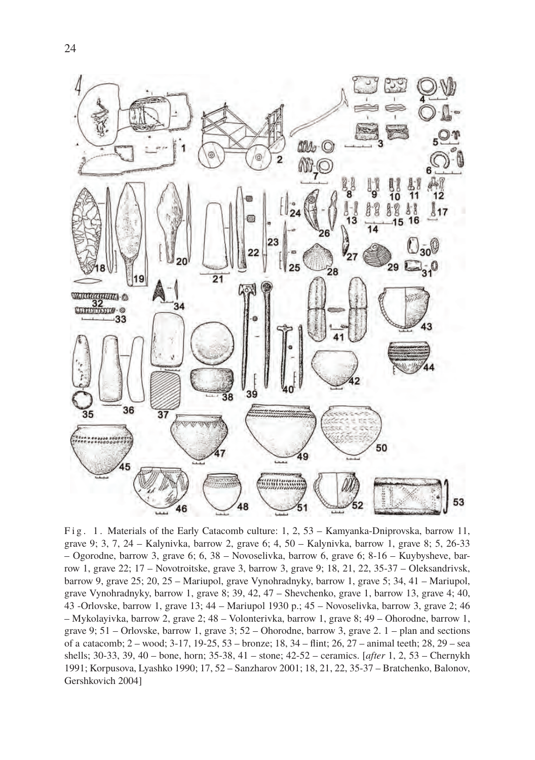Fig. 1. Materials of the Early Catacomb culture: 1, 2, 53 – Kamyanka-Dniprovska, barrow 11, grave 9; 3, 7, 24 – Kalynivka, barrow 2, grave 6; 4, 50 – Kalynivka, barrow 1, grave 8; 5, 26-33 – Ogorodne, barrow 3, grave 6; 6, 38 – Novoselivka, barrow 6, grave 6; 8-16 – Kuybysheve, barrow 1, grave 22; 17 – Novotroitske, grave 3, barrow 3, grave 9; 18, 21, 22, 35-37 – Oleksandrivsk, barrow 9, grave 25; 20, 25 – Mariupol, grave Vynohradnyky, barrow 1, grave 5; 34, 41 – Mariupol, grave Vynohradnyky, barrow 1, grave 8; 39, 42, 47 – Shevchenko, grave 1, barrow 13, grave 4; 40, 43 -Orlovske, barrow 1, grave 13; 44 – Mariupol 1930 p.; 45 – Novoselivka, barrow 3, grave 2; 46 – Mykolayivka, barrow 2, grave 2; 48 – Volonterivka, barrow 1, grave 8; 49 – Ohorodne, barrow 1, grave 9; 51 – Orlovske, barrow 1, grave 3; 52 – Ohorodne, barrow 3, grave 2. 1 – plan and sections of a catacomb; 2 – wood; 3-17, 19-25, 53 – bronze; 18, 34 – flint; 26, 27 – animal teeth; 28, 29 – sea shells; 30-33, 39, 40 – bone, horn; 35-38, 41 – stone; 42-52 – ceramics. [*after* 1, 2, 53 – Chernykh 1991; Korpusova, Lyashko 1990; 17, 52 – Sanzharov 2001; 18, 21, 22, 35-37 – Bratchenko, Balonov, Gershkovich 2004]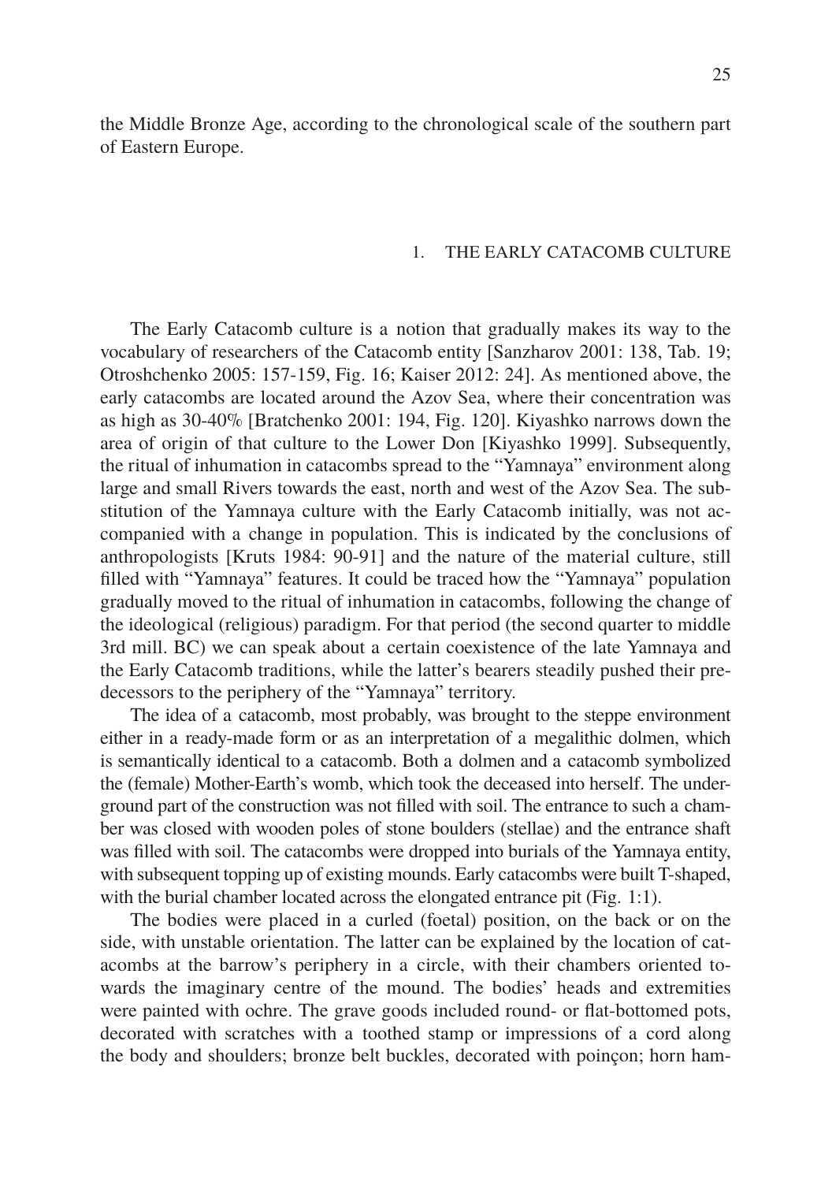the Middle Bronze Age, according to the chronological scale of the southern part of Eastern Europe.

## 1. THE EARLY CATACOMB CULTURE

The Early Catacomb culture is a notion that gradually makes its way to the vocabulary of researchers of the Catacomb entity [Sanzharov 2001: 138, Tab. 19; Otroshchenko 2005: 157-159, Fig. 16; Kaiser 2012: 24]. As mentioned above, the early catacombs are located around the Azov Sea, where their concentration was as high as 30-40% [Bratchenko 2001: 194, Fig. 120]. Kiyashko narrows down the area of origin of that culture to the Lower Don [Kiyashko 1999]. Subsequently, the ritual of inhumation in catacombs spread to the "Yamnaya" environment along large and small Rivers towards the east, north and west of the Azov Sea. The substitution of the Yamnaya culture with the Early Catacomb initially, was not accompanied with a change in population. This is indicated by the conclusions of anthropologists [Kruts 1984: 90-91] and the nature of the material culture, still filled with "Yamnaya" features. It could be traced how the "Yamnaya" population gradually moved to the ritual of inhumation in catacombs, following the change of the ideological (religious) paradigm. For that period (the second quarter to middle 3rd mill. BC) we can speak about a certain coexistence of the late Yamnaya and the Early Catacomb traditions, while the latter's bearers steadily pushed their predecessors to the periphery of the "Yamnaya" territory.

The idea of a catacomb, most probably, was brought to the steppe environment either in a ready-made form or as an interpretation of a megalithic dolmen, which is semantically identical to a catacomb. Both a dolmen and a catacomb symbolized the (female) Mother-Earth's womb, which took the deceased into herself. The underground part of the construction was not filled with soil. The entrance to such a chamber was closed with wooden poles of stone boulders (stellae) and the entrance shaft was filled with soil. The catacombs were dropped into burials of the Yamnaya entity, with subsequent topping up of existing mounds. Early catacombs were built T-shaped, with the burial chamber located across the elongated entrance pit (Fig. 1:1).

The bodies were placed in a curled (foetal) position, on the back or on the side, with unstable orientation. The latter can be explained by the location of catacombs at the barrow's periphery in a circle, with their chambers oriented towards the imaginary centre of the mound. The bodies' heads and extremities were painted with ochre. The grave goods included round- or flat-bottomed pots, decorated with scratches with a toothed stamp or impressions of a cord along the body and shoulders; bronze belt buckles, decorated with poinçon; horn ham-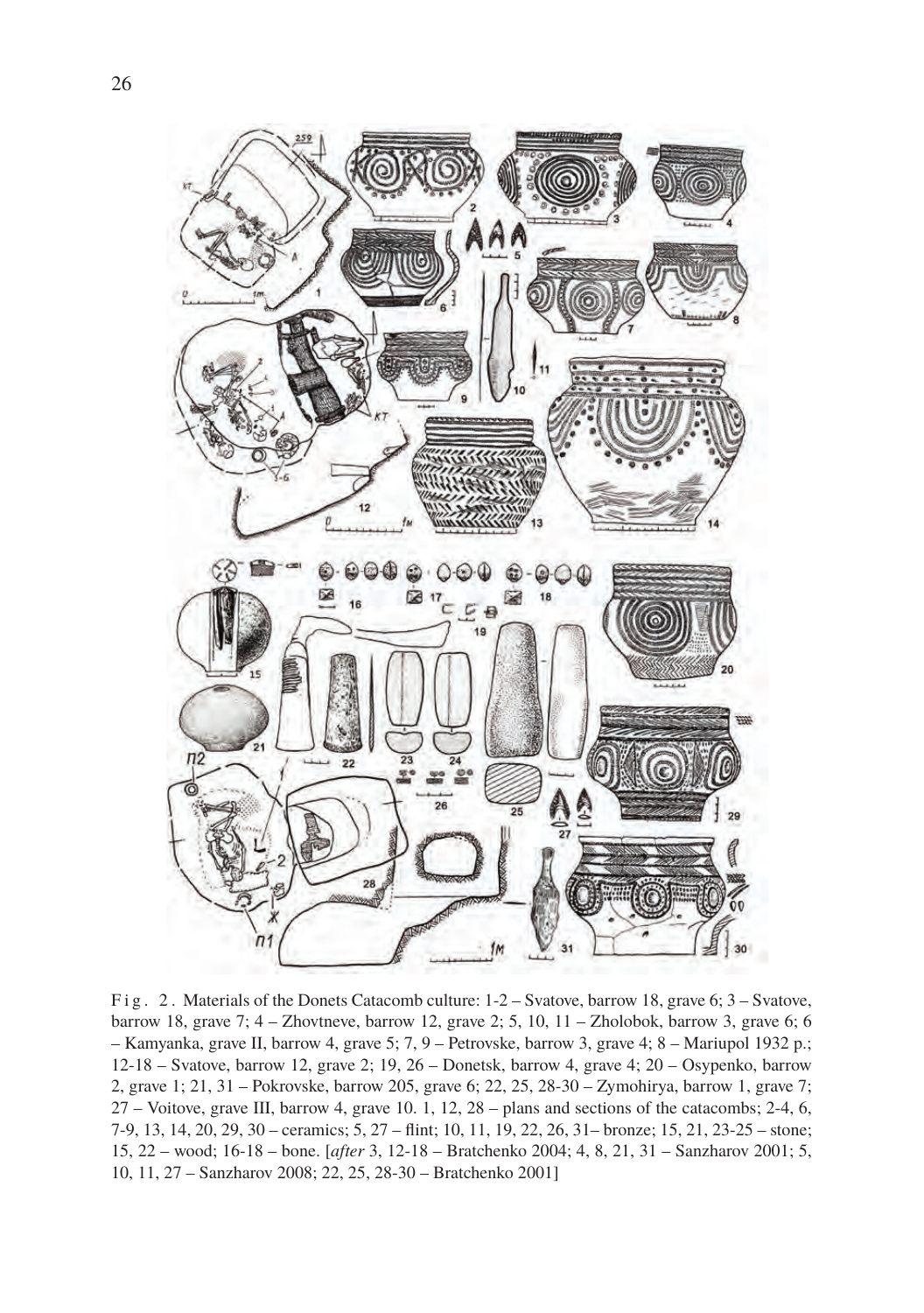Fig. 2. Materials of the Donets Catacomb culture: 1-2 – Svatove, barrow 18, grave 6; 3 – Svatove, barrow 18, grave 7; 4 – Zhovtneve, barrow 12, grave 2; 5, 10, 11 – Zholobok, barrow 3, grave 6; 6 – Kamyanka, grave II, barrow 4, grave 5; 7, 9 – Petrovske, barrow 3, grave 4; 8 – Mariupol 1932 p.; 12-18 – Svatove, barrow 12, grave 2; 19, 26 – Donetsk, barrow 4, grave 4; 20 – Osypenko, barrow 2, grave 1; 21, 31 – Pokrovske, barrow 205, grave 6; 22, 25, 28-30 – Zymohirya, barrow 1, grave 7; 27 – Voitove, grave III, barrow 4, grave 10. 1, 12, 28 – plans and sections of the catacombs; 2-4, 6, 7-9, 13, 14, 20, 29, 30 – ceramics; 5, 27 – flint; 10, 11, 19, 22, 26, 31– bronze; 15, 21, 23-25 – stone; 15, 22 – wood; 16-18 – bone. [*after* 3, 12-18 – Bratchenko 2004; 4, 8, 21, 31 – Sanzharov 2001; 5, 10, 11, 27 – Sanzharov 2008; 22, 25, 28-30 – Bratchenko 2001]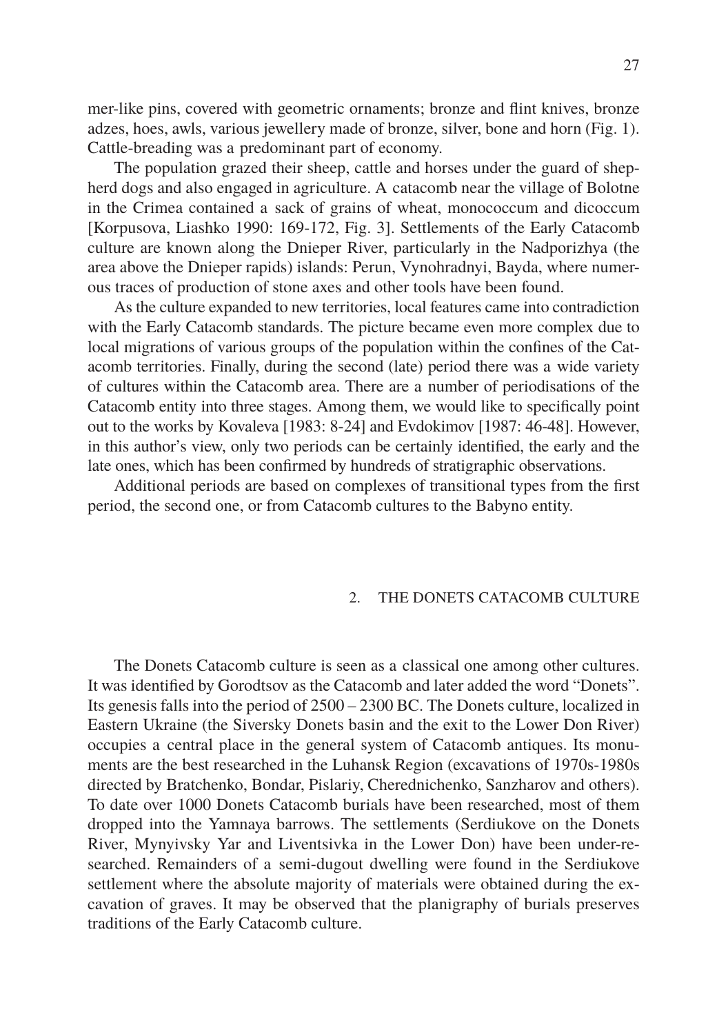mer-like pins, covered with geometric ornaments; bronze and flint knives, bronze adzes, hoes, awls, various jewellery made of bronze, silver, bone and horn (Fig. 1). Cattle-breading was a predominant part of economy.

The population grazed their sheep, cattle and horses under the guard of shepherd dogs and also engaged in agriculture. A catacomb near the village of Bolotne in the Crimea contained a sack of grains of wheat, monococcum and dicoccum [Korpusova, Liashko 1990: 169-172, Fig. 3]. Settlements of the Early Catacomb culture are known along the Dnieper River, particularly in the Nadporizhya (the area above the Dnieper rapids) islands: Perun, Vynohradnyi, Bayda, where numerous traces of production of stone axes and other tools have been found.

As the culture expanded to new territories, local features came into contradiction with the Early Catacomb standards. The picture became even more complex due to local migrations of various groups of the population within the confines of the Catacomb territories. Finally, during the second (late) period there was a wide variety of cultures within the Catacomb area. There are a number of periodisations of the Catacomb entity into three stages. Among them, we would like to specifically point out to the works by Kovaleva [1983: 8-24] and Evdokimov [1987: 46-48]. However, in this author's view, only two periods can be certainly identified, the early and the late ones, which has been confirmed by hundreds of stratigraphic observations.

Additional periods are based on complexes of transitional types from the first period, the second one, or from Catacomb cultures to the Babyno entity.

## 2. THE DONETS CATACOMB CULTURE

The Donets Catacomb culture is seen as a classical one among other cultures. It was identified by Gorodtsov as the Catacomb and later added the word "Donets". Its genesis falls into the period of 2500 – 2300 BC. The Donets culture, localized in Eastern Ukraine (the Siversky Donets basin and the exit to the Lower Don River) occupies a central place in the general system of Catacomb antiques. Its monuments are the best researched in the Luhansk Region (excavations of 1970s-1980s directed by Bratchenko, Bondar, Pislariy, Cherednichenko, Sanzharov and others). To date over 1000 Donets Catacomb burials have been researched, most of them dropped into the Yamnaya barrows. The settlements (Serdiukove on the Donets River, Mynyivsky Yar and Liventsivka in the Lower Don) have been under-researched. Remainders of a semi-dugout dwelling were found in the Serdiukove settlement where the absolute majority of materials were obtained during the excavation of graves. It may be observed that the planigraphy of burials preserves traditions of the Early Catacomb culture.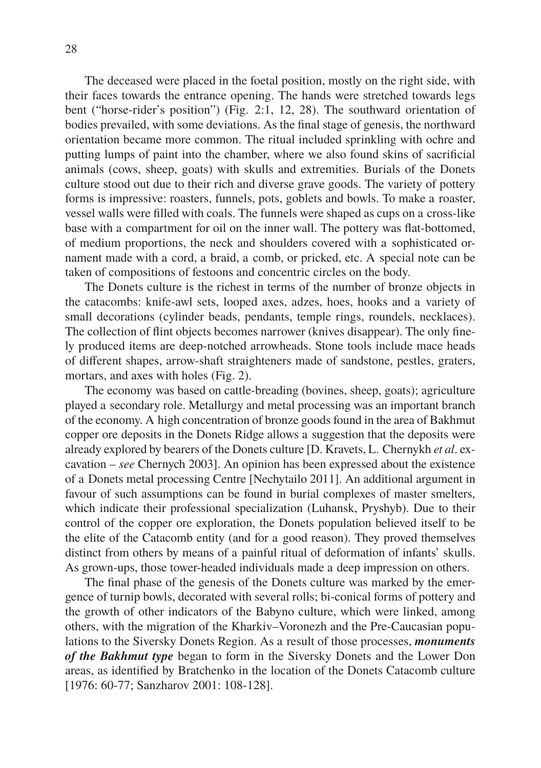The deceased were placed in the foetal position, mostly on the right side, with their faces towards the entrance opening. The hands were stretched towards legs bent ("horse-rider's position") (Fig. 2:1, 12, 28). The southward orientation of bodies prevailed, with some deviations. As the final stage of genesis, the northward orientation became more common. The ritual included sprinkling with ochre and putting lumps of paint into the chamber, where we also found skins of sacrificial animals (cows, sheep, goats) with skulls and extremities. Burials of the Donets culture stood out due to their rich and diverse grave goods. The variety of pottery forms is impressive: roasters, funnels, pots, goblets and bowls. To make a roaster, vessel walls were filled with coals. The funnels were shaped as cups on a cross-like base with a compartment for oil on the inner wall. The pottery was flat-bottomed, of medium proportions, the neck and shoulders covered with a sophisticated ornament made with a cord, a braid, a comb, or pricked, etc. A special note can be taken of compositions of festoons and concentric circles on the body.

The Donets culture is the richest in terms of the number of bronze objects in the catacombs: knife-awl sets, looped axes, adzes, hoes, hooks and a variety of small decorations (cylinder beads, pendants, temple rings, roundels, necklaces). The collection of flint objects becomes narrower (knives disappear). The only finely produced items are deep-notched arrowheads. Stone tools include mace heads of different shapes, arrow-shaft straighteners made of sandstone, pestles, graters, mortars, and axes with holes (Fig. 2).

The economy was based on cattle-breading (bovines, sheep, goats); agriculture played a secondary role. Metallurgy and metal processing was an important branch of the economy. A high concentration of bronze goods found in the area of Bakhmut copper ore deposits in the Donets Ridge allows a suggestion that the deposits were already explored by bearers of the Donets culture [D. Kravets, L. Chernykh *et al*. excavation – *see* Chernych 2003]. An opinion has been expressed about the existence of a Donets metal processing Centre [Nechytailo 2011]. An additional argument in favour of such assumptions can be found in burial complexes of master smelters, which indicate their professional specialization (Luhansk, Pryshyb). Due to their control of the copper ore exploration, the Donets population believed itself to be the elite of the Catacomb entity (and for a good reason). They proved themselves distinct from others by means of a painful ritual of deformation of infants' skulls. As grown-ups, those tower-headed individuals made a deep impression on others.

The final phase of the genesis of the Donets culture was marked by the emergence of turnip bowls, decorated with several rolls; bi-conical forms of pottery and the growth of other indicators of the Babyno culture, which were linked, among others, with the migration of the Kharkiv–Voronezh and the Pre-Caucasian populations to the Siversky Donets Region. As a result of those processes, ***monuments of the Bakhmut type*** began to form in the Siversky Donets and the Lower Don areas, as identified by Bratchenko in the location of the Donets Catacomb culture [1976: 60-77; Sanzharov 2001: 108-128].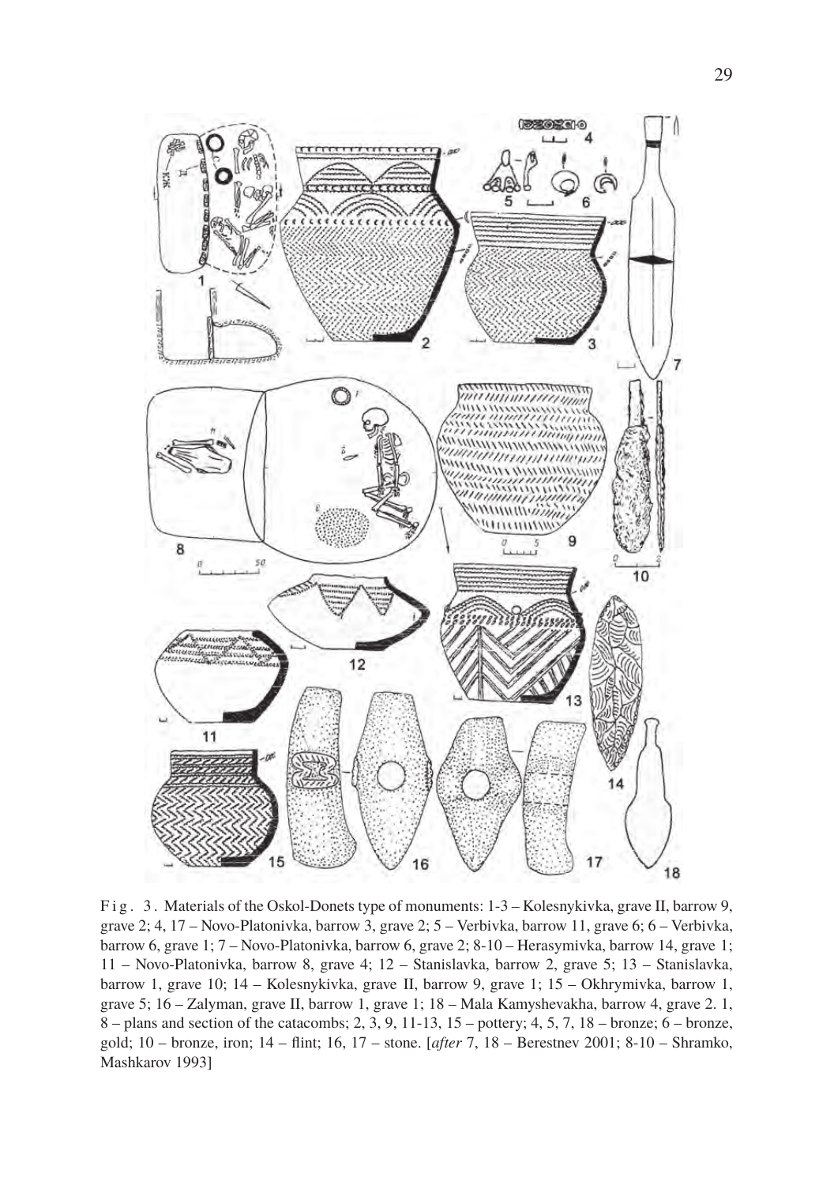Fig. 3. Materials of the Oskol-Donets type of monuments: 1-3 – Kolesnykivka, grave II, barrow 9, grave 2; 4, 17 – Novo-Platonivka, barrow 3, grave 2; 5 – Verbivka, barrow 11, grave 6; 6 – Verbivka, barrow 6, grave 1; 7 – Novo-Platonivka, barrow 6, grave 2; 8-10 – Herasymivka, barrow 14, grave 1; 11 – Novo-Platonivka, barrow 8, grave 4; 12 – Stanislavka, barrow 2, grave 5; 13 – Stanislavka, barrow 1, grave 10; 14 – Kolesnykivka, grave II, barrow 9, grave 1; 15 – Okhrymivka, barrow 1, grave 5; 16 – Zalyman, grave II, barrow 1, grave 1; 18 – Mala Kamyshevakha, barrow 4, grave 2. 1, 8 – plans and section of the catacombs; 2, 3, 9, 11-13, 15 – pottery; 4, 5, 7, 18 – bronze; 6 – bronze, gold; 10 – bronze, iron; 14 – flint; 16, 17 – stone. [*after* 7, 18 – Berestnev 2001; 8-10 – Shramko, Mashkarov 1993]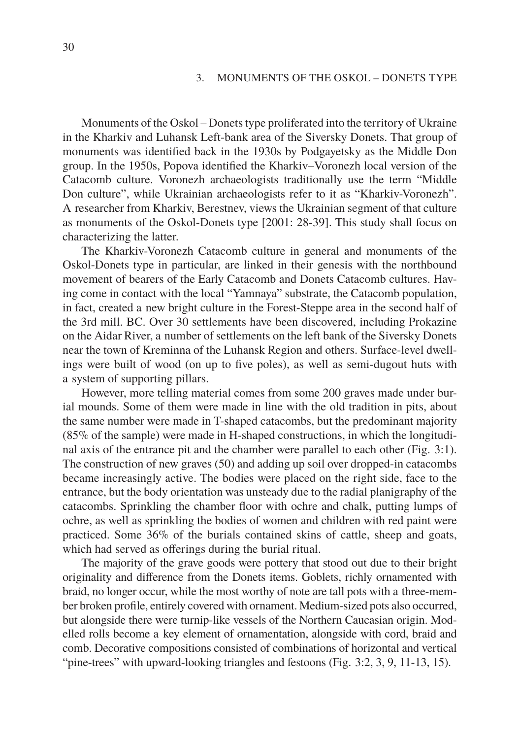## 3. MONUMENTS OF THE OSKOL – DONETS TYPE

Monuments of the Oskol – Donets type proliferated into the territory of Ukraine in the Kharkiv and Luhansk Left-bank area of the Siversky Donets. That group of monuments was identified back in the 1930s by Podgayetsky as the Middle Don group. In the 1950s, Popova identified the Kharkiv–Voronezh local version of the Catacomb culture. Voronezh archaeologists traditionally use the term "Middle Don culture", while Ukrainian archaeologists refer to it as "Kharkiv-Voronezh". A researcher from Kharkiv, Berestnev, views the Ukrainian segment of that culture as monuments of the Oskol-Donets type [2001: 28-39]. This study shall focus on characterizing the latter.

The Kharkiv-Voronezh Catacomb culture in general and monuments of the Oskol-Donets type in particular, are linked in their genesis with the northbound movement of bearers of the Early Catacomb and Donets Catacomb cultures. Having come in contact with the local "Yamnaya" substrate, the Catacomb population, in fact, created a new bright culture in the Forest-Steppe area in the second half of the 3rd mill. BC. Over 30 settlements have been discovered, including Prokazine on the Aidar River, a number of settlements on the left bank of the Siversky Donets near the town of Kreminna of the Luhansk Region and others. Surface-level dwellings were built of wood (on up to five poles), as well as semi-dugout huts with a system of supporting pillars.

However, more telling material comes from some 200 graves made under burial mounds. Some of them were made in line with the old tradition in pits, about the same number were made in T-shaped catacombs, but the predominant majority (85% of the sample) were made in H-shaped constructions, in which the longitudinal axis of the entrance pit and the chamber were parallel to each other (Fig. 3:1). The construction of new graves (50) and adding up soil over dropped-in catacombs became increasingly active. The bodies were placed on the right side, face to the entrance, but the body orientation was unsteady due to the radial planigraphy of the catacombs. Sprinkling the chamber floor with ochre and chalk, putting lumps of ochre, as well as sprinkling the bodies of women and children with red paint were practiced. Some 36% of the burials contained skins of cattle, sheep and goats, which had served as offerings during the burial ritual.

The majority of the grave goods were pottery that stood out due to their bright originality and difference from the Donets items. Goblets, richly ornamented with braid, no longer occur, while the most worthy of note are tall pots with a three-member broken profile, entirely covered with ornament. Medium-sized pots also occurred, but alongside there were turnip-like vessels of the Northern Caucasian origin. Modelled rolls become a key element of ornamentation, alongside with cord, braid and comb. Decorative compositions consisted of combinations of horizontal and vertical "pine-trees" with upward-looking triangles and festoons (Fig. 3:2, 3, 9, 11-13, 15).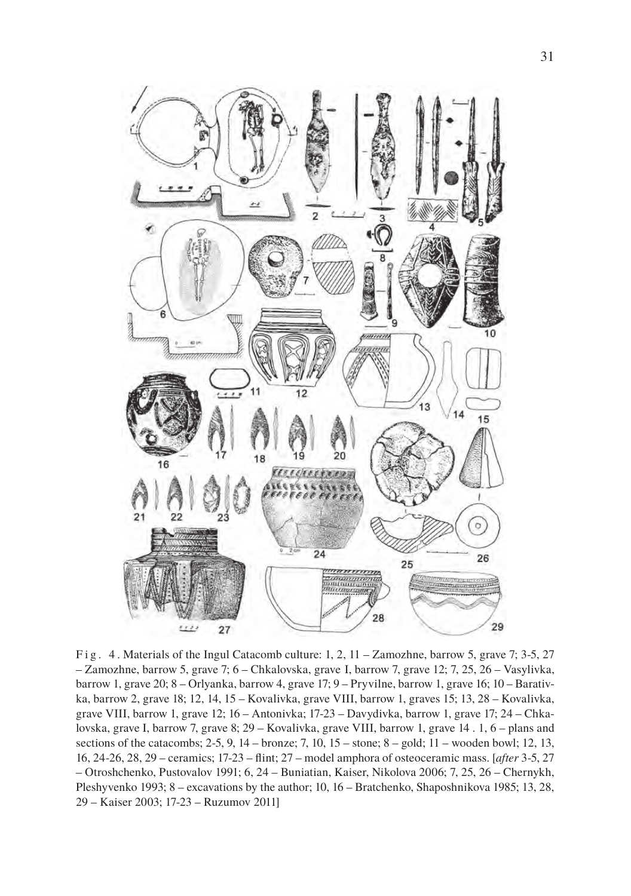Fig. 4. Materials of the Ingul Catacomb culture: 1, 2, 11 – Zamozhne, barrow 5, grave 7; 3-5, 27 – Zamozhne, barrow 5, grave 7; 6 – Chkalovska, grave I, barrow 7, grave 12; 7, 25, 26 – Vasylivka, barrow 1, grave 20; 8 – Orlyanka, barrow 4, grave 17; 9 – Pryvilne, barrow 1, grave 16; 10 – Barativka, barrow 2, grave 18; 12, 14, 15 – Kovalivka, grave VIII, barrow 1, graves 15; 13, 28 – Kovalivka, grave VIII, barrow 1, grave 12; 16 – Antonivka; 17-23 – Davydivka, barrow 1, grave 17; 24 – Chkalovska, grave I, barrow 7, grave 8; 29 – Kovalivka, grave VIII, barrow 1, grave 14 . 1, 6 – plans and sections of the catacombs; 2-5, 9, 14 – bronze; 7, 10, 15 – stone; 8 – gold; 11 – wooden bowl; 12, 13, 16, 24-26, 28, 29 – ceramics; 17-23 – flint; 27 – model amphora of osteoceramic mass. [*after* 3-5, 27 – Otroshchenko, Pustovalov 1991; 6, 24 – Buniatian, Kaiser, Nikolova 2006; 7, 25, 26 – Chernykh, Pleshyvenko 1993; 8 – excavations by the author; 10, 16 – Bratchenko, Shaposhnikova 1985; 13, 28, 29 – Kaiser 2003; 17-23 – Ruzumov 2011]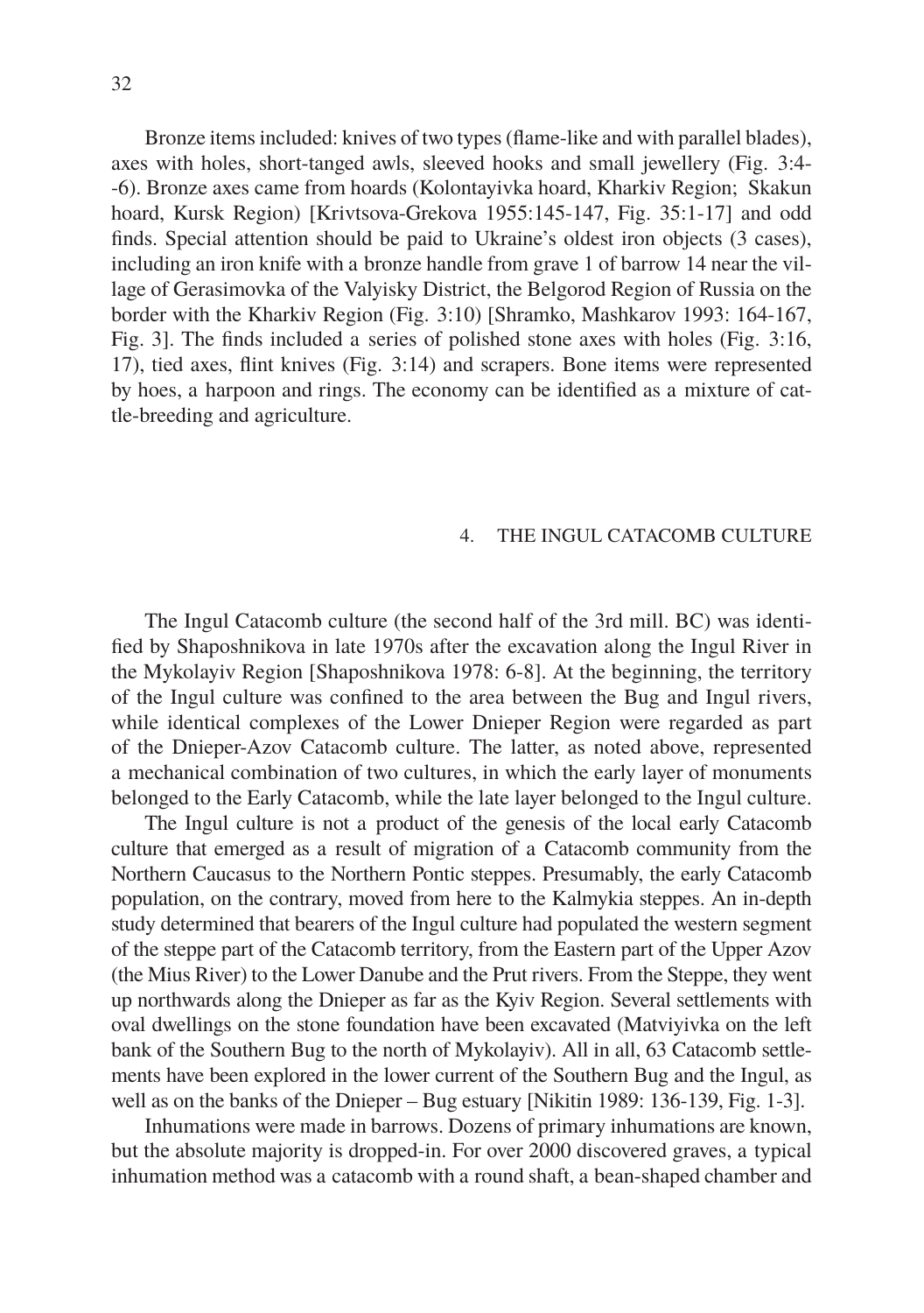Bronze items included: knives of two types (flame-like and with parallel blades), axes with holes, short-tanged awls, sleeved hooks and small jewellery (Fig. 3:4--6). Bronze axes came from hoards (Kolontayivka hoard, Kharkiv Region; Skakun hoard, Kursk Region) [Krivtsova-Grekova 1955:145-147, Fig. 35:1-17] and odd finds. Special attention should be paid to Ukraine's oldest iron objects (3 cases), including an iron knife with a bronze handle from grave 1 of barrow 14 near the village of Gerasimovka of the Valyisky District, the Belgorod Region of Russia on the border with the Kharkiv Region (Fig. 3:10) [Shramko, Mashkarov 1993: 164-167, Fig. 3]. The finds included a series of polished stone axes with holes (Fig. 3:16, 17), tied axes, flint knives (Fig. 3:14) and scrapers. Bone items were represented by hoes, a harpoon and rings. The economy can be identified as a mixture of cattle-breeding and agriculture.

## 4. THE INGUL CATACOMB CULTURE

The Ingul Catacomb culture (the second half of the 3rd mill. BC) was identified by Shaposhnikova in late 1970s after the excavation along the Ingul River in the Mykolayiv Region [Shaposhnikova 1978: 6-8]. At the beginning, the territory of the Ingul culture was confined to the area between the Bug and Ingul rivers, while identical complexes of the Lower Dnieper Region were regarded as part of the Dnieper-Azov Catacomb culture. The latter, as noted above, represented a mechanical combination of two cultures, in which the early layer of monuments belonged to the Early Catacomb, while the late layer belonged to the Ingul culture.

The Ingul culture is not a product of the genesis of the local early Catacomb culture that emerged as a result of migration of a Catacomb community from the Northern Caucasus to the Northern Pontic steppes. Presumably, the early Catacomb population, on the contrary, moved from here to the Kalmykia steppes. An in-depth study determined that bearers of the Ingul culture had populated the western segment of the steppe part of the Catacomb territory, from the Eastern part of the Upper Azov (the Mius River) to the Lower Danube and the Prut rivers. From the Steppe, they went up northwards along the Dnieper as far as the Kyiv Region. Several settlements with oval dwellings on the stone foundation have been excavated (Matviyivka on the left bank of the Southern Bug to the north of Mykolayiv). All in all, 63 Catacomb settlements have been explored in the lower current of the Southern Bug and the Ingul, as well as on the banks of the Dnieper – Bug estuary [Nikitin 1989: 136-139, Fig. 1-3].

Inhumations were made in barrows. Dozens of primary inhumations are known, but the absolute majority is dropped-in. For over 2000 discovered graves, a typical inhumation method was a catacomb with a round shaft, a bean-shaped chamber and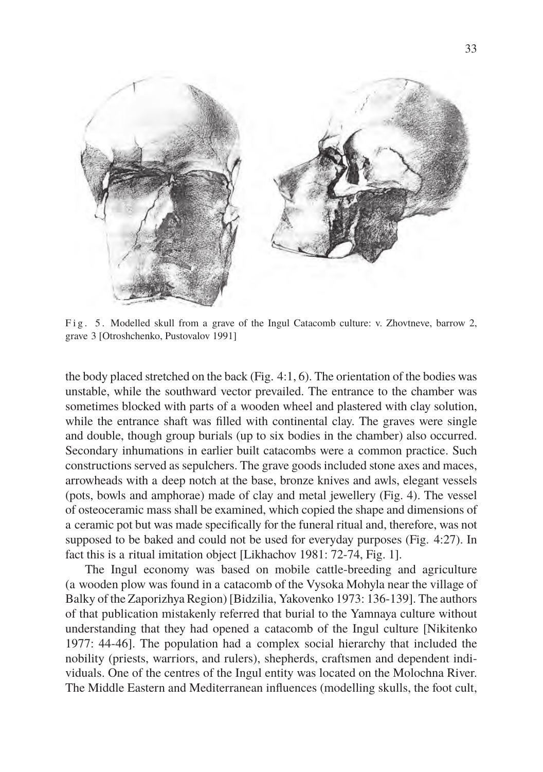Fig. 5. Modelled skull from a grave of the Ingul Catacomb culture: v. Zhovtneve, barrow 2, grave 3 [Otroshchenko, Pustovalov 1991]

the body placed stretched on the back (Fig. 4:1, 6). The orientation of the bodies was unstable, while the southward vector prevailed. The entrance to the chamber was sometimes blocked with parts of a wooden wheel and plastered with clay solution, while the entrance shaft was filled with continental clay. The graves were single and double, though group burials (up to six bodies in the chamber) also occurred. Secondary inhumations in earlier built catacombs were a common practice. Such constructions served as sepulchers. The grave goods included stone axes and maces, arrowheads with a deep notch at the base, bronze knives and awls, elegant vessels (pots, bowls and amphorae) made of clay and metal jewellery (Fig. 4). The vessel of osteoceramic mass shall be examined, which copied the shape and dimensions of a ceramic pot but was made specifically for the funeral ritual and, therefore, was not supposed to be baked and could not be used for everyday purposes (Fig. 4:27). In fact this is a ritual imitation object [Likhachov 1981: 72-74, Fig. 1].

The Ingul economy was based on mobile cattle-breeding and agriculture (a wooden plow was found in a catacomb of the Vysoka Mohyla near the village of Balky of the Zaporizhya Region) [Bidzilia, Yakovenko 1973: 136-139]. The authors of that publication mistakenly referred that burial to the Yamnaya culture without understanding that they had opened a catacomb of the Ingul culture [Nikitenko 1977: 44-46]. The population had a complex social hierarchy that included the nobility (priests, warriors, and rulers), shepherds, craftsmen and dependent individuals. One of the centres of the Ingul entity was located on the Molochna River. The Middle Eastern and Mediterranean influences (modelling skulls, the foot cult,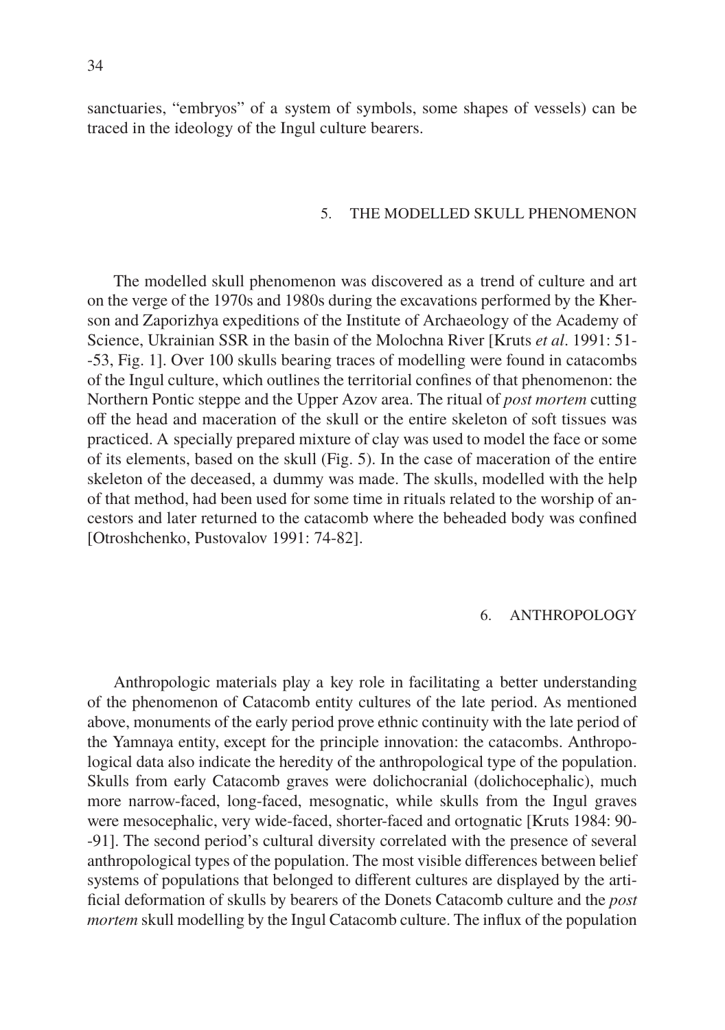sanctuaries, "embryos" of a system of symbols, some shapes of vessels) can be traced in the ideology of the Ingul culture bearers.

## 5. THE MODELLED SKULL PHENOMENON

The modelled skull phenomenon was discovered as a trend of culture and art on the verge of the 1970s and 1980s during the excavations performed by the Kherson and Zaporizhya expeditions of the Institute of Archaeology of the Academy of Science, Ukrainian SSR in the basin of the Molochna River [Kruts *et al*. 1991: 51-53, Fig. 1]. Over 100 skulls bearing traces of modelling were found in catacombs of the Ingul culture, which outlines the territorial confines of that phenomenon: the Northern Pontic steppe and the Upper Azov area. The ritual of *post mortem* cutting off the head and maceration of the skull or the entire skeleton of soft tissues was practiced. A specially prepared mixture of clay was used to model the face or some of its elements, based on the skull (Fig. 5). In the case of maceration of the entire skeleton of the deceased, a dummy was made. The skulls, modelled with the help of that method, had been used for some time in rituals related to the worship of ancestors and later returned to the catacomb where the beheaded body was confined [Otroshchenko, Pustovalov 1991: 74-82].

## 6. ANTHROPOLOGY

Anthropologic materials play a key role in facilitating a better understanding of the phenomenon of Catacomb entity cultures of the late period. As mentioned above, monuments of the early period prove ethnic continuity with the late period of the Yamnaya entity, except for the principle innovation: the catacombs. Anthropological data also indicate the heredity of the anthropological type of the population. Skulls from early Catacomb graves were dolichocranial (dolichocephalic), much more narrow-faced, long-faced, mesognatic, while skulls from the Ingul graves were mesocephalic, very wide-faced, shorter-faced and ortognatic [Kruts 1984: 90-91]. The second period's cultural diversity correlated with the presence of several anthropological types of the population. The most visible differences between belief systems of populations that belonged to different cultures are displayed by the artificial deformation of skulls by bearers of the Donets Catacomb culture and the *post mortem* skull modelling by the Ingul Catacomb culture. The influx of the population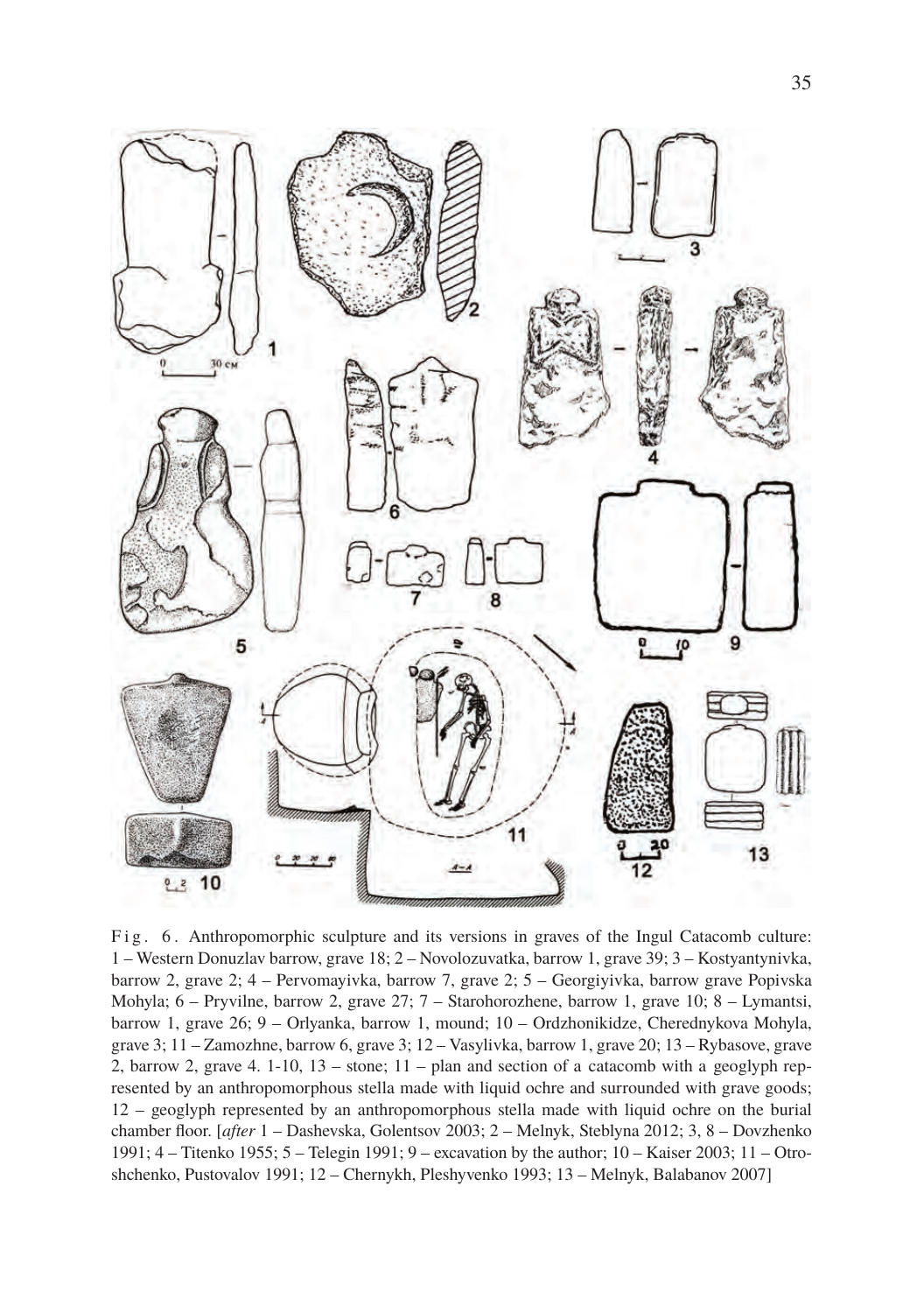Fig. 6. Anthropomorphic sculpture and its versions in graves of the Ingul Catacomb culture: 1 – Western Donuzlav barrow, grave 18; 2 – Novolozuvatka, barrow 1, grave 39; 3 – Kostyantynivka, barrow 2, grave 2; 4 – Pervomayivka, barrow 7, grave 2; 5 – Georgiyivka, barrow grave Popivska Mohyla; 6 – Pryvilne, barrow 2, grave 27; 7 – Starohorozhene, barrow 1, grave 10; 8 – Lymantsi, barrow 1, grave 26; 9 – Orlyanka, barrow 1, mound; 10 – Ordzhonikidze, Cherednykova Mohyla, grave 3; 11 – Zamozhne, barrow 6, grave 3; 12 – Vasylivka, barrow 1, grave 20; 13 – Rybasove, grave 2, barrow 2, grave 4. 1-10, 13 – stone; 11 – plan and section of a catacomb with a geoglyph represented by an anthropomorphous stella made with liquid ochre and surrounded with grave goods; 12 – geoglyph represented by an anthropomorphous stella made with liquid ochre on the burial chamber floor. [*after* 1 – Dashevska, Golentsov 2003; 2 – Melnyk, Steblyna 2012; 3, 8 – Dovzhenko 1991; 4 – Titenko 1955; 5 – Telegin 1991; 9 – excavation by the author; 10 – Kaiser 2003; 11 – Otroshchenko, Pustovalov 1991; 12 – Chernykh, Pleshyvenko 1993; 13 – Melnyk, Balabanov 2007]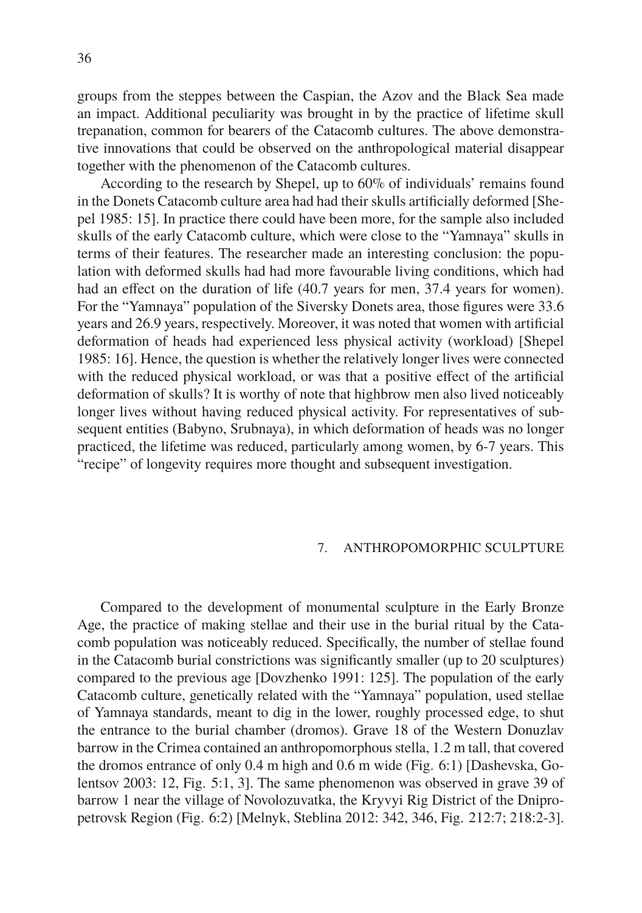groups from the steppes between the Caspian, the Azov and the Black Sea made an impact. Additional peculiarity was brought in by the practice of lifetime skull trepanation, common for bearers of the Catacomb cultures. The above demonstrative innovations that could be observed on the anthropological material disappear together with the phenomenon of the Catacomb cultures.

According to the research by Shepel, up to 60% of individuals' remains found in the Donets Catacomb culture area had had their skulls artificially deformed [Shepel 1985: 15]. In practice there could have been more, for the sample also included skulls of the early Catacomb culture, which were close to the "Yamnaya" skulls in terms of their features. The researcher made an interesting conclusion: the population with deformed skulls had had more favourable living conditions, which had had an effect on the duration of life (40.7 years for men, 37.4 years for women). For the "Yamnaya" population of the Siversky Donets area, those figures were 33.6 years and 26.9 years, respectively. Moreover, it was noted that women with artificial deformation of heads had experienced less physical activity (workload) [Shepel 1985: 16]. Hence, the question is whether the relatively longer lives were connected with the reduced physical workload, or was that a positive effect of the artificial deformation of skulls? It is worthy of note that highbrow men also lived noticeably longer lives without having reduced physical activity. For representatives of subsequent entities (Babyno, Srubnaya), in which deformation of heads was no longer practiced, the lifetime was reduced, particularly among women, by 6-7 years. This "recipe" of longevity requires more thought and subsequent investigation.

## 7. ANTHROPOMORPHIC SCULPTURE

Compared to the development of monumental sculpture in the Early Bronze Age, the practice of making stellae and their use in the burial ritual by the Catacomb population was noticeably reduced. Specifically, the number of stellae found in the Catacomb burial constrictions was significantly smaller (up to 20 sculptures) compared to the previous age [Dovzhenko 1991: 125]. The population of the early Catacomb culture, genetically related with the "Yamnaya" population, used stellae of Yamnaya standards, meant to dig in the lower, roughly processed edge, to shut the entrance to the burial chamber (dromos). Grave 18 of the Western Donuzlav barrow in the Crimea contained an anthropomorphous stella, 1.2 m tall, that covered the dromos entrance of only 0.4 m high and 0.6 m wide (Fig. 6:1) [Dashevska, Golentsov 2003: 12, Fig. 5:1, 3]. The same phenomenon was observed in grave 39 of barrow 1 near the village of Novolozuvatka, the Kryvyi Rig District of the Dnipropetrovsk Region (Fig. 6:2) [Melnyk, Steblina 2012: 342, 346, Fig. 212:7; 218:2-3].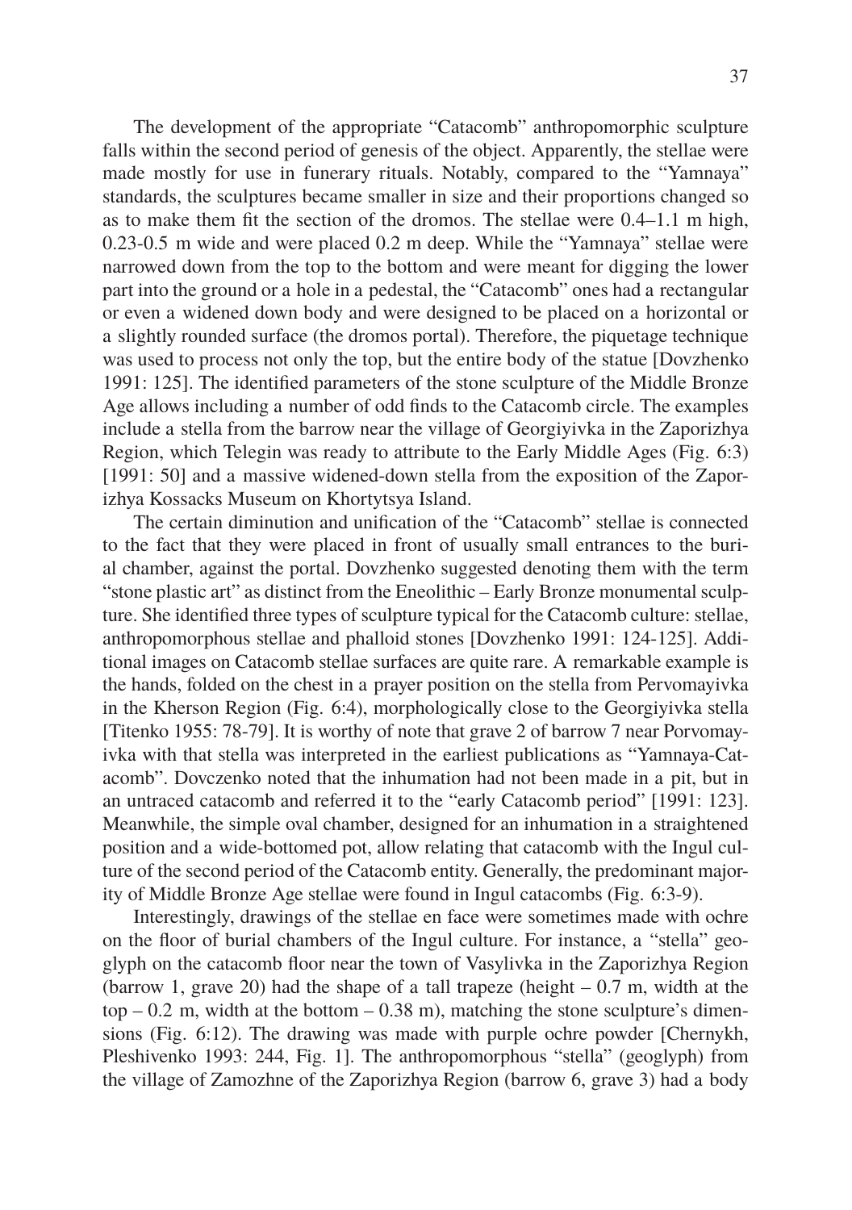The development of the appropriate "Catacomb" anthropomorphic sculpture falls within the second period of genesis of the object. Apparently, the stellae were made mostly for use in funerary rituals. Notably, compared to the "Yamnaya" standards, the sculptures became smaller in size and their proportions changed so as to make them fit the section of the dromos. The stellae were 0.4–1.1 m high, 0.23-0.5 m wide and were placed 0.2 m deep. While the "Yamnaya" stellae were narrowed down from the top to the bottom and were meant for digging the lower part into the ground or a hole in a pedestal, the "Catacomb" ones had a rectangular or even a widened down body and were designed to be placed on a horizontal or a slightly rounded surface (the dromos portal). Therefore, the piquetage technique was used to process not only the top, but the entire body of the statue [Dovzhenko 1991: 125]. The identified parameters of the stone sculpture of the Middle Bronze Age allows including a number of odd finds to the Catacomb circle. The examples include a stella from the barrow near the village of Georgiyivka in the Zaporizhya Region, which Telegin was ready to attribute to the Early Middle Ages (Fig. 6:3) [1991: 50] and a massive widened-down stella from the exposition of the Zaporizhya Kossacks Museum on Khortytsya Island.

The certain diminution and unification of the "Catacomb" stellae is connected to the fact that they were placed in front of usually small entrances to the burial chamber, against the portal. Dovzhenko suggested denoting them with the term "stone plastic art" as distinct from the Eneolithic – Early Bronze monumental sculpture. She identified three types of sculpture typical for the Catacomb culture: stellae, anthropomorphous stellae and phalloid stones [Dovzhenko 1991: 124-125]. Additional images on Catacomb stellae surfaces are quite rare. A remarkable example is the hands, folded on the chest in a prayer position on the stella from Pervomayivka in the Kherson Region (Fig. 6:4), morphologically close to the Georgiyivka stella [Titenko 1955: 78-79]. It is worthy of note that grave 2 of barrow 7 near Porvomayivka with that stella was interpreted in the earliest publications as "Yamnaya-Catacomb". Dovczenko noted that the inhumation had not been made in a pit, but in an untraced catacomb and referred it to the "early Catacomb period" [1991: 123]. Meanwhile, the simple oval chamber, designed for an inhumation in a straightened position and a wide-bottomed pot, allow relating that catacomb with the Ingul culture of the second period of the Catacomb entity. Generally, the predominant majority of Middle Bronze Age stellae were found in Ingul catacombs (Fig. 6:3-9).

Interestingly, drawings of the stellae en face were sometimes made with ochre on the floor of burial chambers of the Ingul culture. For instance, a "stella" geoglyph on the catacomb floor near the town of Vasylivka in the Zaporizhya Region (barrow 1, grave 20) had the shape of a tall trapeze (height – 0.7 m, width at the top – 0.2 m, width at the bottom – 0.38 m), matching the stone sculpture's dimensions (Fig. 6:12). The drawing was made with purple ochre powder [Chernykh, Pleshivenko 1993: 244, Fig. 1]. The anthropomorphous "stella" (geoglyph) from the village of Zamozhne of the Zaporizhya Region (barrow 6, grave 3) had a body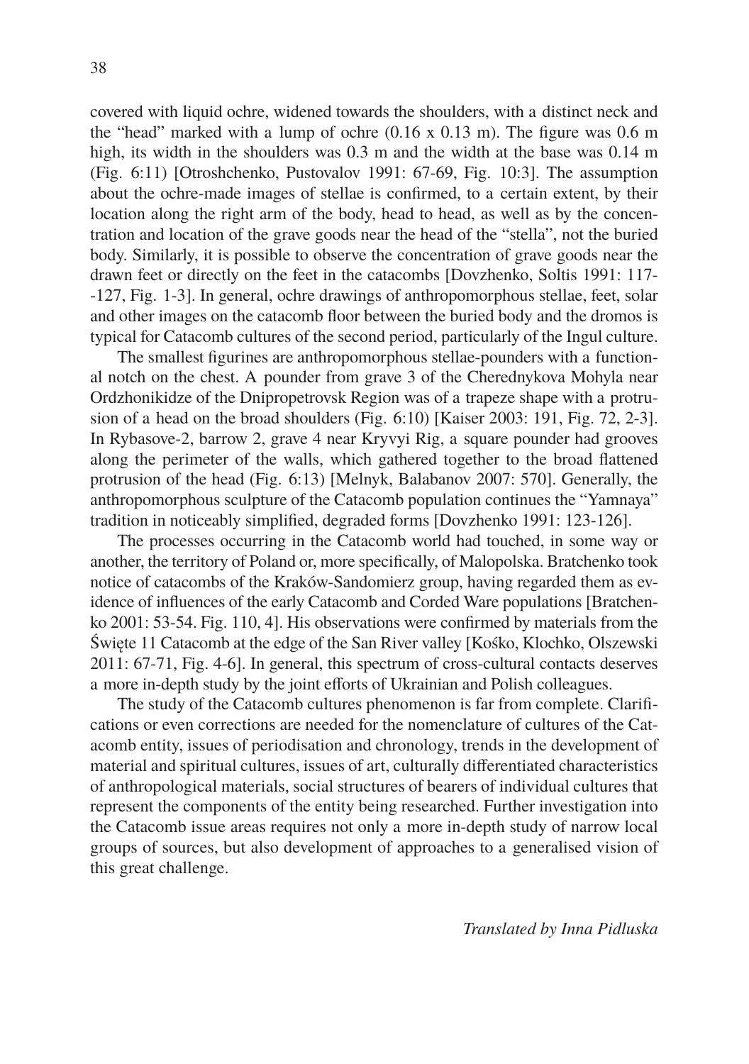covered with liquid ochre, widened towards the shoulders, with a distinct neck and the "head" marked with a lump of ochre (0.16 x 0.13 m). The figure was 0.6 m high, its width in the shoulders was 0.3 m and the width at the base was 0.14 m (Fig. 6:11) [Otroshchenko, Pustovalov 1991: 67-69, Fig. 10:3]. The assumption about the ochre-made images of stellae is confirmed, to a certain extent, by their location along the right arm of the body, head to head, as well as by the concentration and location of the grave goods near the head of the "stella", not the buried body. Similarly, it is possible to observe the concentration of grave goods near the drawn feet or directly on the feet in the catacombs [Dovzhenko, Soltis 1991: 117--127, Fig. 1-3]. In general, ochre drawings of anthropomorphous stellae, feet, solar and other images on the catacomb floor between the buried body and the dromos is typical for Catacomb cultures of the second period, particularly of the Ingul culture.

The smallest figurines are anthropomorphous stellae-pounders with a functional notch on the chest. A pounder from grave 3 of the Cherednykova Mohyla near Ordzhonikidze of the Dnipropetrovsk Region was of a trapeze shape with a protrusion of a head on the broad shoulders (Fig. 6:10) [Kaiser 2003: 191, Fig. 72, 2-3]. In Rybasove-2, barrow 2, grave 4 near Kryvyi Rig, a square pounder had grooves along the perimeter of the walls, which gathered together to the broad flattened protrusion of the head (Fig. 6:13) [Melnyk, Balabanov 2007: 570]. Generally, the anthropomorphous sculpture of the Catacomb population continues the "Yamnaya" tradition in noticeably simplified, degraded forms [Dovzhenko 1991: 123-126].

The processes occurring in the Catacomb world had touched, in some way or another, the territory of Poland or, more specifically, of Malopolska. Bratchenko took notice of catacombs of the Kraków-Sandomierz group, having regarded them as evidence of influences of the early Catacomb and Corded Ware populations [Bratchenko 2001: 53-54. Fig. 110, 4]. His observations were confirmed by materials from the Święte 11 Catacomb at the edge of the San River valley [Kośko, Klochko, Olszewski 2011: 67-71, Fig. 4-6]. In general, this spectrum of cross-cultural contacts deserves a more in-depth study by the joint efforts of Ukrainian and Polish colleagues.

The study of the Catacomb cultures phenomenon is far from complete. Clarifications or even corrections are needed for the nomenclature of cultures of the Catacomb entity, issues of periodisation and chronology, trends in the development of material and spiritual cultures, issues of art, culturally differentiated characteristics of anthropological materials, social structures of bearers of individual cultures that represent the components of the entity being researched. Further investigation into the Catacomb issue areas requires not only a more in-depth study of narrow local groups of sources, but also development of approaches to a generalised vision of this great challenge.

*Translated by Inna Pidluska*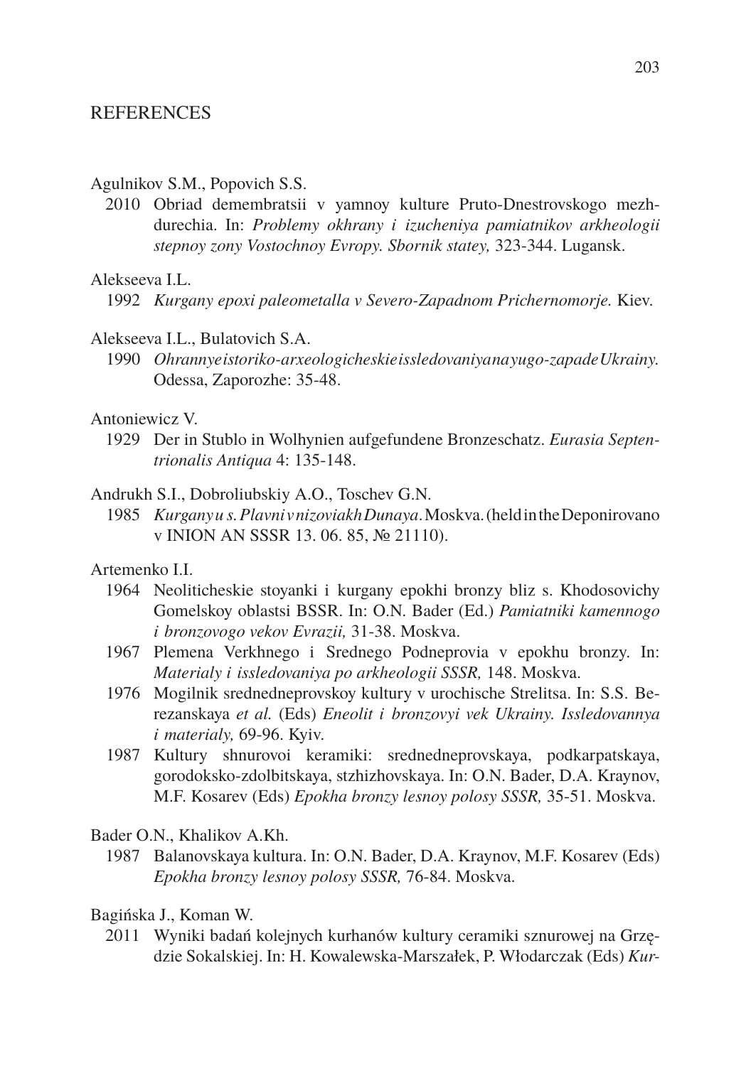# REFERENCES

Agulnikov S.M., Popovich S.S.

2010 Obriad demembratsii v yamnoy kulture Pruto-Dnestrovskogo mezhdurechia. In: *Problemy okhrany i izucheniya pamiatnikov arkheologii stepnoy zony Vostochnoy Evropy. Sbornik statey,* 323-344. Lugansk.

Alekseeva I.L.

1992 *Kurgany epoxi paleometalla v Severo-Zapadnom Prichernomorje.* Kiev.

Alekseeva I.L., Bulatovich S.A.

1990 *Ohrannye istoriko-arxeologicheskie issledovaniya na yugo-zapade Ukrainy.* Odessa, Zaporozhe: 35-48.

Antoniewicz V.

1929 Der in Stublo in Wolhynien aufgefundene Bronzeschatz. *Eurasia Septentrionalis Antiqua* 4: 135-148.

Andrukh S.I., Dobroliubskiy A.O., Toschev G.N.

1985 *Kurgany u s. Plavni v nizoviakh Dunaya.* Moskva. (held in the Deponirovano v INION AN SSSR 13. 06. 85, № 21110).

Artemenko I.I.

1964 Neoliticheskie stoyanki i kurgany epokhi bronzy bliz s. Khodosovichy Gomelskoy oblastsi BSSR. In: O.N. Bader (Ed.) *Pamiatniki kamennogo i bronzovogo vekov Evrazii,* 31-38. Moskva.

1967 Plemena Verkhnego i Srednego Podneprovia v epokhu bronzy. In: *Materialy i issledovaniya po arkheologii SSSR,* 148. Moskva.

1976 Mogilnik srednedneprovskoy kultury v urochische Strelitsa. In: S.S. Berezanskaya *et al.* (Eds) *Eneolit i bronzovyi vek Ukrainy. Issledovannya i materialy,* 69-96. Kyiv.

1987 Kultury shnurovoi keramiki: srednedneprovskaya, podkarpatskaya, gorodoksko-zdolbitskaya, stzhizhovskaya. In: O.N. Bader, D.A. Kraynov, M.F. Kosarev (Eds) *Epokha bronzy lesnoy polosy SSSR,* 35-51. Moskva.

Bader O.N., Khalikov A.Kh.

1987 Balanovskaya kultura. In: O.N. Bader, D.A. Kraynov, M.F. Kosarev (Eds) *Epokha bronzy lesnoy polosy SSSR,* 76-84. Moskva.

Bagińska J., Koman W.

2011 Wyniki badań kolejnych kurhanów kultury ceramiki sznurowej na Grzędzie Sokalskiej. In: H. Kowalewska-Marszałek, P. Włodarczak (Eds) *Kur-*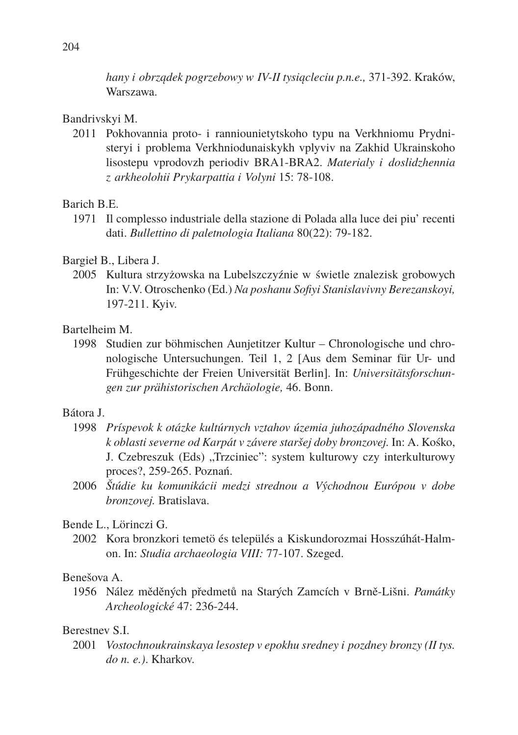*hany i obrządek pogrzebowy w IV-II tysiącleciu p.n.e.,* 371-392. Kraków, Warszawa.

Bandrivskyi M.

2011 Pokhovannia proto- i ranniounietytskoho typu na Verkhniomu Prydnisteryi i problema Verkhniodunaiskykh vplyviv na Zakhid Ukrainskoho lisostepu vprodovzh periodiv BRA1-BRA2. *Materialy i doslidzhennia z arkheolohii Prykarpattia i Volyni* 15: 78-108.

Barich B.E.

1971 Il complesso industriale della stazione di Polada alla luce dei piu' recenti dati. *Bullettino di paletnologia Italiana* 80(22): 79-182.

Bargieł B., Libera J.

2005 Kultura strzyżowska na Lubelszczyźnie w świetle znalezisk grobowych In: V.V. Otroschenko (Ed.) *Na poshanu Sofiyi Stanislavivny Berezanskoyi,* 197-211. Kyiv.

Bartelheim M.

1998 Studien zur böhmischen Aunjetitzer Kultur – Chronologische und chronologische Untersuchungen. Teil 1, 2 [Aus dem Seminar für Ur- und Frühgeschichte der Freien Universität Berlin]. In: *Universitätsforschungen zur prähistorischen Archäologie,* 46. Bonn.

Bátora J.

1998 *Príspevok k otázke kultúrnych vztahov územia juhozápadného Slovenska k oblasti severne od Karpát v závere staršej doby bronzovej.* In: A. Kośko, J. Czebreszuk (Eds) „Trzciniec": system kulturowy czy interkulturowy proces?, 259-265. Poznań.

2006 *Štúdie ku komunikácii medzi strednou a Východnou Európou v dobe bronzovej.* Bratislava.

Bende L., Lörinczi G.

2002 Kora bronzkori temetö és település a Kiskundorozmai Hosszúhát-Halmon. In: *Studia archaeologia VIII:* 77-107. Szeged.

Benešova A.

1956 Nález měděných předmetů na Starých Zamcích v Brně-Lišni. *Památky Archeologické* 47: 236-244.

Berestnev S.I.

2001 *Vostochnoukrainskaya lesostep v epokhu sredney i pozdney bronzy (II tys. do n. e.).* Kharkov.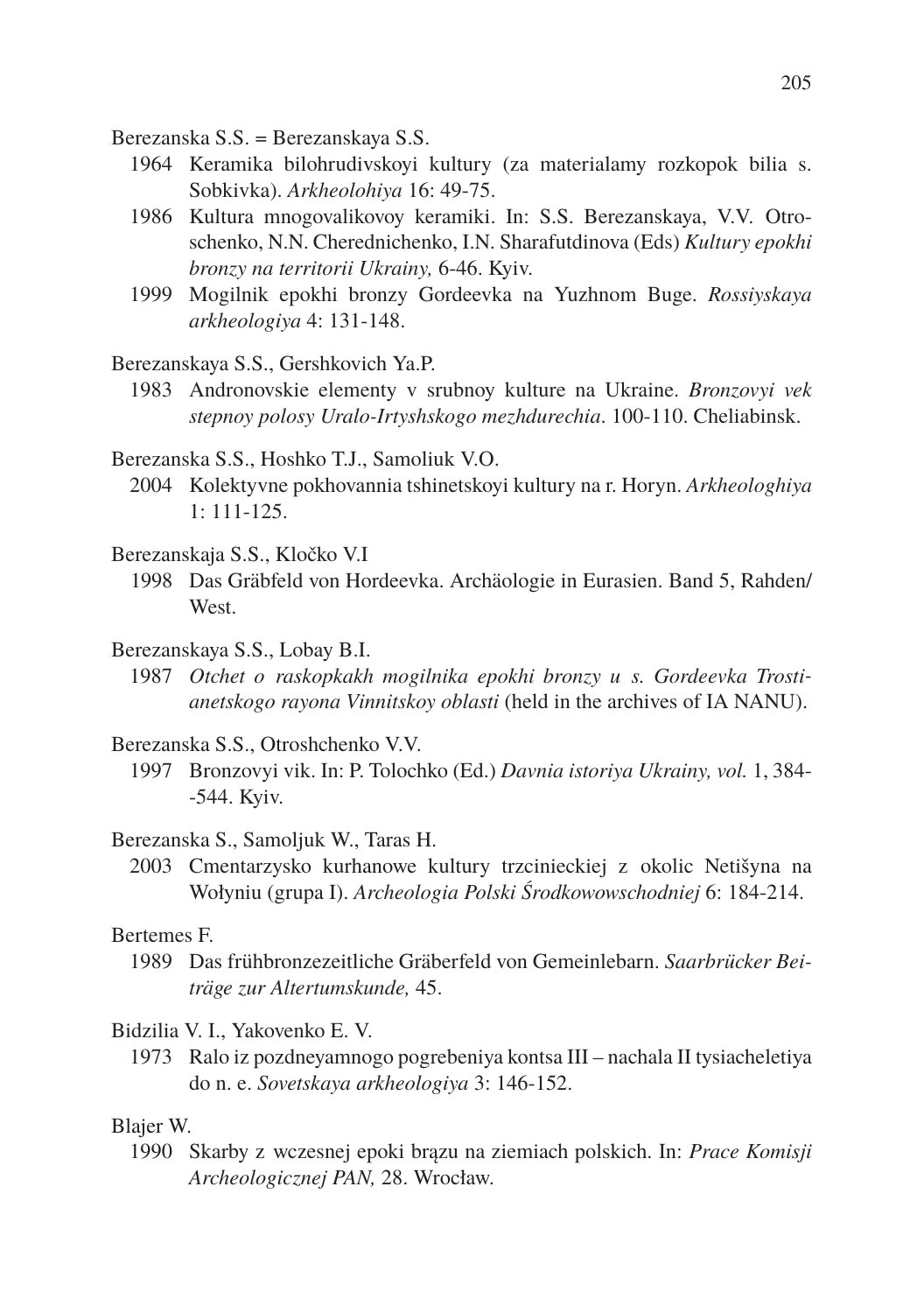Berezanska S.S. = Berezanskaya S.S.

1964 Keramika bilohrudivskoyi kultury (za materialamy rozkopok bilia s. Sobkivka). *Arkheolohiya* 16: 49-75.

1986 Kultura mnogovalikovoy keramiki. In: S.S. Berezanskaya, V.V. Otroschenko, N.N. Cherednichenko, I.N. Sharafutdinova (Eds) *Kultury epokhi bronzy na territorii Ukrainy,* 6-46. Kyiv.

1999 Mogilnik epokhi bronzy Gordeevka na Yuzhnom Buge. *Rossiyskaya arkheologiya* 4: 131-148.

Berezanskaya S.S., Gershkovich Ya.P.

1983 Andronovskie elementy v srubnoy kulture na Ukraine. *Bronzovyi vek stepnoy polosy Uralo-Irtyshskogo mezhdurechia*. 100-110. Cheliabinsk.

Berezanska S.S., Hoshko T.J., Samoliuk V.O.

2004 Kolektyvne pokhovannia tshinetskoyi kultury na r. Horyn. *Arkheologhiya* 1: 111-125.

Berezanskaja S.S., Kločko V.I

1998 Das Gräbfeld von Hordeevka. Archäologie in Eurasien. Band 5, Rahden/West.

Berezanskaya S.S., Lobay B.I.

1987 *Otchet o raskopkakh mogilnika epokhi bronzy u s. Gordeevka Trostianetskogo rayona Vinnitskoy oblasti* (held in the archives of IA NANU).

Berezanska S.S., Otroshchenko V.V.

1997 Bronzovyi vik. In: P. Tolochko (Ed.) *Davnia istoriya Ukrainy, vol.* 1, 384--544. Kyiv.

Berezanska S., Samoljuk W., Taras H.

2003 Cmentarzysko kurhanowe kultury trzcinieckiej z okolic Netišyna na Wołyniu (grupa I). *Archeologia Polski Środkowowschodniej* 6: 184-214.

Bertemes F.

1989 Das frühbronzezeitliche Gräberfeld von Gemeinlebarn. *Saarbrücker Beiträge zur Altertumskunde,* 45.

Bidzilia V. I., Yakovenko E. V.

1973 Ralo iz pozdneyamnogo pogrebeniya kontsa III – nachala II tysiacheletiya do n. e. *Sovetskaya arkheologiya* 3: 146-152.

Blajer W.

1990 Skarby z wczesnej epoki brązu na ziemiach polskich. In: *Prace Komisji Archeologicznej PAN,* 28. Wrocław.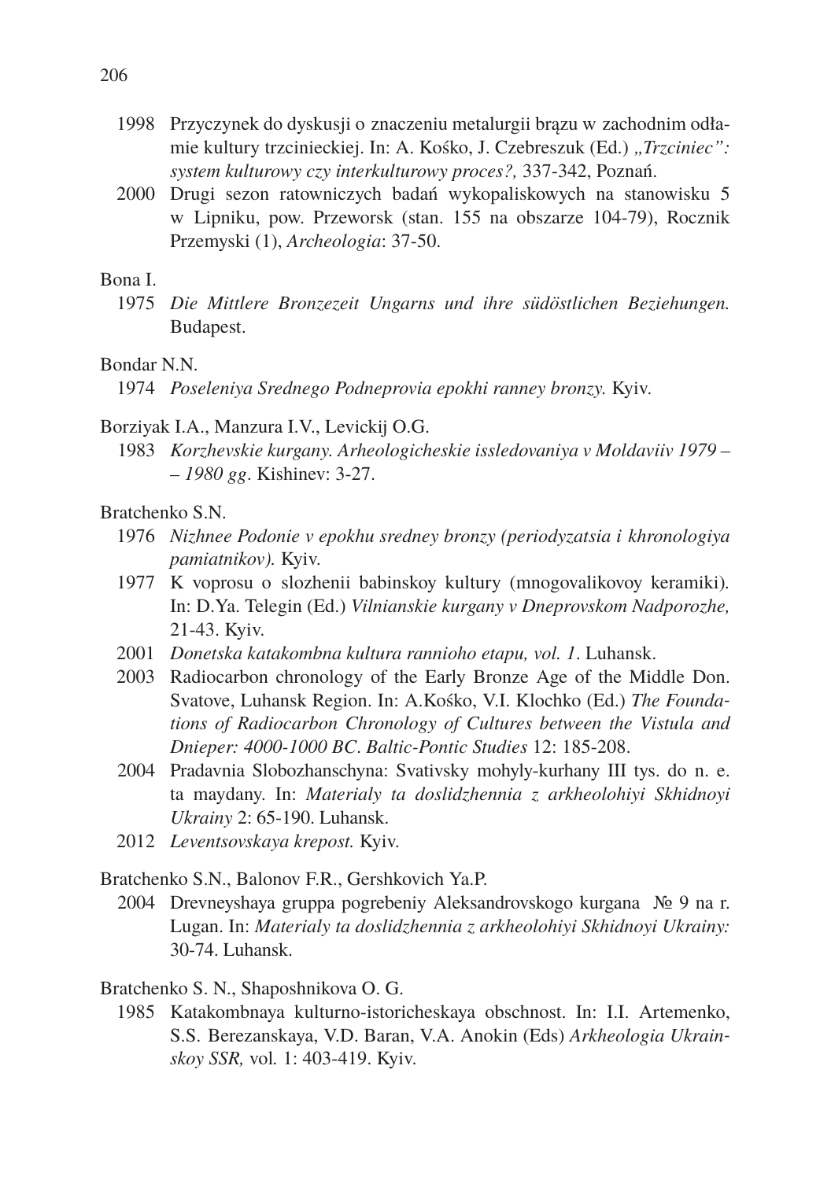1998 Przyczynek do dyskusji o znaczeniu metalurgii brązu w zachodnim odłamie kultury trzcinieckiej. In: A. Kośko, J. Czebreszuk (Ed.) *„Trzciniec": system kulturowy czy interkulturowy proces?,* 337-342, Poznań.

2000 Drugi sezon ratowniczych badań wykopaliskowych na stanowisku 5 w Lipniku, pow. Przeworsk (stan. 155 na obszarze 104-79), Rocznik Przemyski (1), *Archeologia*: 37-50.

Bona I.

1975 *Die Mittlere Bronzezeit Ungarns und ihre südöstlichen Beziehungen.* Budapest.

Bondar N.N.

1974 *Poseleniya Srednego Podneprovia epokhi ranney bronzy.* Kyiv.

Borziyak I.A., Manzura I.V., Levickij O.G.

1983 *Korzhevskie kurgany. Arheologicheskie issledovaniya v Moldaviiv 1979 – – 1980 gg*. Kishinev: 3-27.

Bratchenko S.N.

1976 *Nizhnee Podonie v epokhu sredney bronzy (periodyzatsia i khronologiya pamiatnikov).* Kyiv.

1977 K voprosu o slozhenii babinskoy kultury (mnogovalikovoy keramiki). In: D.Ya. Telegin (Ed.) *Vilnianskie kurgany v Dneprovskom Nadporozhe,* 21-43. Kyiv.

2001 *Donetska katakombna kultura rannioho etapu, vol. 1*. Luhansk.

2003 Radiocarbon chronology of the Early Bronze Age of the Middle Don. Svatove, Luhansk Region. In: A.Kośko, V.I. Klochko (Ed.) *The Foundations of Radiocarbon Chronology of Cultures between the Vistula and Dnieper: 4000-1000 BC*. *Baltic-Pontic Studies* 12: 185-208.

2004 Pradavnia Slobozhanschyna: Svativsky mohyly-kurhany III tys. do n. e. ta maydany. In: *Materialy ta doslidzhennia z arkheolohiyi Skhidnoyi Ukrainy* 2: 65-190. Luhansk.

2012 *Leventsovskaya krepost.* Kyiv.

Bratchenko S.N., Balonov F.R., Gershkovich Ya.P.

2004 Drevneyshaya gruppa pogrebeniy Aleksandrovskogo kurgana № 9 na r. Lugan. In: *Materialy ta doslidzhennia z arkheolohiyi Skhidnoyi Ukrainy:* 30-74. Luhansk.

Bratchenko S. N., Shaposhnikova O. G.

1985 Katakombnaya kulturno-istoricheskaya obschnost. In: I.I. Artemenko, S.S. Berezanskaya, V.D. Baran, V.A. Anokin (Eds) *Arkheologia Ukrainskoy SSR,* vol. 1: 403-419. Kyiv.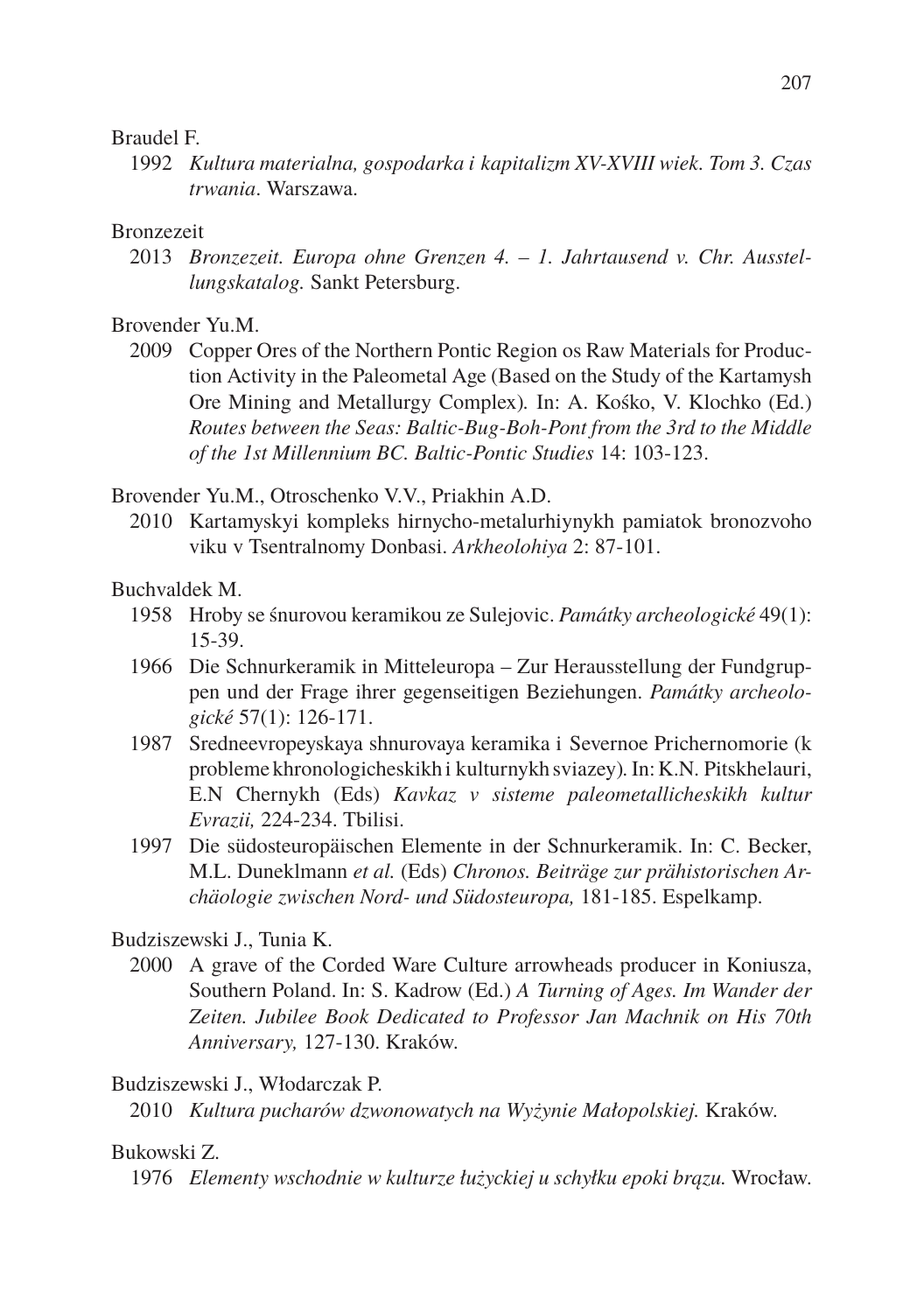Braudel F.

1992 *Kultura materialna, gospodarka i kapitalizm XV-XVIII wiek. Tom 3. Czas trwania*. Warszawa.

Bronzezeit

2013 *Bronzezeit. Europa ohne Grenzen 4. – 1. Jahrtausend v. Chr. Ausstellungskatalog.* Sankt Petersburg.

Brovender Yu.M.

2009 Copper Ores of the Northern Pontic Region os Raw Materials for Production Activity in the Paleometal Age (Based on the Study of the Kartamysh Ore Mining and Metallurgy Complex). In: A. Kośko, V. Klochko (Ed.) *Routes between the Seas: Baltic-Bug-Boh-Pont from the 3rd to the Middle of the 1st Millennium BC. Baltic-Pontic Studies* 14: 103-123.

Brovender Yu.M., Otroschenko V.V., Priakhin A.D.

2010 Kartamyskyi kompleks hirnycho-metalurhiynykh pamiatok bronozvoho viku v Tsentralnomy Donbasi. *Arkheolohiya* 2: 87-101.

Buchvaldek M.

1958 Hroby se śnurovou keramikou ze Sulejovic. *Památky archeologické* 49(1): 15-39.

1966 Die Schnurkeramik in Mitteleuropa – Zur Herausstellung der Fundgruppen und der Frage ihrer gegenseitigen Beziehungen. *Památky archeologické* 57(1): 126-171.

1987 Sredneevropeyskaya shnurovaya keramika i Severnoe Prichernomorie (k probleme khronologicheskikh i kulturnykh sviazey). In: K.N. Pitskhelauri, E.N Chernykh (Eds) *Kavkaz v sisteme paleometallicheskikh kultur Evrazii,* 224-234. Tbilisi.

1997 Die südosteuropäischen Elemente in der Schnurkeramik. In: C. Becker, M.L. Duneklmann *et al.* (Eds) *Chronos. Beiträge zur prähistorischen Archäologie zwischen Nord- und Südosteuropa,* 181-185. Espelkamp.

Budziszewski J., Tunia K.

2000 A grave of the Corded Ware Culture arrowheads producer in Koniusza, Southern Poland. In: S. Kadrow (Ed.) *A Turning of Ages. Im Wander der Zeiten. Jubilee Book Dedicated to Professor Jan Machnik on His 70th Anniversary,* 127-130. Kraków.

Budziszewski J., Włodarczak P.

2010 *Kultura pucharów dzwonowatych na Wyżynie Małopolskiej.* Kraków.

Bukowski Z.

1976 *Elementy wschodnie w kulturze łużyckiej u schyłku epoki brązu.* Wrocław.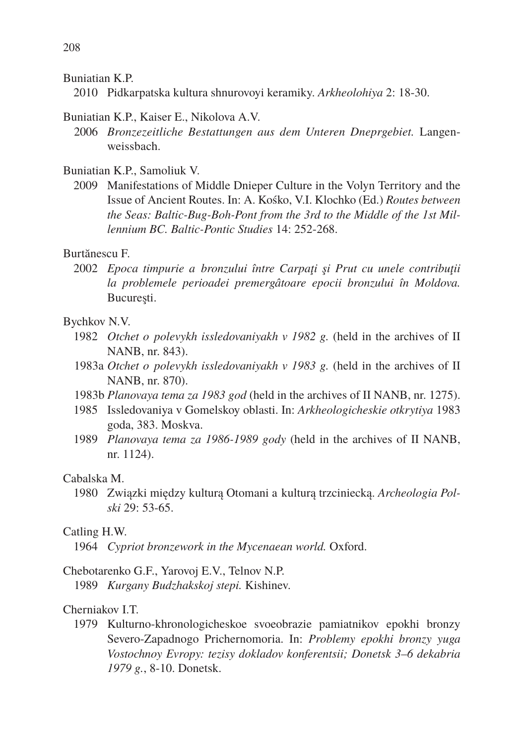Buniatian K.P.

2010 Pidkarpatska kultura shnurovoyi keramiky. *Arkheolohiya* 2: 18-30.

Buniatian K.P., Kaiser E., Nikolova A.V.

2006 *Bronzezeitliche Bestattungen aus dem Unteren Dneprgebiet.* Langenweissbach.

Buniatian K.P., Samoliuk V.

2009 Manifestations of Middle Dnieper Culture in the Volyn Territory and the Issue of Ancient Routes. In: A. Kośko, V.I. Klochko (Ed.) *Routes between the Seas: Baltic-Bug-Boh-Pont from the 3rd to the Middle of the 1st Millennium BC. Baltic-Pontic Studies* 14: 252-268.

Burtănescu F.

2002 *Epoca timpurie a bronzului între Carpaţi şi Prut cu unele contribuţii la problemele perioadei premergâtoare epocii bronzului în Moldova.* Bucureşti.

Bychkov N.V.

1982 *Otchet o polevykh issledovaniyakh v 1982 g.* (held in the archives of II NANB, nr. 843).

1983a *Otchet o polevykh issledovaniyakh v 1983 g.* (held in the archives of II NANB, nr. 870).

1983b *Planovaya tema za 1983 god* (held in the archives of II NANB, nr. 1275).

1985 Issledovaniya v Gomelskoy oblasti. In: *Arkheologicheskie otkrytiya* 1983 goda, 383. Moskva.

1989 *Planovaya tema za 1986-1989 gody* (held in the archives of II NANB, nr. 1124).

Cabalska M.

1980 Związki między kulturą Otomani a kulturą trzciniecką. *Archeologia Polski* 29: 53-65.

Catling H.W.

1964 *Cypriot bronzework in the Mycenaean world.* Oxford.

Chebotarenko G.F., Yarovoj E.V., Telnov N.P.

1989 *Kurgany Budzhakskoj stepi.* Kishinev.

Cherniakov I.T.

1979 Kulturno-khronologicheskoe svoeobrazie pamiatnikov epokhi bronzy Severo-Zapadnogo Prichernomoria. In: *Problemy epokhi bronzy yuga Vostochnoy Evropy: tezisy dokladov konferentsii; Donetsk 3–6 dekabria 1979 g.*, 8-10. Donetsk.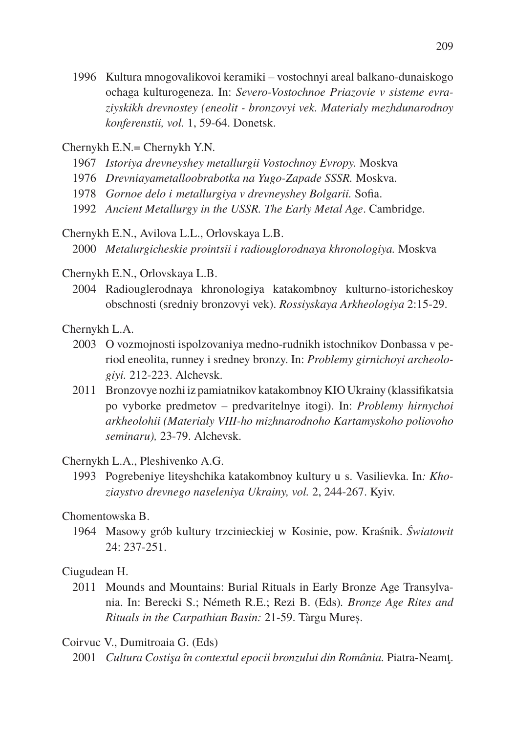1996 Kultura mnogovalikovoi keramiki – vostochnyi areal balkano-dunaiskogo ochaga kulturogeneza. In: *Severo-Vostochnoe Priazovie v sisteme evraziyskikh drevnostey (eneolit - bronzovyi vek. Materialy mezhdunarodnoy konferenstii, vol.* 1, 59-64. Donetsk.

Chernykh E.N.= Chernykh Y.N.

1967 *Istoriya drevneyshey metallurgii Vostochnoy Evropy.* Moskva

1976 *Drevniayametalloobrabotka na Yugo-Zapade SSSR.* Moskva.

1978 *Gornoe delo i metallurgiya v drevneyshey Bolgarii.* Sofia.

1992 *Ancient Metallurgy in the USSR. The Early Metal Age*. Cambridge.

Chernykh E.N., Avilova L.L., Orlovskaya L.B.

2000 *Metalurgicheskie prointsii i radiouglorodnaya khronologiya.* Moskva

Chernykh E.N., Orlovskaya L.B.

2004 Radiouglerodnaya khronologiya katakombnoy kulturno-istoricheskoy obschnosti (sredniy bronzovyi vek). *Rossiyskaya Arkheologiya* 2:15-29.

Chernykh L.A.

2003 O vozmojnosti ispolzovaniya medno-rudnikh istochnikov Donbassa v period eneolita, runney i sredney bronzy. In: *Problemy girnichoyi archeologiyi.* 212-223. Alchevsk.

2011 Bronzovye nozhi iz pamiatnikov katakombnoy KIO Ukrainy (klassifikatsia po vyborke predmetov – predvaritelnye itogi). In: *Problemy hirnychoi arkheolohii (Materialy VIII-ho mizhnarodnoho Kartamyskoho poliovoho seminaru),* 23-79. Alchevsk.

Chernykh L.A., Pleshivenko A.G.

1993 Pogrebeniye liteyshchika katakombnoy kultury u s. Vasilievka. In*: Khoziaystvo drevnego naseleniya Ukrainy, vol.* 2, 244-267. Kyiv.

Chomentowska B.

1964 Masowy grób kultury trzcinieckiej w Kosinie, pow. Kraśnik. *Światowit* 24: 237-251.

Ciugudean H.

2011 Mounds and Mountains: Burial Rituals in Early Bronze Age Transylvania. In: Berecki S.; Németh R.E.; Rezi B. (Eds). *Bronze Age Rites and Rituals in the Carpathian Basin:* 21-59. Tàrgu Mureș.

Coirvuc V., Dumitroaia G. (Eds)

2001 *Cultura Costişa în contextul epocii bronzului din România.* Piatra-Neamţ.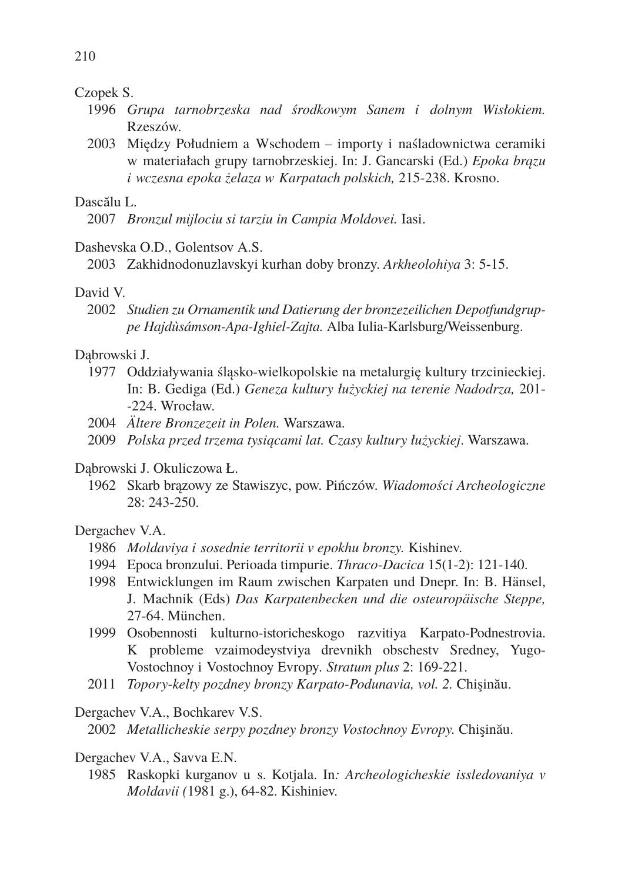Czopek S.

1996 *Grupa tarnobrzeska nad środkowym Sanem i dolnym Wisłokiem.* Rzeszów.

2003 Między Południem a Wschodem – importy i naśladownictwa ceramiki w materiałach grupy tarnobrzeskiej. In: J. Gancarski (Ed.) *Epoka brązu i wczesna epoka żelaza w Karpatach polskich,* 215-238. Krosno.

Dascălu L.

2007 *Bronzul mijlociu si tarziu in Campia Moldovei.* Iasi.

Dashevska O.D., Golentsov A.S.

2003 Zakhidnodonuzlavskyi kurhan doby bronzy. *Arkheolohiya* 3: 5-15.

David V.

2002 *Studien zu Ornamentik und Datierung der bronzezeilichen Depotfundgruppe Hajdùsámson-Apa-Ighiel-Zajta.* Alba Iulia-Karlsburg/Weissenburg.

Dąbrowski J.

1977 Oddziaływania śląsko-wielkopolskie na metalurgię kultury trzcinieckiej. In: B. Gediga (Ed.) *Geneza kultury łużyckiej na terenie Nadodrza,* 201--224. Wrocław.

2004 *Ältere Bronzezeit in Polen.* Warszawa.

2009 *Polska przed trzema tysiącami lat. Czasy kultury łużyckiej*. Warszawa.

Dąbrowski J. Okuliczowa Ł.

1962 Skarb brązowy ze Stawiszyc, pow. Pińczów. *Wiadomości Archeologiczne* 28: 243-250.

Dergachev V.A.

1986 *Moldaviya i sosednie territorii v epokhu bronzy.* Kishinev.

1994 Epoca bronzului. Perioada timpurie. *Thraco-Dacica* 15(1-2): 121-140.

1998 Entwicklungen im Raum zwischen Karpaten und Dnepr. In: B. Hänsel, J. Machnik (Eds) *Das Karpatenbecken und die osteuropäische Steppe,* 27-64. München.

1999 Osobennosti kulturno-istoricheskogo razvitiya Karpato-Podnestrovia. K probleme vzaimodeystviya drevnikh obschestv Sredney, Yugo-Vostochnoy i Vostochnoy Evropy. *Stratum plus* 2: 169-221.

2011 *Topory-kelty pozdney bronzy Karpato-Podunavia, vol. 2.* Chişinău.

Dergachev V.A., Bochkarev V.S.

2002 *Metallicheskie serpy pozdney bronzy Vostochnoy Evropy.* Chişinău.

Dergachev V.A., Savva E.N.

1985 Raskopki kurganov u s. Kotjala. In*: Archeologicheskie issledovaniya v Moldavii (*1981 g.), 64-82. Kishiniev.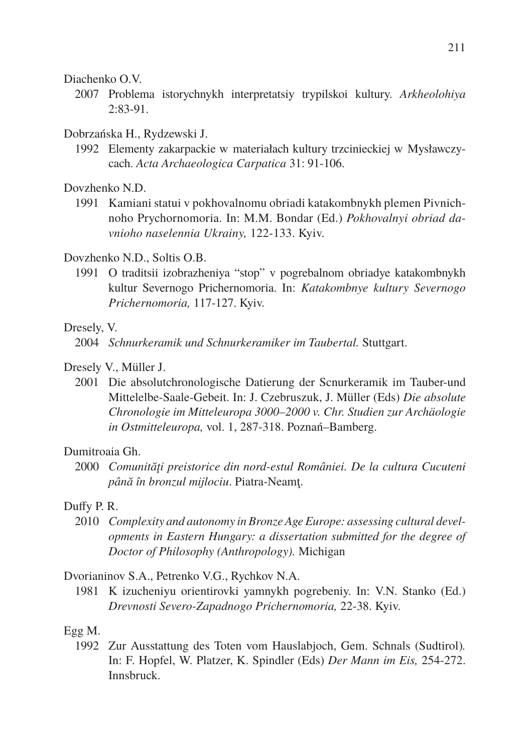Diachenko O.V.

2007 Problema istorychnykh interpretatsiy trypilskoi kultury. *Arkheolohiya* 2:83-91.

Dobrzańska H., Rydzewski J.

1992 Elementy zakarpackie w materiałach kultury trzcinieckiej w Mysławczycach. *Acta Archaeologica Carpatica* 31: 91-106.

Dovzhenko N.D.

1991 Kamiani statui v pokhovalnomu obriadi katakombnykh plemen Pivnichnoho Prychornomoria. In: M.M. Bondar (Ed.) *Pokhovalnyi obriad davnioho naselennia Ukrainy,* 122-133. Kyiv.

Dovzhenko N.D., Soltis O.B.

1991 O traditsii izobrazheniya "stop" v pogrebalnom obriadye katakombnykh kultur Severnogo Prichernomoria. In: *Katakombnye kultury Severnogo Prichernomoria,* 117-127. Kyiv.

Dresely, V.

2004 *Schnurkeramik und Schnurkeramiker im Taubertal.* Stuttgart.

Dresely V., Müller J.

2001 Die absolutchronologische Datierung der Scnurkeramik im Tauber-und Mittelelbe-Saale-Gebeit. In: J. Czebruszuk, J. Müller (Eds) *Die absolute Chronologie im Mitteleuropa 3000–2000 v. Chr. Studien zur Archäologie in Ostmitteleuropa,* vol. 1, 287-318. Poznań–Bamberg.

Dumitroaia Gh.

2000 *Comunităţi preistorice din nord-estul României. De la cultura Cucuteni până în bronzul mijlociu*. Piatra-Neamţ.

Duffy P. R.

2010 *Complexity and autonomy in Bronze Age Europe: assessing cultural developments in Eastern Hungary: a dissertation submitted for the degree of Doctor of Philosophy (Anthropology).* Michigan

Dvorianinov S.A., Petrenko V.G., Rychkov N.A.

1981 K izucheniyu orientirovki yamnykh pogrebeniy. In: V.N. Stanko (Ed.) *Drevnosti Severo-Zapadnogo Prichernomoria,* 22-38. Kyiv.

Egg M.

1992 Zur Ausstattung des Toten vom Hauslabjoch, Gem. Schnals (Sudtirol). In: F. Hopfel, W. Platzer, K. Spindler (Eds) *Der Mann im Eis,* 254-272. Innsbruck.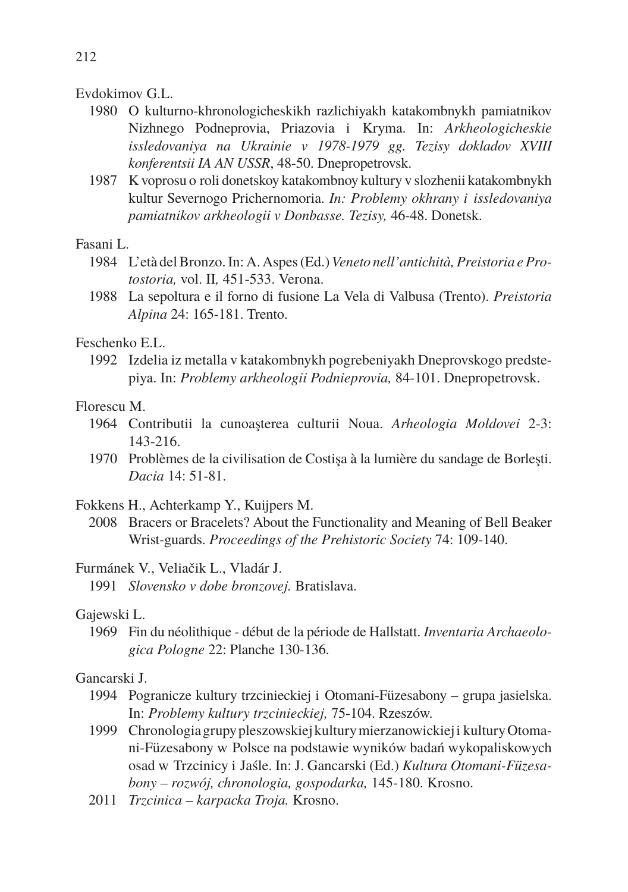Evdokimov G.L.

1980 O kulturno-khronologicheskikh razlichiyakh katakombnykh pamiatnikov Nizhnego Podneprovia, Priazovia i Kryma. In: *Arkheologicheskie issledovaniya na Ukrainie v 1978-1979 gg. Tezisy dokladov XVIII konferentsii IA AN USSR*, 48-50. Dnepropetrovsk.

1987 K voprosu o roli donetskoy katakombnoy kultury v slozhenii katakombnykh kultur Severnogo Prichernomoria. *In: Problemy okhrany i issledovaniya pamiatnikov arkheologii v Donbasse. Tezisy,* 46-48. Donetsk.

Fasani L.

1984 L'età del Bronzo. In: A. Aspes (Ed.) *Veneto nell'antichità, Preistoria e Protostoria,* vol. II*,* 451-533. Verona.

1988 La sepoltura e il forno di fusione La Vela di Valbusa (Trento). *Preistoria Alpina* 24: 165-181. Trento.

Feschenko E.L.

1992 Izdelia iz metalla v katakombnykh pogrebeniyakh Dneprovskogo predstepiya. In: *Problemy arkheologii Podnieprovia,* 84-101. Dnepropetrovsk.

Florescu M.

1964 Contributii la cunoaşterea culturii Noua. *Arheologia Moldovei* 2-3: 143-216.

1970 Problèmes de la civilisation de Costişa à la lumière du sandage de Borleşti. *Dacia* 14: 51-81.

Fokkens H., Achterkamp Y., Kuijpers M.

2008 Bracers or Bracelets? About the Functionality and Meaning of Bell Beaker Wrist-guards. *Proceedings of the Prehistoric Society* 74: 109-140.

Furmánek V., Veliačik L., Vladár J.

1991 *Slovensko v dobe bronzovej.* Bratislava.

Gajewski L.

1969 Fin du néolithique - début de la période de Hallstatt. *Inventaria Archaeologica Pologne* 22: Planche 130-136.

Gancarski J.

1994 Pogranicze kultury trzcinieckiej i Otomani-Füzesabony – grupa jasielska. In: *Problemy kultury trzcinieckiej,* 75-104. Rzeszów.

1999 Chronologia grupy pleszowskiej kultury mierzanowickiej i kultury Otomani-Füzesabony w Polsce na podstawie wyników badań wykopaliskowych osad w Trzcinicy i Jaśle. In: J. Gancarski (Ed.) *Kultura Otomani-Füzesabony – rozwój, chronologia, gospodarka,* 145-180. Krosno.

2011 *Trzcinica – karpacka Troja.* Krosno.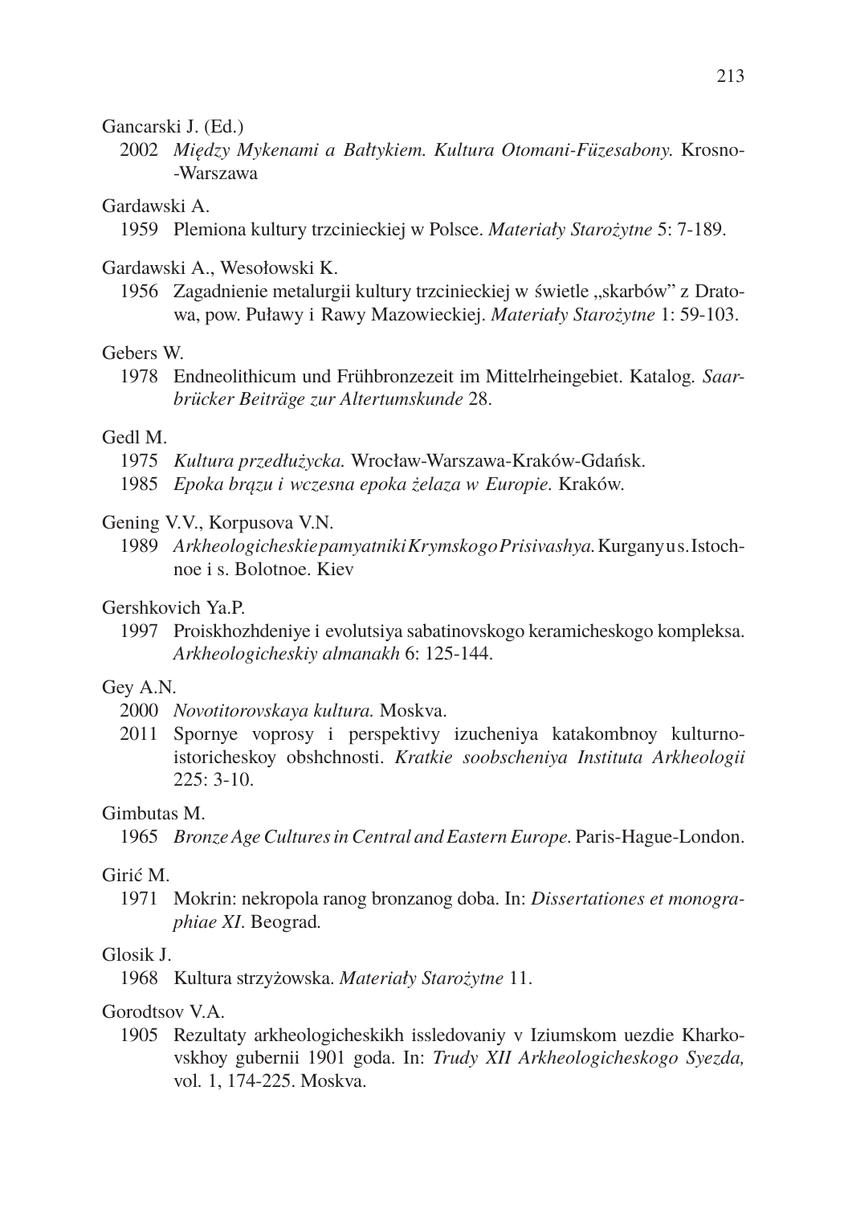Gancarski J. (Ed.)

2002 *Między Mykenami a Bałtykiem. Kultura Otomani-Füzesabony.* Krosno--Warszawa

Gardawski A.

1959 Plemiona kultury trzcinieckiej w Polsce. *Materiały Starożytne* 5: 7-189.

Gardawski A., Wesołowski K.

1956 Zagadnienie metalurgii kultury trzcinieckiej w świetle „skarbów” z Dratowa, pow. Puławy i Rawy Mazowieckiej. *Materiały Starożytne* 1: 59-103.

Gebers W.

1978 Endneolithicum und Frühbronzezeit im Mittelrheingebiet. Katalog. *Saarbrücker Beiträge zur Altertumskunde* 28.

Gedl M.

1975 *Kultura przedłużycka.* Wrocław-Warszawa-Kraków-Gdańsk.

1985 *Epoka brązu i wczesna epoka żelaza w Europie.* Kraków.

Gening V.V., Korpusova V.N.

1989 *Arkheologicheskie pamyatniki Krymskogo Prisivashya.* Kurgany u s. Istochnoe i s. Bolotnoe. Kiev

Gershkovich Ya.P.

1997 Proiskhozhdeniye i evolutsiya sabatinovskogo keramicheskogo kompleksa. *Arkheologicheskiy almanakh* 6: 125-144.

Gey A.N.

2000 *Novotitorovskaya kultura.* Moskva.

2011 Spornye voprosy i perspektivy izucheniya katakombnoy kulturno-istoricheskoy obshchnosti. *Kratkie soobscheniya Instituta Arkheologii* 225: 3-10.

Gimbutas M.

1965 *Bronze Age Cultures in Central and Eastern Europe.* Paris-Hague-London.

Girić M.

1971 Mokrin: nekropola ranog bronzanog doba. In: *Dissertationes et monographiae XI*. Beograd.

Glosik J.

1968 Kultura strzyżowska. *Materiały Starożytne* 11.

Gorodtsov V.A.

1905 Rezultaty arkheologicheskikh issledovaniy v Iziumskom uezdie Kharkovskhoy gubernii 1901 goda. In: *Trudy XII Arkheologicheskogo Syezda,* vol. 1, 174-225. Moskva.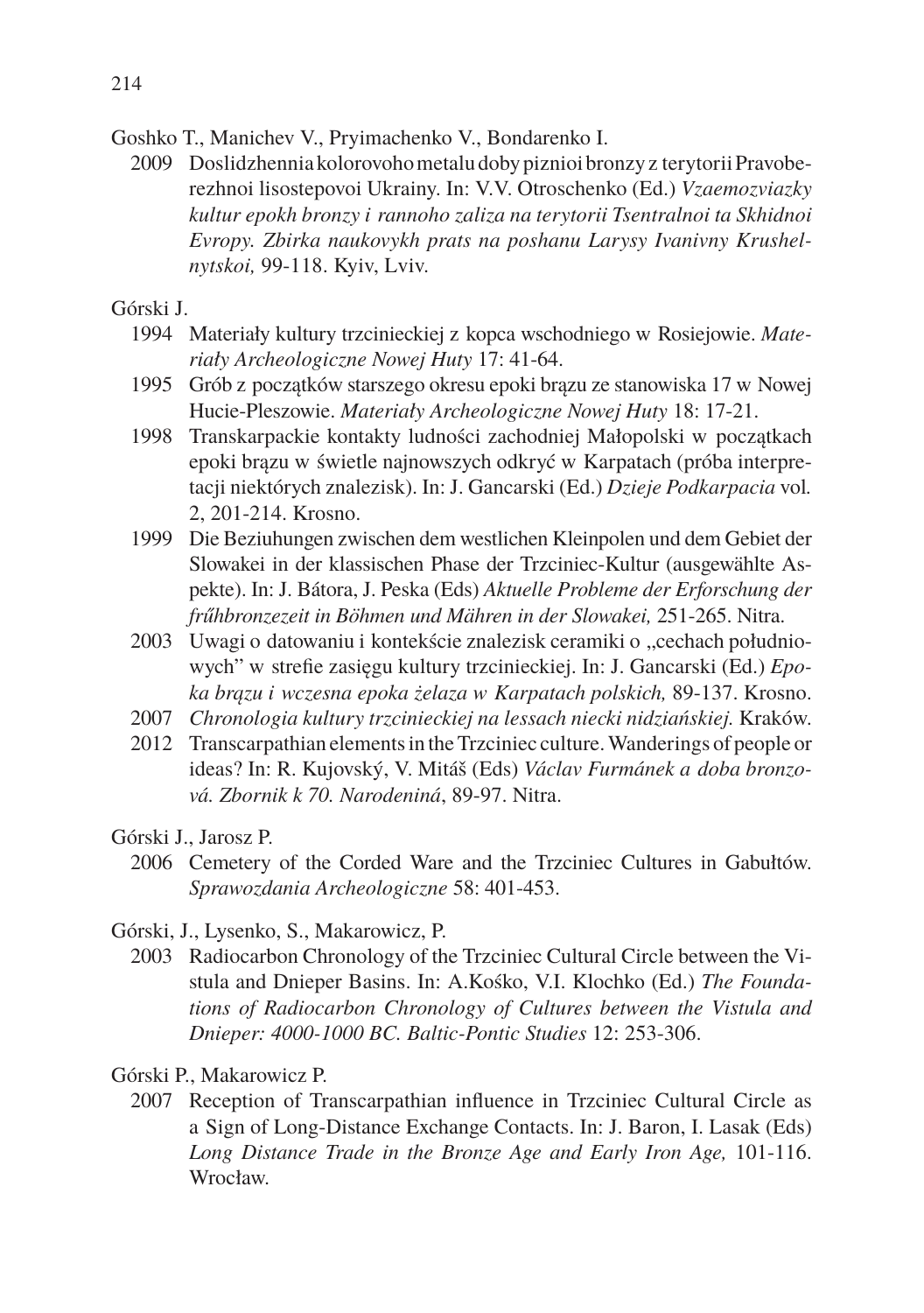Goshko T., Manichev V., Pryimachenko V., Bondarenko I.

2009 Doslidzhennia kolorovoho metalu doby piznioi bronzy z terytorii Pravoberezhnoi lisostepovoi Ukrainy. In: V.V. Otroschenko (Ed.) *Vzaemozviazky kultur epokh bronzy i rannoho zaliza na terytorii Tsentralnoi ta Skhidnoi Evropy. Zbirka naukovykh prats na poshanu Larysy Ivanivny Krushelnytskoi,* 99-118. Kyiv, Lviv.

Górski J.

1994 Materiały kultury trzcinieckiej z kopca wschodniego w Rosiejowie. *Materiały Archeologiczne Nowej Huty* 17: 41-64.

1995 Grób z początków starszego okresu epoki brązu ze stanowiska 17 w Nowej Hucie-Pleszowie. *Materiały Archeologiczne Nowej Huty* 18: 17-21.

1998 Transkarpackie kontakty ludności zachodniej Małopolski w początkach epoki brązu w świetle najnowszych odkryć w Karpatach (próba interpretacji niektórych znalezisk). In: J. Gancarski (Ed.) *Dzieje Podkarpacia* vol. 2, 201-214. Krosno.

1999 Die Beziuhungen zwischen dem westlichen Kleinpolen und dem Gebiet der Slowakei in der klassischen Phase der Trzciniec-Kultur (ausgewählte Aspekte). In: J. Bátora, J. Peska (Eds) *Aktuelle Probleme der Erforschung der frűhbronzezeit in Böhmen und Mähren in der Slowakei,* 251-265. Nitra.

2003 Uwagi o datowaniu i kontekście znalezisk ceramiki o „cechach południowych" w strefie zasięgu kultury trzcinieckiej. In: J. Gancarski (Ed.) *Epoka brązu i wczesna epoka żelaza w Karpatach polskich,* 89-137. Krosno.

2007 *Chronologia kultury trzcinieckiej na lessach niecki nidziańskiej.* Kraków.

2012 Transcarpathian elements in the Trzciniec culture. Wanderings of people or ideas? In: R. Kujovský, V. Mitáš (Eds) *Václav Furmánek a doba bronzová. Zbornik k 70. Narodeniná*, 89-97. Nitra.

Górski J., Jarosz P.

2006 Cemetery of the Corded Ware and the Trzciniec Cultures in Gabułtów. *Sprawozdania Archeologiczne* 58: 401-453.

Górski, J., Lysenko, S., Makarowicz, P.

2003 Radiocarbon Chronology of the Trzciniec Cultural Circle between the Vistula and Dnieper Basins. In: A.Kośko, V.I. Klochko (Ed.) *The Foundations of Radiocarbon Chronology of Cultures between the Vistula and Dnieper: 4000-1000 BC. Baltic-Pontic Studies* 12: 253-306.

Górski P., Makarowicz P.

2007 Reception of Transcarpathian influence in Trzciniec Cultural Circle as a Sign of Long-Distance Exchange Contacts. In: J. Baron, I. Lasak (Eds) *Long Distance Trade in the Bronze Age and Early Iron Age,* 101-116. Wrocław.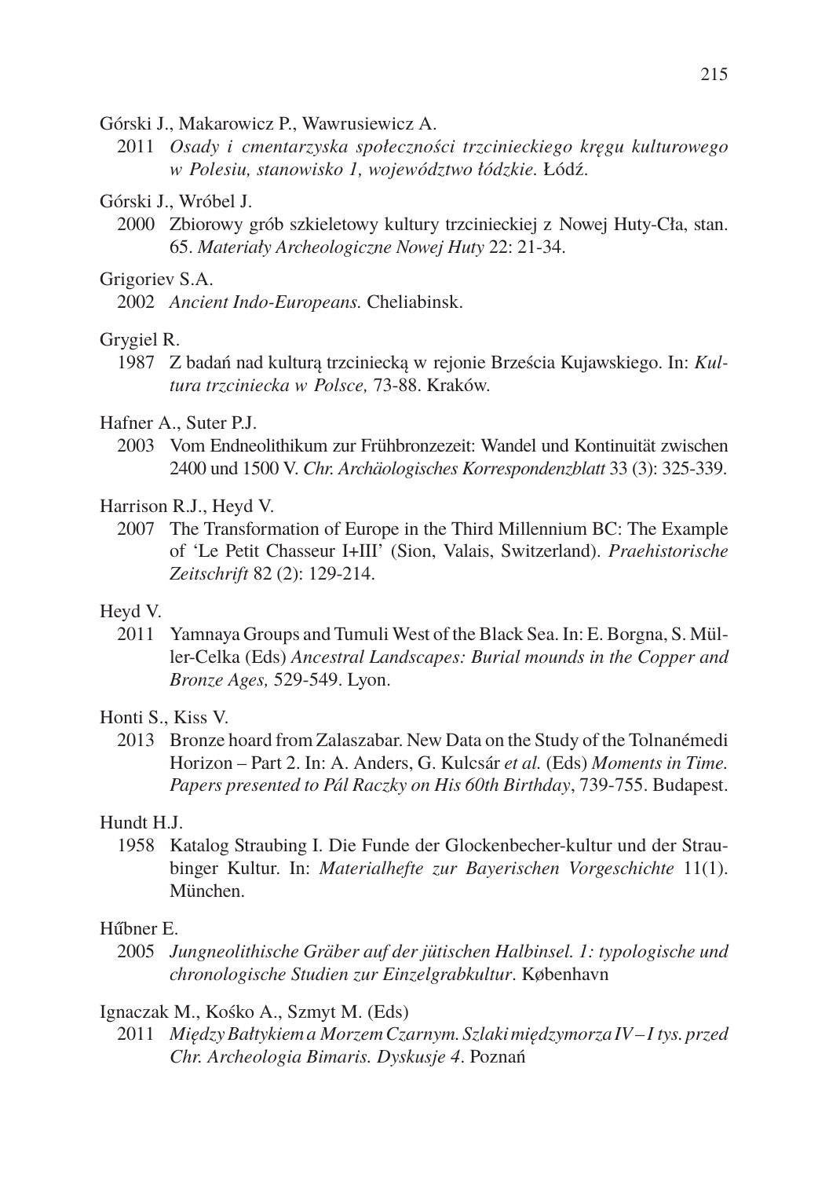Górski J., Makarowicz P., Wawrusiewicz A.

2011 *Osady i cmentarzyska społeczności trzcinieckiego kręgu kulturowego w Polesiu, stanowisko 1, województwo łódzkie.* Łódź.

Górski J., Wróbel J.

2000 Zbiorowy grób szkieletowy kultury trzcinieckiej z Nowej Huty-Cła, stan. 65. *Materiały Archeologiczne Nowej Huty* 22: 21-34.

Grigoriev S.A.

2002 *Ancient Indo-Europeans.* Cheliabinsk.

Grygiel R.

1987 Z badań nad kulturą trzciniecką w rejonie Brześcia Kujawskiego. In: *Kultura trzciniecka w Polsce,* 73-88. Kraków.

Hafner A., Suter P.J.

2003 Vom Endneolithikum zur Frühbronzezeit: Wandel und Kontinuität zwischen 2400 und 1500 V. *Chr. Archäologisches Korrespondenzblatt* 33 (3): 325-339.

Harrison R.J., Heyd V.

2007 The Transformation of Europe in the Third Millennium BC: The Example of 'Le Petit Chasseur I+III' (Sion, Valais, Switzerland). *Praehistorische Zeitschrift* 82 (2): 129-214.

Heyd V.

2011 Yamnaya Groups and Tumuli West of the Black Sea. In: E. Borgna, S. Müller-Celka (Eds) *Ancestral Landscapes: Burial mounds in the Copper and Bronze Ages,* 529-549. Lyon.

Honti S., Kiss V.

2013 Bronze hoard from Zalaszabar. New Data on the Study of the Tolnanémedi Horizon – Part 2. In: A. Anders, G. Kulcsár *et al.* (Eds) *Moments in Time. Papers presented to Pál Raczky on His 60th Birthday*, 739-755. Budapest.

Hundt H.J.

1958 Katalog Straubing I. Die Funde der Glockenbecher-kultur und der Straubinger Kultur. In: *Materialhefte zur Bayerischen Vorgeschichte* 11(1). München.

Hűbner E.

2005 *Jungneolithische Gräber auf der jütischen Halbinsel. 1: typologische und chronologische Studien zur Einzelgrabkultur*. København

Ignaczak M., Kośko A., Szmyt M. (Eds)

2011 *Między Bałtykiem a Morzem Czarnym. Szlaki międzymorza IV – I tys. przed Chr. Archeologia Bimaris. Dyskusje 4*. Poznań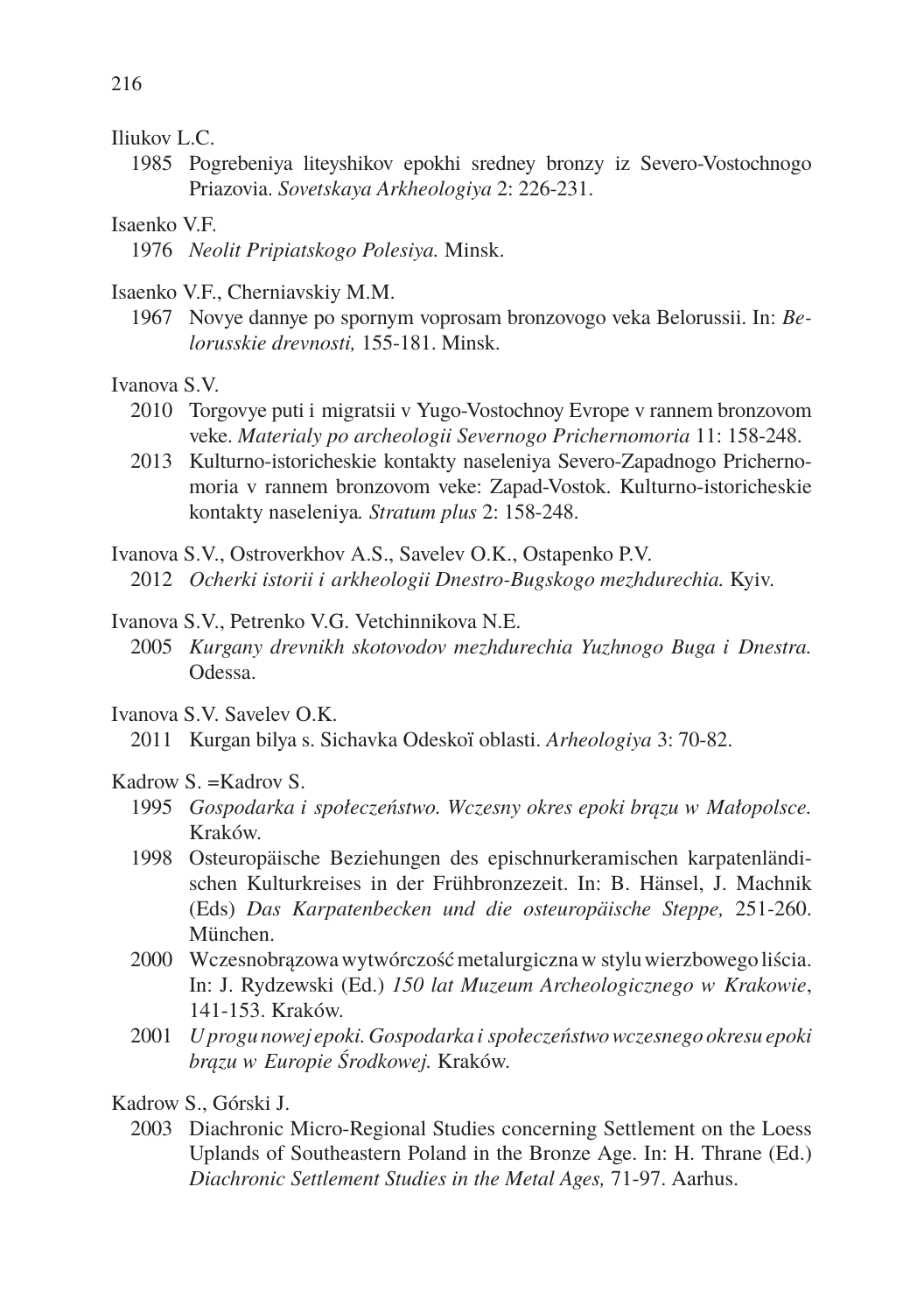Iliukov L.C.

1985 Pogrebeniya liteyshikov epokhi sredney bronzy iz Severo-Vostochnogo Priazovia. *Sovetskaya Arkheologiya* 2: 226-231.

Isaenko V.F.

1976 *Neolit Pripiatskogo Polesiya.* Minsk.

Isaenko V.F., Cherniavskiy M.M.

1967 Novye dannye po spornym voprosam bronzovogo veka Belorussii. In: *Belorusskie drevnosti,* 155-181. Minsk.

Ivanova S.V.

2010 Torgovye puti i migratsii v Yugo-Vostochnoy Evrope v rannem bronzovom veke. *Materialy po archeologii Severnogo Prichernomoria* 11: 158-248.

2013 Kulturno-istoricheskie kontakty naseleniya Severo-Zapadnogo Prichernomoria v rannem bronzovom veke: Zapad-Vostok. Kulturno-istoricheskie kontakty naseleniya. *Stratum plus* 2: 158-248.

Ivanova S.V., Ostroverkhov A.S., Savelev O.K., Ostapenko P.V.

2012 *Ocherki istorii i arkheologii Dnestro-Bugskogo mezhdurechia.* Kyiv.

Ivanova S.V., Petrenko V.G. Vetchinnikova N.E.

2005 *Kurgany drevnikh skotovodov mezhdurechia Yuzhnogo Buga i Dnestra.* Odessa.

Ivanova S.V. Savelev O.K.

2011 Kurgan bilya s. Sichavka Odeskoï oblasti. *Arheologiya* 3: 70-82.

Kadrow S. =Kadrov S.

1995 *Gospodarka i społeczeństwo. Wczesny okres epoki brązu w Małopolsce.* Kraków.

1998 Osteuropäische Beziehungen des epischnurkeramischen karpatenländischen Kulturkreises in der Frühbronzezeit. In: B. Hänsel, J. Machnik (Eds) *Das Karpatenbecken und die osteuropäische Steppe,* 251-260. München.

2000 Wczesnobrązowa wytwórczość metalurgiczna w stylu wierzbowego liścia. In: J. Rydzewski (Ed.) *150 lat Muzeum Archeologicznego w Krakowie*, 141-153. Kraków.

2001 *U progu nowej epoki. Gospodarka i społeczeństwo wczesnego okresu epoki brązu w Europie Środkowej.* Kraków.

Kadrow S., Górski J.

2003 Diachronic Micro-Regional Studies concerning Settlement on the Loess Uplands of Southeastern Poland in the Bronze Age. In: H. Thrane (Ed.) *Diachronic Settlement Studies in the Metal Ages,* 71-97. Aarhus.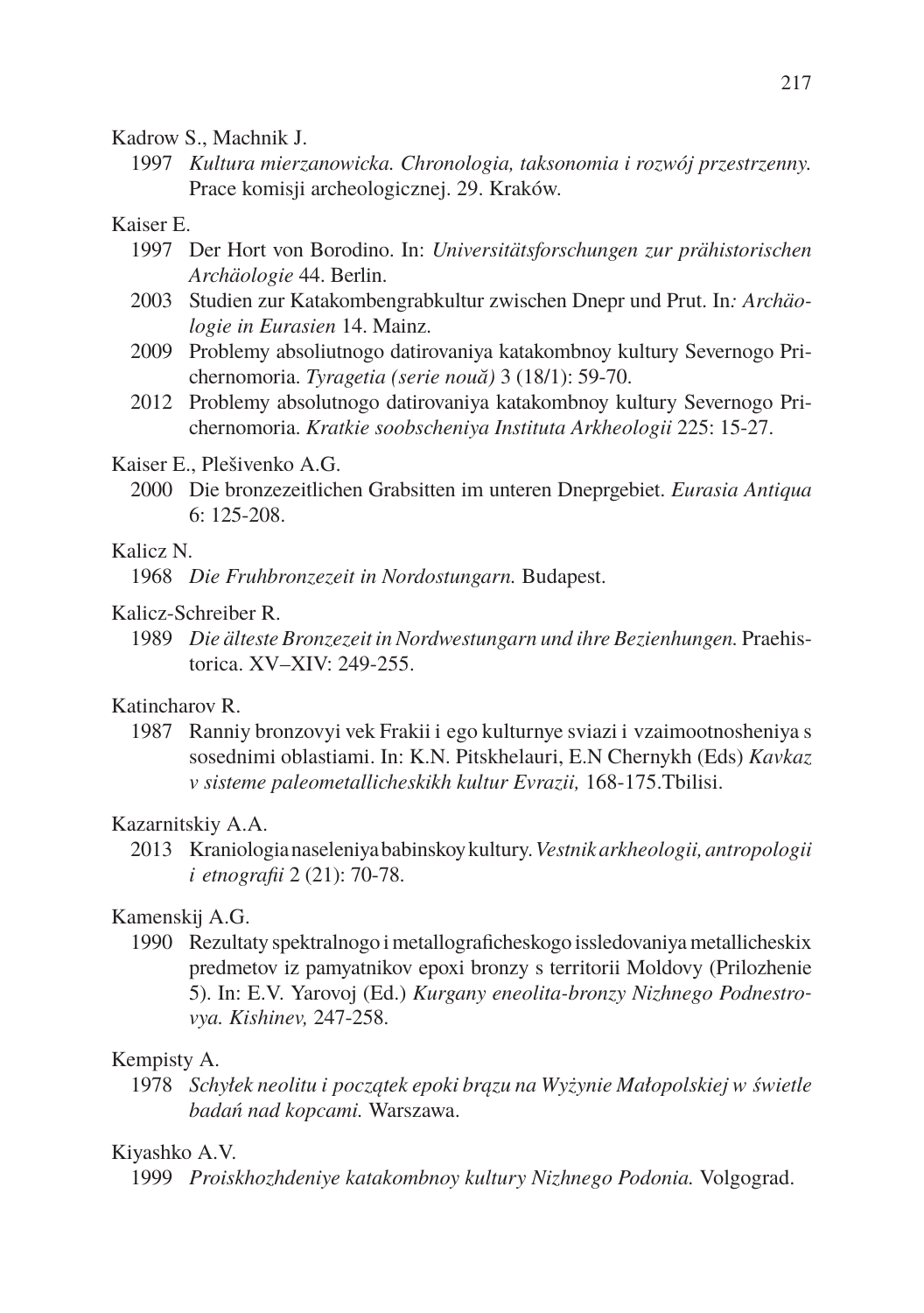Kadrow S., Machnik J.

1997 *Kultura mierzanowicka. Chronologia, taksonomia i rozwój przestrzenny.* Prace komisji archeologicznej. 29. Kraków.

Kaiser E.

1997 Der Hort von Borodino. In: *Universitätsforschungen zur prähistorischen Archäologie* 44. Berlin.

2003 Studien zur Katakombengrabkultur zwischen Dnepr und Prut. In*: Archäologie in Eurasien* 14. Mainz.

2009 Problemy absoliutnogo datirovaniya katakombnoy kultury Severnogo Prichernomoria. *Tyragetia (serie nouă)* 3 (18/1): 59-70.

2012 Problemy absolutnogo datirovaniya katakombnoy kultury Severnogo Prichernomoria. *Kratkie soobscheniya Instituta Arkheologii* 225: 15-27.

Kaiser E., Plešivenko A.G.

2000 Die bronzezeitlichen Grabsitten im unteren Dneprgebiet. *Eurasia Antiqua* 6: 125-208.

Kalicz N.

1968 *Die Fruhbronzezeit in Nordostungarn.* Budapest.

Kalicz-Schreiber R.

1989 *Die älteste Bronzezeit in Nordwestungarn und ihre Bezienhungen.* Praehistorica. XV–XIV: 249-255.

Katincharov R.

1987 Ranniy bronzovyi vek Frakii i ego kulturnye sviazi i vzaimootnosheniya s sosednimi oblastiami. In: K.N. Pitskhelauri, E.N Chernykh (Eds) *Kavkaz v sisteme paleometallicheskikh kultur Evrazii,* 168-175.Tbilisi.

Kazarnitskiy A.A.

2013 Kraniologia naseleniya babinskoy kultury. *Vestnik arkheologii, antropologii i etnografii* 2 (21): 70-78.

Kamenskij A.G.

1990 Rezultaty spektralnogo i metallograficheskogo issledovaniya metallicheskix predmetov iz pamyatnikov epoxi bronzy s territorii Moldovy (Prilozhenie 5). In: E.V. Yarovoj (Ed.) *Kurgany eneolita-bronzy Nizhnego Podnestrovya. Kishinev,* 247-258.

Kempisty A.

1978 *Schyłek neolitu i początek epoki brązu na Wyżynie Małopolskiej w świetle badań nad kopcami.* Warszawa.

Kiyashko A.V.

1999 *Proiskhozhdeniye katakombnoy kultury Nizhnego Podonia.* Volgograd.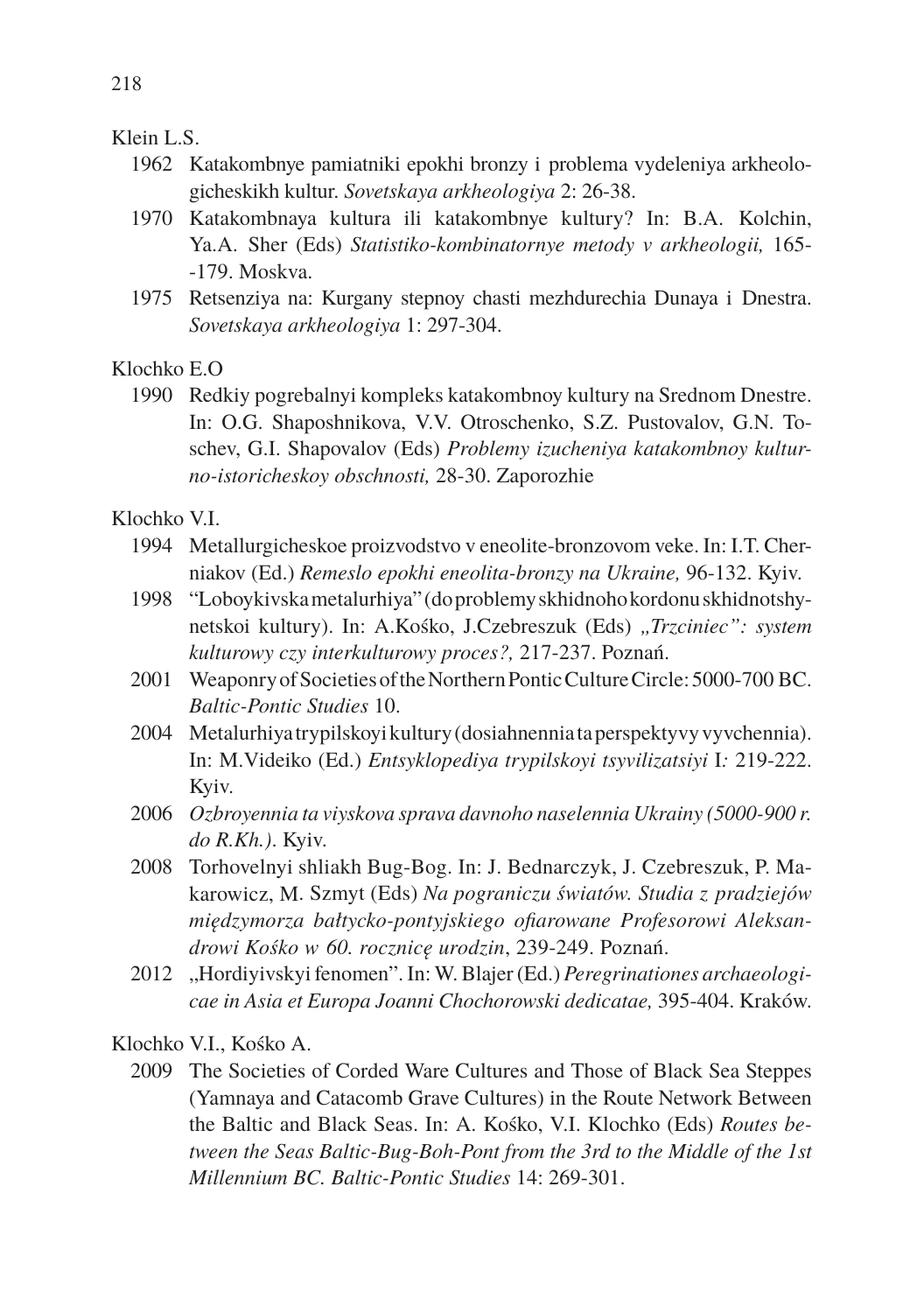Klein L.S.

1962 Katakombnye pamiatniki epokhi bronzy i problema vydeleniya arkheologicheskikh kultur. *Sovetskaya arkheologiya* 2: 26-38.

1970 Katakombnaya kultura ili katakombnye kultury? In: B.A. Kolchin, Ya.A. Sher (Eds) *Statistiko-kombinatornye metody v arkheologii,* 165--179. Moskva.

1975 Retsenziya na: Kurgany stepnoy chasti mezhdurechia Dunaya i Dnestra. *Sovetskaya arkheologiya* 1: 297-304.

Klochko E.O

1990 Redkiy pogrebalnyi kompleks katakombnoy kultury na Srednom Dnestre. In: O.G. Shaposhnikova, V.V. Otroschenko, S.Z. Pustovalov, G.N. Toschev, G.I. Shapovalov (Eds) *Problemy izucheniya katakombnoy kulturno-istoricheskoy obschnosti,* 28-30. Zaporozhie

Klochko V.I.

1994 Metallurgicheskoe proizvodstvo v eneolite-bronzovom veke. In: I.T. Cherniakov (Ed.) *Remeslo epokhi eneolita-bronzy na Ukraine,* 96-132. Kyiv.

1998 "Loboykivska metalurhiya" (do problemy skhidnoho kordonu skhidnotshynetskoi kultury). In: A.Kośko, J.Czebreszuk (Eds) *„Trzciniec": system kulturowy czy interkulturowy proces?,* 217-237. Poznań.

2001 Weaponry of Societies of the Northern Pontic Culture Circle: 5000-700 BC. *Baltic-Pontic Studies* 10.

2004 Metalurhiya trypilskoyi kultury (dosiahnennia ta perspektyvy vyvchennia). In: M.Videiko (Ed.) *Entsyklopediya trypilskoyi tsyvilizatsiyi* I*:* 219-222. Kyiv.

2006 *Ozbroyennia ta viyskova sprava davnoho naselennia Ukrainy (5000-900 r. do R.Kh.).* Kyiv.

2008 Torhovelnyi shliakh Bug-Bog. In: J. Bednarczyk, J. Czebreszuk, P. Makarowicz, M. Szmyt (Eds) *Na pograniczu światów. Studia z pradziejów międzymorza bałtycko-pontyjskiego ofiarowane Profesorowi Aleksandrowi Kośko w 60. rocznicę urodzin*, 239-249. Poznań.

2012 „Hordiyivskyi fenomen". In: W. Blajer (Ed.) *Peregrinationes archaeologicae in Asia et Europa Joanni Chochorowski dedicatae,* 395-404. Kraków.

Klochko V.I., Kośko A.

2009 The Societies of Corded Ware Cultures and Those of Black Sea Steppes (Yamnaya and Catacomb Grave Cultures) in the Route Network Between the Baltic and Black Seas. In: A. Kośko, V.I. Klochko (Eds) *Routes between the Seas Baltic-Bug-Boh-Pont from the 3rd to the Middle of the 1st Millennium BC. Baltic-Pontic Studies* 14: 269-301.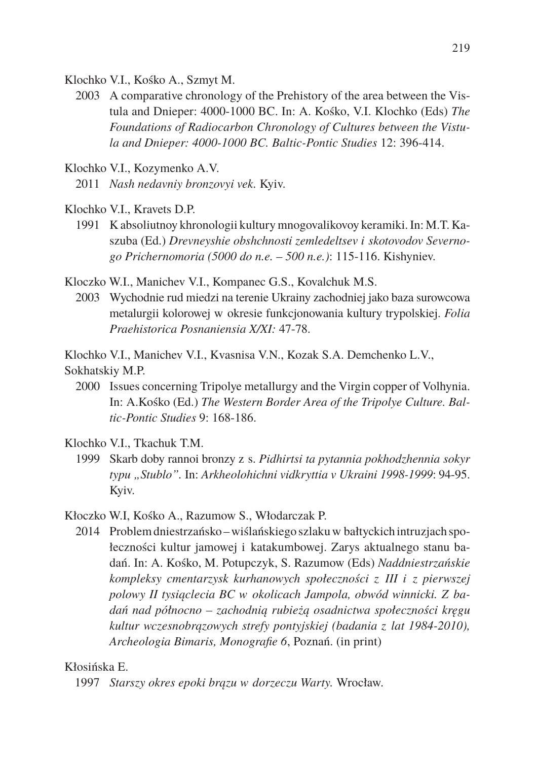Klochko V.I., Kośko A., Szmyt M.

2003 A comparative chronology of the Prehistory of the area between the Vistula and Dnieper: 4000-1000 BC. In: A. Kośko, V.I. Klochko (Eds) *The Foundations of Radiocarbon Chronology of Cultures between the Vistula and Dnieper: 4000-1000 BC. Baltic-Pontic Studies* 12: 396-414.

Klochko V.I., Kozymenko A.V.

2011 *Nash nedavniy bronzovyi vek.* Kyiv.

Klochko V.I., Kravets D.P.

1991 K absoliutnoy khronologii kultury mnogovalikovoy keramiki. In: M.T. Kaszuba (Ed.) *Drevneyshie obshchnosti zemledeltsev i skotovodov Severnogo Prichernomoria (5000 do n.e. – 500 n.e.)*: 115-116. Kishyniev.

Kloczko W.I., Manichev V.I., Kompanec G.S., Kovalchuk M.S.

2003 Wychodnie rud miedzi na terenie Ukrainy zachodniej jako baza surowcowa metalurgii kolorowej w okresie funkcjonowania kultury trypolskiej. *Folia Praehistorica Posnaniensia X/XI:* 47-78.

Klochko V.I., Manichev V.I., Kvasnisa V.N., Kozak S.A. Demchenko L.V., Sokhatskiy M.P.

2000 Issues concerning Tripolye metallurgy and the Virgin copper of Volhynia. In: A.Kośko (Ed.) *The Western Border Area of the Tripolye Culture. Baltic-Pontic Studies* 9: 168-186.

Klochko V.I., Tkachuk T.M.

1999 Skarb doby rannoi bronzy z s. *Pidhirtsi ta pytannia pokhodzhennia sokyr typu „Stublo”*. In: *Arkheolohichni vidkryttia v Ukraini 1998-1999*: 94-95. Kyiv.

Kłoczko W.I, Kośko A., Razumow S., Włodarczak P.

2014 Problem dniestrzańsko – wiślańskiego szlaku w bałtyckich intruzjach społeczności kultur jamowej i katakumbowej. Zarys aktualnego stanu badań. In: A. Kośko, M. Potupczyk, S. Razumow (Eds) *Naddniestrzańskie kompleksy cmentarzysk kurhanowych społeczności z III i z pierwszej polowy II tysiąclecia BC w okolicach Jampola, obwód winnicki. Z badań nad północno – zachodnią rubieżą osadnictwa społeczności kręgu kultur wczesnobrązowych strefy pontyjskiej (badania z lat 1984-2010), Archeologia Bimaris, Monografie 6*, Poznań. (in print)

Kłosińska E.

1997 *Starszy okres epoki brązu w dorzeczu Warty.* Wrocław.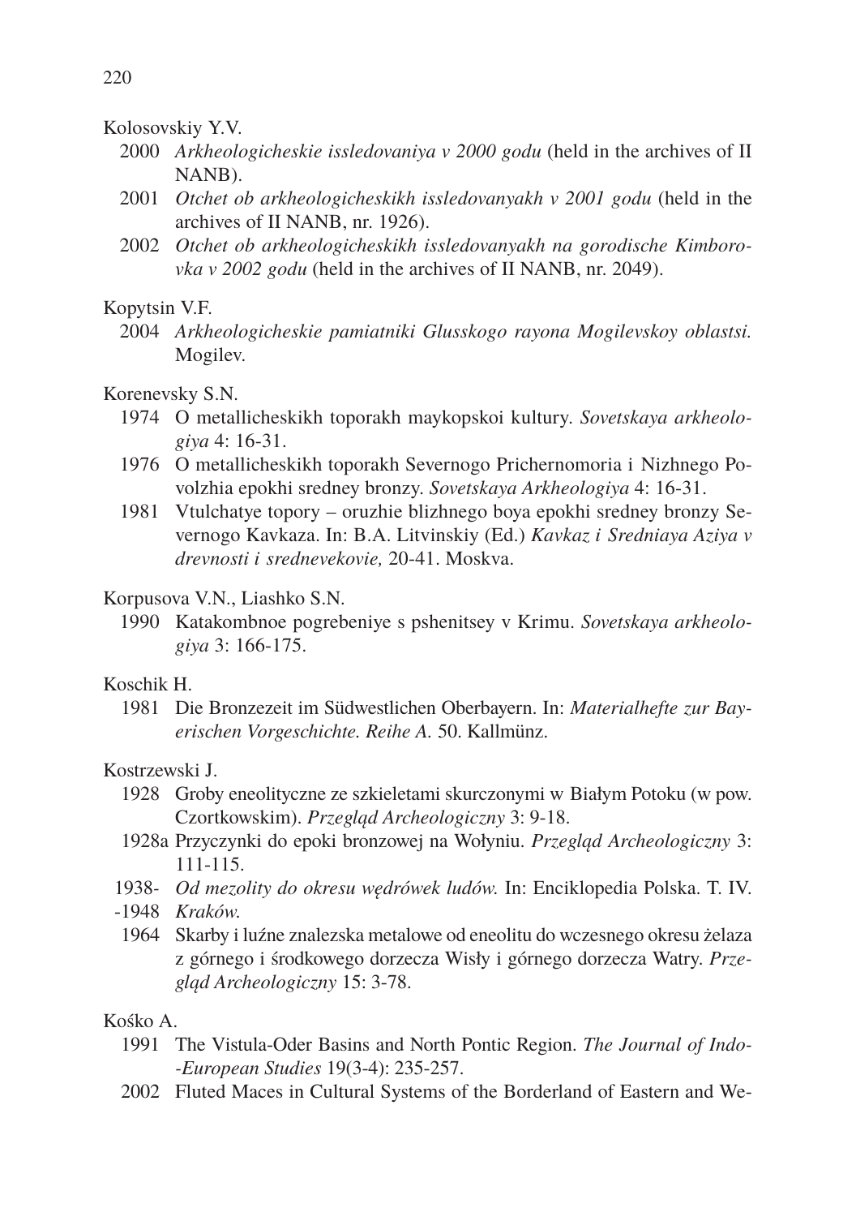Kolosovskiy Y.V.

2000 *Arkheologicheskie issledovaniya v 2000 godu* (held in the archives of II NANB).

2001 *Otchet ob arkheologicheskikh issledovanyakh v 2001 godu* (held in the archives of II NANB, nr. 1926).

2002 *Otchet ob arkheologicheskikh issledovanyakh na gorodische Kimborovka v 2002 godu* (held in the archives of II NANB, nr. 2049).

Kopytsin V.F.

2004 *Arkheologicheskie pamiatniki Glusskogo rayona Mogilevskoy oblastsi.* Mogilev.

Korenevsky S.N.

1974 O metallicheskikh toporakh maykopskoi kultury. *Sovetskaya arkheologiya* 4: 16-31.

1976 O metallicheskikh toporakh Severnogo Prichernomoria i Nizhnego Povolzhia epokhi sredney bronzy. *Sovetskaya Arkheologiya* 4: 16-31.

1981 Vtulchatye topory – oruzhie blizhnego boya epokhi sredney bronzy Severnogo Kavkaza. In: B.A. Litvinskiy (Ed.) *Kavkaz i Sredniaya Aziya v drevnosti i srednevekovie,* 20-41. Moskva.

Korpusova V.N., Liashko S.N.

1990 Katakombnoe pogrebeniye s pshenitsey v Krimu. *Sovetskaya arkheologiya* 3: 166-175.

Koschik H.

1981 Die Bronzezeit im Südwestlichen Oberbayern. In: *Materialhefte zur Bayerischen Vorgeschichte. Reihe A.* 50. Kallmünz.

Kostrzewski J.

1928 Groby eneolityczne ze szkieletami skurczonymi w Białym Potoku (w pow. Czortkowskim). *Przegląd Archeologiczny* 3: 9-18.

1928a Przyczynki do epoki bronzowej na Wołyniu. *Przegląd Archeologiczny* 3: 111-115.

1938--1948 *Od mezolity do okresu wędrówek ludów.* In: Enciklopedia Polska. T. IV. *Kraków.*

1964 Skarby i luźne znalezska metalowe od eneolitu do wczesnego okresu żelaza z górnego i środkowego dorzecza Wisły i górnego dorzecza Watry. *Przegląd Archeologiczny* 15: 3-78.

Kośko A.

1991 The Vistula-Oder Basins and North Pontic Region. *The Journal of Indo--European Studies* 19(3-4): 235-257.

2002 Fluted Maces in Cultural Systems of the Borderland of Eastern and We-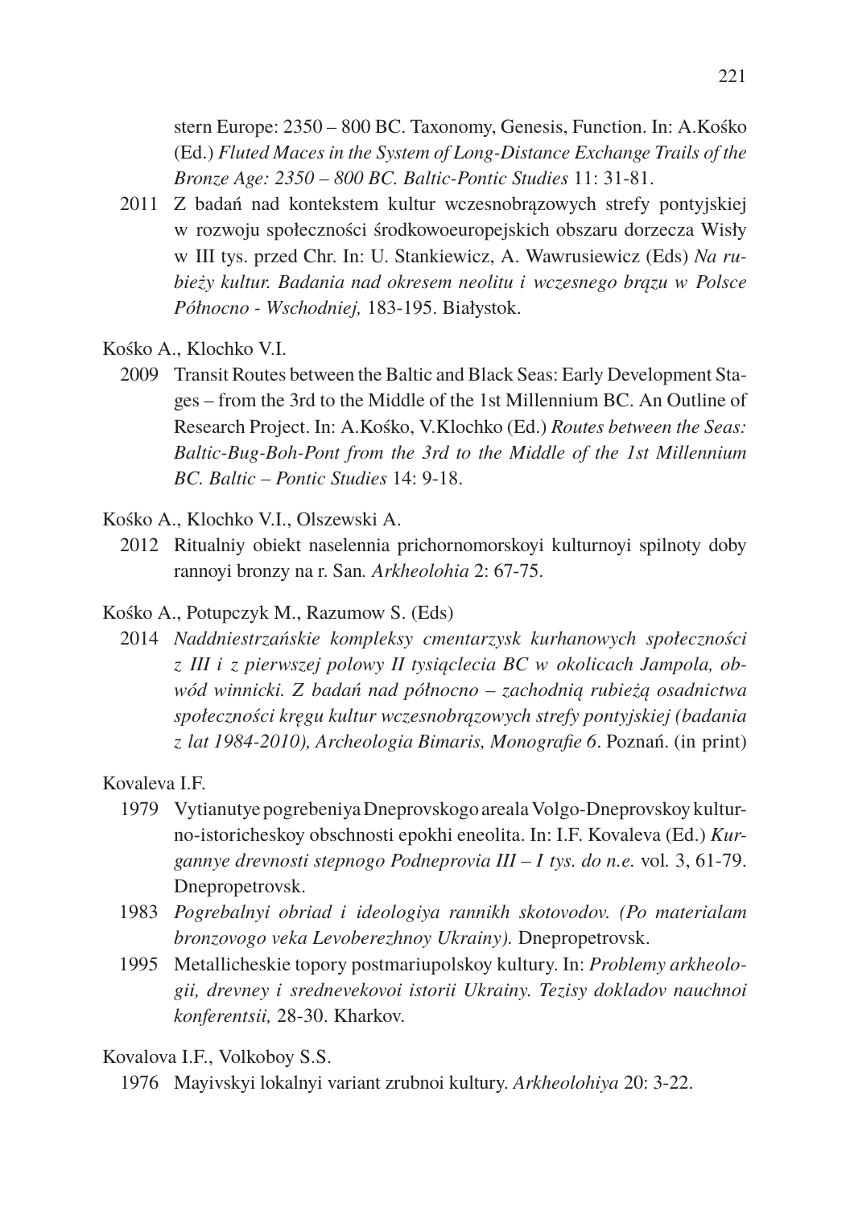stern Europe: 2350 – 800 BC. Taxonomy, Genesis, Function. In: A.Kośko (Ed.) *Fluted Maces in the System of Long-Distance Exchange Trails of the Bronze Age: 2350 – 800 BC. Baltic-Pontic Studies* 11: 31-81.

2011 Z badań nad kontekstem kultur wczesnobrązowych strefy pontyjskiej w rozwoju społeczności środkowoeuropejskich obszaru dorzecza Wisły w III tys. przed Chr. In: U. Stankiewicz, A. Wawrusiewicz (Eds) *Na rubieży kultur. Badania nad okresem neolitu i wczesnego brązu w Polsce Północno - Wschodniej,* 183-195. Białystok.

Kośko A., Klochko V.I.

2009 Transit Routes between the Baltic and Black Seas: Early Development Stages – from the 3rd to the Middle of the 1st Millennium BC. An Outline of Research Project. In: A.Kośko, V.Klochko (Ed.) *Routes between the Seas: Baltic-Bug-Boh-Pont from the 3rd to the Middle of the 1st Millennium BC. Baltic – Pontic Studies* 14: 9-18.

Kośko A., Klochko V.I., Olszewski A.

2012 Ritualniy obiekt naselennia prichornomorskoyi kulturnoyi spilnoty doby rannoyi bronzy na r. San. *Arkheolohia* 2: 67-75.

Kośko A., Potupczyk M., Razumow S. (Eds)

2014 *Naddniestrzańskie kompleksy cmentarzysk kurhanowych społeczności z III i z pierwszej polowy II tysiąclecia BC w okolicach Jampola, obwód winnicki. Z badań nad północno – zachodnią rubieżą osadnictwa społeczności kręgu kultur wczesnobrązowych strefy pontyjskiej (badania z lat 1984-2010), Archeologia Bimaris, Monografie 6*. Poznań. (in print)

Kovaleva I.F.

1979 Vytianutye pogrebeniya Dneprovskogo areala Volgo-Dneprovskoy kulturno-istoricheskoy obschnosti epokhi eneolita. In: I.F. Kovaleva (Ed.) *Kurgannye drevnosti stepnogo Podneprovia III – I tys. do n.e.* vol. 3, 61-79. Dnepropetrovsk.

1983 *Pogrebalnyi obriad i ideologiya rannikh skotovodov. (Po materialam bronzovogo veka Levoberezhnoy Ukrainy).* Dnepropetrovsk.

1995 Metallicheskie topory postmariupolskoy kultury. In: *Problemy arkheologii, drevney i srednevekovoi istorii Ukrainy. Tezisy dokladov nauchnoi konferentsii,* 28-30. Kharkov.

Kovalova I.F., Volkoboy S.S.

1976 Mayivskyi lokalnyi variant zrubnoi kultury. *Arkheolohiya* 20: 3-22.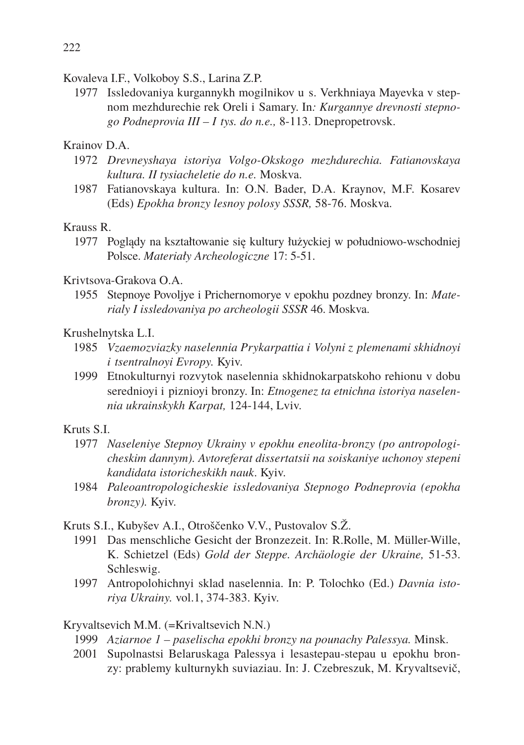Kovaleva I.F., Volkoboy S.S., Larina Z.P.

1977 Issledovaniya kurgannykh mogilnikov u s. Verkhniaya Mayevka v stepnom mezhdurechie rek Oreli i Samary. In*: Kurgannye drevnosti stepnogo Podneprovia III – I tys. do n.e.,* 8-113. Dnepropetrovsk.

Krainov D.A.

1972 *Drevneyshaya istoriya Volgo-Okskogo mezhdurechia. Fatianovskaya kultura. II tysiacheletie do n.e.* Moskva.

1987 Fatianovskaya kultura. In: O.N. Bader, D.A. Kraynov, M.F. Kosarev (Eds) *Epokha bronzy lesnoy polosy SSSR,* 58-76. Moskva.

Krauss R.

1977 Poglądy na kształtowanie się kultury łużyckiej w południowo-wschodniej Polsce. *Materiały Archeologiczne* 17: 5-51.

Krivtsova-Grakova O.A.

1955 Stepnoye Povoljye i Prichernomorye v epokhu pozdney bronzy. In: *Materialy I issledovaniya po archeologii SSSR* 46. Moskva.

Krushelnytska L.I.

1985 *Vzaemozviazky naselennia Prykarpattia i Volyni z plemenami skhidnoyi i tsentralnoyi Evropy.* Kyiv.

1999 Etnokulturnyi rozvytok naselennia skhidnokarpatskoho rehionu v dobu serednioyi i piznioyi bronzy. In: *Etnogenez ta etnichna istoriya naselennia ukrainskykh Karpat,* 124-144, Lviv.

Kruts S.I.

1977 *Naseleniye Stepnoy Ukrainy v epokhu eneolita-bronzy (po antropologicheskim dannym). Avtoreferat dissertatsii na soiskaniye uchonoy stepeni kandidata istoricheskikh nauk*. Kyiv.

1984 *Paleoantropologicheskie issledovaniya Stepnogo Podneprovia (epokha bronzy).* Kyiv.

Kruts S.I., Kubyšev A.I., Otroščenko V.V., Pustovalov S.Ž.

1991 Das menschliche Gesicht der Bronzezeit. In: R.Rolle, M. Müller-Wille, K. Schietzel (Eds) *Gold der Steppe. Archäologie der Ukraine,* 51-53. Schleswig.

1997 Antropolohichnyi sklad naselennia. In: P. Tolochko (Ed.) *Davnia istoriya Ukrainy.* vol.1, 374-383. Kyiv.

Kryvaltsevich M.M. (=Krivaltsevich N.N.)

1999 *Aziarnoe 1 – paselischa epokhi bronzy na pounachy Palessya.* Minsk.

2001 Supolnastsi Belaruskaga Palessya i lesastepau-stepau u epokhu bronzy: prablemy kulturnykh suviaziau. In: J. Czebreszuk, M. Kryvaltsevič,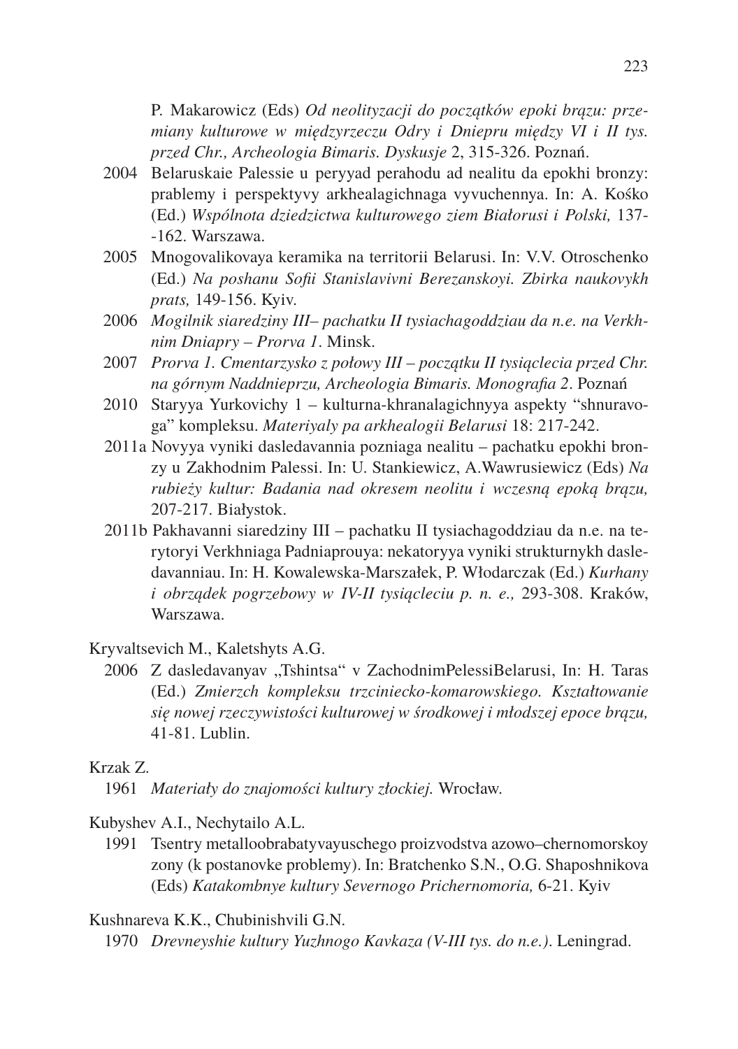P. Makarowicz (Eds) *Od neolityzacji do początków epoki brązu: przemiany kulturowe w międzyrzeczu Odry i Dniepru między VI i II tys. przed Chr., Archeologia Bimaris. Dyskusje* 2, 315-326. Poznań.

2004 Belaruskaie Palessie u peryyad perahodu ad nealitu da epokhi bronzy: prablemy i perspektyvy arkhealagichnaga vyvuchennya. In: A. Kośko (Ed.) *Wspólnota dziedzictwa kulturowego ziem Białorusi i Polski,* 137-162. Warszawa.

2005 Mnogovalikovaya keramika na territorii Belarusi. In: V.V. Otroschenko (Ed.) *Na poshanu Sofii Stanislavivni Berezanskoyi. Zbirka naukovykh prats,* 149-156. Kyiv.

2006 *Mogilnik siaredziny III– pachatku II tysiachagoddziau da n.e. na Verkhnim Dniapry – Prorva 1*. Minsk.

2007 *Prorva 1. Cmentarzysko z połowy III – początku II tysiąclecia przed Chr. na górnym Naddnieprzu, Archeologia Bimaris. Monografia 2*. Poznań

2010 Staryya Yurkovichy 1 – kulturna-khranalagichnyya aspekty "shnuravoga" kompleksu. *Materiyaly pa arkhealogii Belarusi* 18: 217-242.

2011a Novyya vyniki dasledavannia pozniaga nealitu – pachatku epokhi bronzy u Zakhodnim Palessi. In: U. Stankiewicz, A.Wawrusiewicz (Eds) *Na rubieży kultur: Badania nad okresem neolitu i wczesną epoką brązu,* 207-217. Białystok.

2011b Pakhavanni siaredziny III – pachatku II tysiachagoddziau da n.e. na terytoryi Verkhniaga Padniaprouya: nekatoryya vyniki strukturnykh dasledavanniau. In: H. Kowalewska-Marszałek, P. Włodarczak (Ed.) *Kurhany i obrządek pogrzebowy w IV-II tysiącleciu p. n. e.,* 293-308. Kraków, Warszawa.

Kryvaltsevich M., Kaletshyts A.G.

2006 Z dasledavanyav „Tshintsa" v ZachodnimPelessiBelarusi, In: H. Taras (Ed.) *Zmierzch kompleksu trzciniecko-komarowskiego. Kształtowanie się nowej rzeczywistości kulturowej w środkowej i młodszej epoce brązu,* 41-81. Lublin.

Krzak Z.

1961 *Materiały do znajomości kultury złockiej.* Wrocław.

Kubyshev A.I., Nechytailo A.L.

1991 Tsentry metalloobrabatyvayuschego proizvodstva azowo–chernomorskoy zony (k postanovke problemy). In: Bratchenko S.N., O.G. Shaposhnikova (Eds) *Katakombnye kultury Severnogo Prichernomoria,* 6-21. Kyiv

Kushnareva K.K., Chubinishvili G.N.

1970 *Drevneyshie kultury Yuzhnogo Kavkaza (V-III tys. do n.e.)*. Leningrad.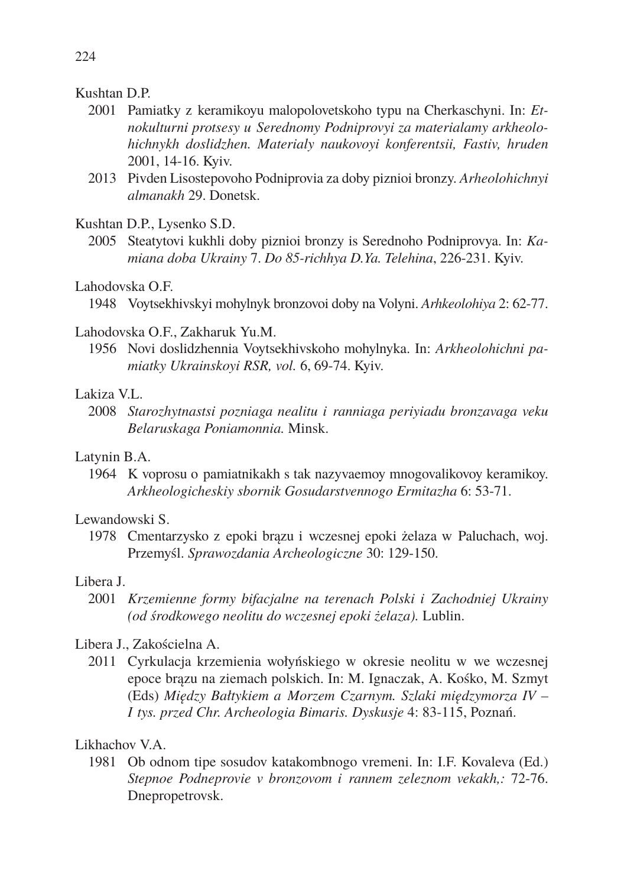Kushtan D.P.

2001 Pamiatky z keramikoyu malopolovetskoho typu na Cherkaschyni. In: *Etnokulturni protsesy u Serednomy Podniprovyi za materialamy arkheolohichnykh doslidzhen. Materialy naukovoyi konferentsii, Fastiv, hruden* 2001, 14-16. Kyiv.

2013 Pivden Lisostepovoho Podniprovia za doby piznioi bronzy. *Arheolohichnyi almanakh* 29. Donetsk.

Kushtan D.P., Lysenko S.D.

2005 Steatytovi kukhli doby piznioi bronzy is Serednoho Podniprovya. In: *Kamiana doba Ukrainy* 7. *Do 85-richhya D.Ya. Telehina*, 226-231. Kyiv.

Lahodovska O.F.

1948 Voytsekhivskyi mohylnyk bronzovoi doby na Volyni. *Arhkeolohiya* 2: 62-77.

Lahodovska O.F., Zakharuk Yu.M.

1956 Novi doslidzhennia Voytsekhivskoho mohylnyka. In: *Arkheolohichni pamiatky Ukrainskoyi RSR, vol.* 6, 69-74. Kyiv.

Lakiza V.L.

2008 *Starozhytnastsi pozniaga nealitu i ranniaga periyiadu bronzavaga veku Belaruskaga Poniamonnia.* Minsk.

Latynin B.A.

1964 K voprosu o pamiatnikakh s tak nazyvaemoy mnogovalikovoy keramikoy. *Arkheologicheskiy sbornik Gosudarstvennogo Ermitazha* 6: 53-71.

Lewandowski S.

1978 Cmentarzysko z epoki brązu i wczesnej epoki żelaza w Paluchach, woj. Przemyśl. *Sprawozdania Archeologiczne* 30: 129-150.

Libera J.

2001 *Krzemienne formy bifacjalne na terenach Polski i Zachodniej Ukrainy (od środkowego neolitu do wczesnej epoki żelaza).* Lublin.

Libera J., Zakościelna A.

2011 Cyrkulacja krzemienia wołyńskiego w okresie neolitu w we wczesnej epoce brązu na ziemach polskich. In: M. Ignaczak, A. Kośko, M. Szmyt (Eds) *Między Bałtykiem a Morzem Czarnym. Szlaki międzymorza IV – I tys. przed Chr. Archeologia Bimaris. Dyskusje* 4: 83-115, Poznań.

Likhachov V.A.

1981 Ob odnom tipe sosudov katakombnogo vremeni. In: I.F. Kovaleva (Ed.) *Stepnoe Podneprovie v bronzovom i rannem zeleznom vekakh,:* 72-76. Dnepropetrovsk.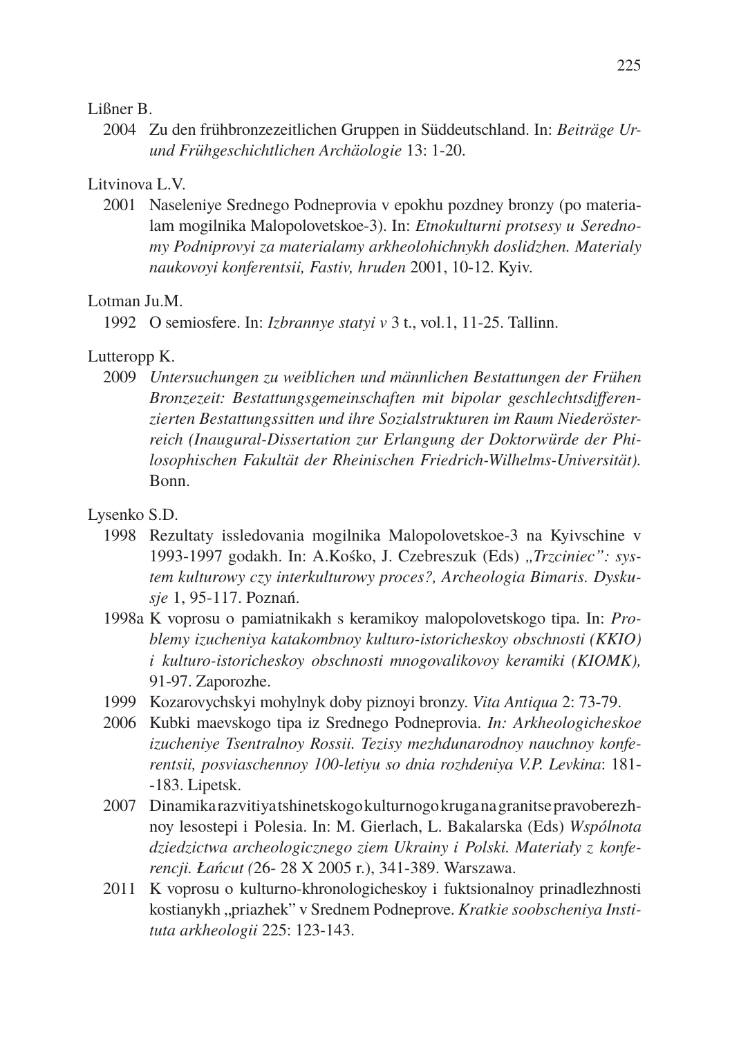Lißner B.

2004 Zu den frühbronzezeitlichen Gruppen in Süddeutschland. In: *Beiträge Ur- und Frühgeschichtlichen Archäologie* 13: 1-20.

Litvinova L.V.

2001 Naseleniye Srednego Podneprovia v epokhu pozdney bronzy (po materialam mogilnika Malopolovetskoe-3). In: *Etnokulturni protsesy u Serednomy Podniprovyi za materialamy arkheolohichnykh doslidzhen. Materialy naukovoyi konferentsii, Fastiv, hruden* 2001, 10-12. Kyiv.

Lotman Ju.M.

1992 O semiosfere. In: *Izbrannye statyi v* 3 t., vol.1, 11-25. Tallinn.

Lutteropp K.

2009 *Untersuchungen zu weiblichen und männlichen Bestattungen der Frühen Bronzezeit: Bestattungsgemeinschaften mit bipolar geschlechtsdifferenzierten Bestattungssitten und ihre Sozialstrukturen im Raum Niederösterreich (Inaugural-Dissertation zur Erlangung der Doktorwürde der Philosophischen Fakultät der Rheinischen Friedrich-Wilhelms-Universität).* Bonn.

Lysenko S.D.

1998 Rezultaty issledovania mogilnika Malopolovetskoe-3 na Kyivschine v 1993-1997 godakh. In: A.Kośko, J. Czebreszuk (Eds) *„Trzciniec": system kulturowy czy interkulturowy proces?, Archeologia Bimaris. Dyskusje* 1, 95-117. Poznań.

1998a K voprosu o pamiatnikakh s keramikoy malopolovetskogo tipa. In: *Problemy izucheniya katakombnoy kulturo-istoricheskoy obschnosti (KKIO) i kulturo-istoricheskoy obschnosti mnogovalikovoy keramiki (KIOMK),* 91-97. Zaporozhe.

1999 Kozarovychskyi mohylnyk doby piznoyi bronzy. *Vita Antiqua* 2: 73-79.

2006 Kubki maevskogo tipa iz Srednego Podneprovia. *In: Arkheologicheskoe izucheniye Tsentralnoy Rossii. Tezisy mezhdunarodnoy nauchnoy konferentsii, posviaschennoy 100-letiyu so dnia rozhdeniya V.P. Levkina*: 181--183. Lipetsk.

2007 Dinamika razvitiya tshinetskogo kulturnogo kruga na granitse pravoberezhnoy lesostepi i Polesia. In: M. Gierlach, L. Bakalarska (Eds) *Wspólnota dziedzictwa archeologicznego ziem Ukrainy i Polski. Materiały z konferencji. Łańcut (*26- 28 X 2005 r.), 341-389. Warszawa.

2011 K voprosu o kulturno-khronologicheskoy i fuktsionalnoy prinadlezhnosti kostianykh „priazhek" v Srednem Podneprove. *Kratkie soobscheniya Instituta arkheologii* 225: 123-143.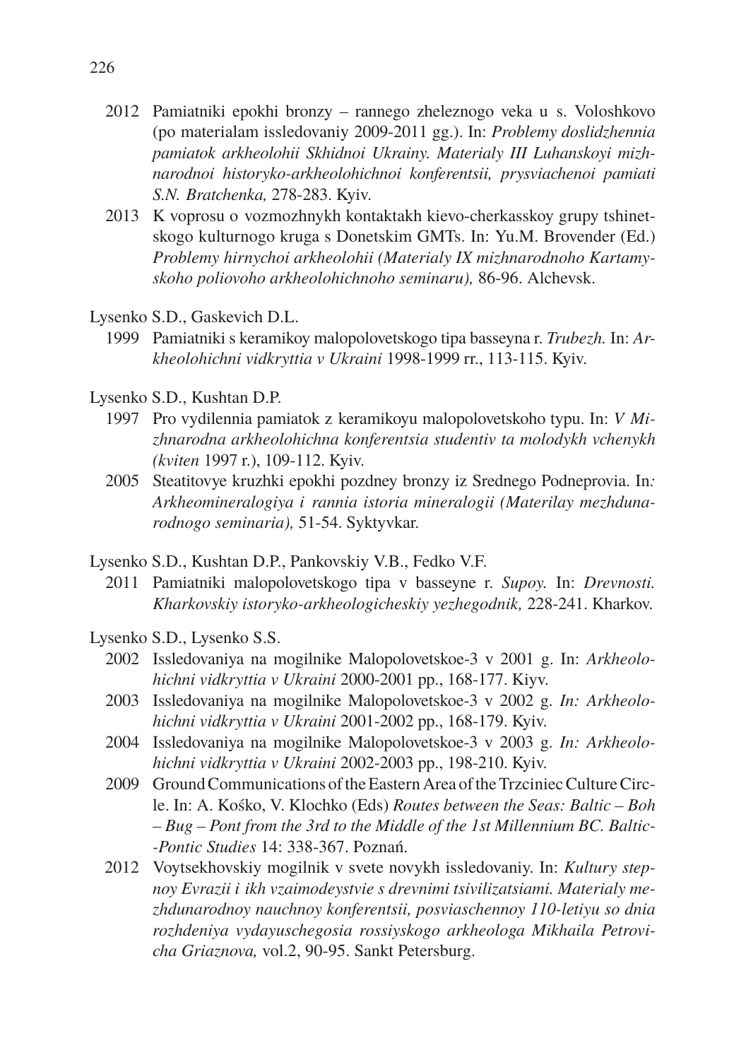2012 Pamiatniki epokhi bronzy – rannego zheleznogo veka u s. Voloshkovo (po materialam issledovaniy 2009-2011 gg.). In: *Problemy doslidzhennia pamiatok arkheolohii Skhidnoi Ukrainy. Materialy III Luhanskoyi mizhnarodnoi historyko-arkheolohichnoi konferentsii, prysviachenoi pamiati S.N. Bratchenka,* 278-283. Kyiv.

2013 K voprosu o vozmozhnykh kontaktakh kievo-cherkasskoy grupy tshinetskogo kulturnogo kruga s Donetskim GMTs. In: Yu.M. Brovender (Ed.) *Problemy hirnychoi arkheolohii (Materialy IX mizhnarodnoho Kartamyskoho poliovoho arkheolohichnoho seminaru),* 86-96. Alchevsk.

Lysenko S.D., Gaskevich D.L.

1999 Pamiatniki s keramikoy malopolovetskogo tipa basseyna r. *Trubezh.* In: *Arkheolohichni vidkryttia v Ukraini* 1998-1999 rr., 113-115. Kyiv.

Lysenko S.D., Kushtan D.P.

1997 Pro vydilennia pamiatok z keramikoyu malopolovetskoho typu. In: *V Mizhnarodna arkheolohichna konferentsia studentiv ta molodykh vchenykh (kviten* 1997 r.), 109-112. Kyiv.

2005 Steatitovye kruzhki epokhi pozdney bronzy iz Srednego Podneprovia. In*: Arkheomineralogiya i rannia istoria mineralogii (Materilay mezhdunarodnogo seminaria),* 51-54. Syktyvkar.

Lysenko S.D., Kushtan D.P., Pankovskiy V.B., Fedko V.F.

2011 Pamiatniki malopolovetskogo tipa v basseyne r. *Supoy.* In: *Drevnosti. Kharkovskiy istoryko-arkheologicheskiy yezhegodnik,* 228-241. Kharkov.

Lysenko S.D., Lysenko S.S.

2002 Issledovaniya na mogilnike Malopolovetskoe-3 v 2001 g. In: *Arkheolohichni vidkryttia v Ukraini* 2000-2001 pp., 168-177. Kiyv.

2003 Issledovaniya na mogilnike Malopolovetskoe-3 v 2002 g. *In: Arkheolohichni vidkryttia v Ukraini* 2001-2002 pp., 168-179. Kyiv.

2004 Issledovaniya na mogilnike Malopolovetskoe-3 v 2003 g. *In: Arkheolohichni vidkryttia v Ukraini* 2002-2003 pp., 198-210. Kyiv.

2009 Ground Communications of the Eastern Area of the Trzciniec Culture Circle. In: A. Kośko, V. Klochko (Eds) *Routes between the Seas: Baltic – Boh – Bug – Pont from the 3rd to the Middle of the 1st Millennium BC. Baltic--Pontic Studies* 14: 338-367. Poznań.

2012 Voytsekhovskiy mogilnik v svete novykh issledovaniy. In: *Kultury stepnoy Evrazii i ikh vzaimodeystvie s drevnimi tsivilizatsiami. Materialy mezhdunarodnoy nauchnoy konferentsii, posviaschennoy 110-letiyu so dnia rozhdeniya vydayuschegosia rossiyskogo arkheologa Mikhaila Petrovicha Griaznova,* vol.2, 90-95. Sankt Petersburg.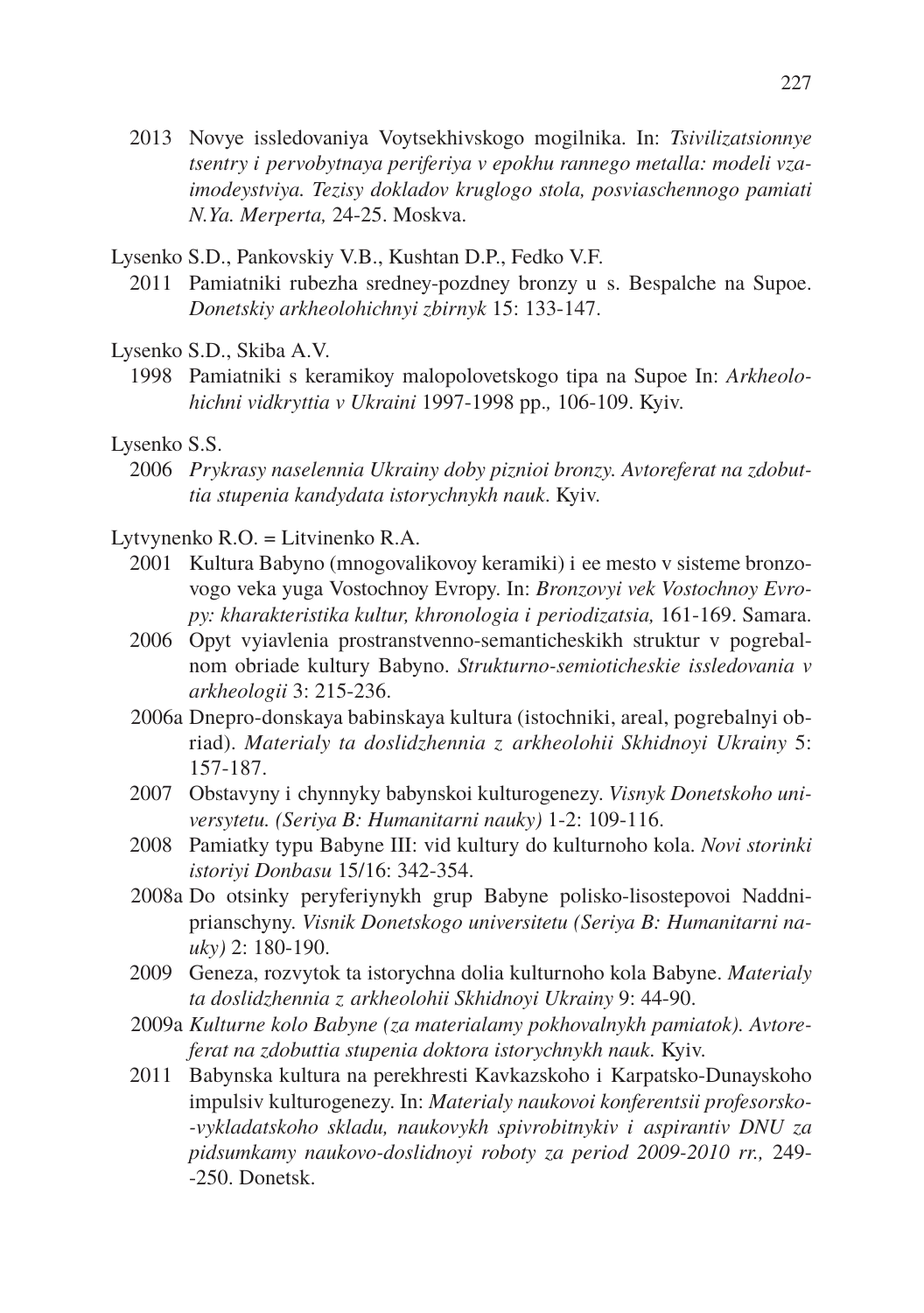2013 Novye issledovaniya Voytsekhivskogo mogilnika. In: *Tsivilizatsionnye tsentry i pervobytnaya periferiya v epokhu rannego metalla: modeli vzaimodeystviya. Tezisy dokladov kruglogo stola, posviaschennogo pamiati N.Ya. Merperta,* 24-25. Moskva.

Lysenko S.D., Pankovskiy V.B., Kushtan D.P., Fedko V.F.

2011 Pamiatniki rubezha sredney-pozdney bronzy u s. Bespalche na Supoe. *Donetskiy arkheolohichnyi zbirnyk* 15: 133-147.

Lysenko S.D., Skiba A.V.

1998 Pamiatniki s keramikoy malopolovetskogo tipa na Supoe In: *Arkheolohichni vidkryttia v Ukraini* 1997-1998 pp.*,* 106-109. Kyiv.

Lysenko S.S.

2006 *Prykrasy naselennia Ukrainy doby piznioi bronzy. Avtoreferat na zdobuttia stupenia kandydata istorychnykh nauk*. Kyiv.

Lytvynenko R.O. = Litvinenko R.A.

2001 Kultura Babyno (mnogovalikovoy keramiki) i ee mesto v sisteme bronzovogo veka yuga Vostochnoy Evropy. In: *Bronzovyi vek Vostochnoy Evropy: kharakteristika kultur, khronologia i periodizatsia,* 161-169. Samara.

2006 Opyt vyiavlenia prostranstvenno-semanticheskikh struktur v pogrebalnom obriade kultury Babyno. *Strukturno-semioticheskie issledovania v arkheologii* 3: 215-236.

2006a Dnepro-donskaya babinskaya kultura (istochniki, areal, pogrebalnyi obriad). *Materialy ta doslidzhennia z arkheolohii Skhidnoyi Ukrainy* 5: 157-187.

2007 Obstavyny i chynnyky babynskoi kulturogenezy. *Visnyk Donetskoho universytetu. (Seriya B: Humanitarni nauky)* 1-2: 109-116.

2008 Pamiatky typu Babyne III: vid kultury do kulturnoho kola. *Novi storinki istoriyi Donbasu* 15/16: 342-354.

2008a Do otsinky peryferiynykh grup Babyne polisko-lisostepovoi Naddniprianschyny. *Visnik Donetskogo universitetu (Seriya B: Humanitarni nauky)* 2: 180-190.

2009 Geneza, rozvytok ta istorychna dolia kulturnoho kola Babyne. *Materialy ta doslidzhennia z arkheolohii Skhidnoyi Ukrainy* 9: 44-90.

2009a *Kulturne kolo Babyne (za materialamy pokhovalnykh pamiatok). Avtoreferat na zdobuttia stupenia doktora istorychnykh nauk.* Kyiv.

2011 Babynska kultura na perekhresti Kavkazskoho i Karpatsko-Dunayskoho impulsiv kulturogenezy. In: *Materialy naukovoi konferentsii profesorsko--vykladatskoho skladu, naukovykh spivrobitnykiv i aspirantiv DNU za pidsumkamy naukovo-doslidnoyi roboty za period 2009-2010 rr.,* 249--250. Donetsk.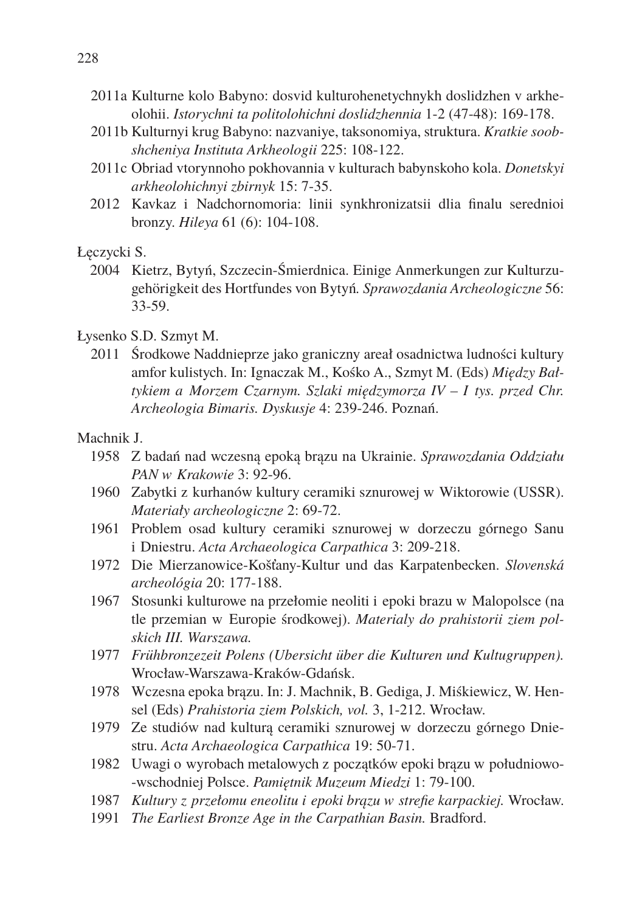2011a Kulturne kolo Babyno: dosvid kulturohenetychnykh doslidzhen v arkheolohii. *Istorychni ta politolohichni doslidzhennia* 1-2 (47-48): 169-178.

2011b Kulturnyi krug Babyno: nazvaniye, taksonomiya, struktura. *Kratkie soobshcheniya Instituta Arkheologii* 225: 108-122.

2011c Obriad vtorynnoho pokhovannia v kulturach babynskoho kola. *Donetskyi arkheolohichnyi zbirnyk* 15: 7-35.

2012 Kavkaz i Nadchornomoria: linii synkhronizatsii dlia finalu serednioi bronzy. *Hileya* 61 (6): 104-108.

Łęczycki S.

2004 Kietrz, Bytyń, Szczecin-Śmierdnica. Einige Anmerkungen zur Kulturzugehörigkeit des Hortfundes von Bytyń. *Sprawozdania Archeologiczne* 56: 33-59.

Łysenko S.D. Szmyt M.

2011 Środkowe Naddnieprze jako graniczny areał osadnictwa ludności kultury amfor kulistych. In: Ignaczak M., Kośko A., Szmyt M. (Eds) *Między Bałtykiem a Morzem Czarnym. Szlaki międzymorza IV – I tys. przed Chr. Archeologia Bimaris. Dyskusje* 4: 239-246. Poznań.

Machnik J.

1958 Z badań nad wczesną epoką brązu na Ukrainie. *Sprawozdania Oddziału PAN w Krakowie* 3: 92-96.

1960 Zabytki z kurhanów kultury ceramiki sznurowej w Wiktorowie (USSR). *Materiały archeologiczne* 2: 69-72.

1961 Problem osad kultury ceramiki sznurowej w dorzeczu górnego Sanu i Dniestru. *Acta Archaeologica Carpathica* 3: 209-218.

1972 Die Mierzanowice-Košťany-Kultur und das Karpatenbecken. *Slovenská archeológia* 20: 177-188.

1967 Stosunki kulturowe na przełomie neoliti i epoki brazu w Malopolsce (na tle przemian w Europie środkowej). *Materialy do prahistorii ziem polskich III. Warszawa.*

1977 *Frühbronzezeit Polens (Ubersicht über die Kulturen und Kultugruppen).* Wrocław-Warszawa-Kraków-Gdańsk.

1978 Wczesna epoka brązu. In: J. Machnik, B. Gediga, J. Miśkiewicz, W. Hensel (Eds) *Prahistoria ziem Polskich, vol.* 3, 1-212. Wrocław.

1979 Ze studiów nad kulturą ceramiki sznurowej w dorzeczu górnego Dniestru. *Acta Archaeologica Carpathica* 19: 50-71.

1982 Uwagi o wyrobach metalowych z początków epoki brązu w południowo-wschodniej Polsce. *Pamiętnik Muzeum Miedzi* 1: 79-100.

1987 *Kultury z przełomu eneolitu i epoki brązu w strefie karpackiej.* Wrocław.

1991 *The Earliest Bronze Age in the Carpathian Basin.* Bradford.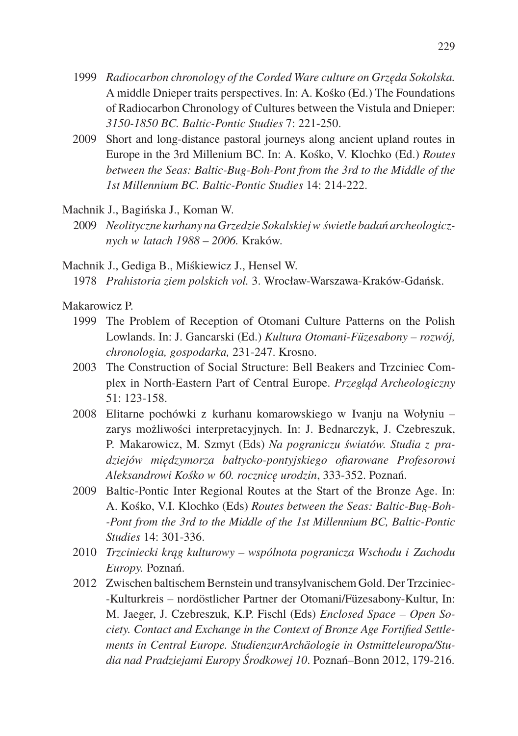1999 *Radiocarbon chronology of the Corded Ware culture on Gręda Sokolska.* A middle Dnieper traits perspectives. In: A. Kośko (Ed.) The Foundations of Radiocarbon Chronology of Cultures between the Vistula and Dnieper: *3150-1850 BC. Baltic-Pontic Studies* 7: 221-250.

2009 Short and long-distance pastoral journeys along ancient upland routes in Europe in the 3rd Millenium BC. In: A. Kośko, V. Klochko (Ed.) *Routes between the Seas: Baltic-Bug-Boh-Pont from the 3rd to the Middle of the 1st Millennium BC. Baltic-Pontic Studies* 14: 214-222.

Machnik J., Bagińska J., Koman W.

2009 *Neolityczne kurhany na Grzedzie Sokalskiej w świetle badań archeologicznych w latach 1988 – 2006.* Kraków.

Machnik J., Gediga B., Miśkiewicz J., Hensel W.

1978 *Prahistoria ziem polskich vol.* 3. Wrocław-Warszawa-Kraków-Gdańsk.

Makarowicz P.

1999 The Problem of Reception of Otomani Culture Patterns on the Polish Lowlands. In: J. Gancarski (Ed.) *Kultura Otomani-Füzesabony – rozwój, chronologia, gospodarka,* 231-247. Krosno.

2003 The Construction of Social Structure: Bell Beakers and Trzciniec Complex in North-Eastern Part of Central Europe. *Przegląd Archeologiczny* 51: 123-158.

2008 Elitarne pochówki z kurhanu komarowskiego w Ivanju na Wołyniu – zarys możliwości interpretacyjnych. In: J. Bednarczyk, J. Czebreszuk, P. Makarowicz, M. Szmyt (Eds) *Na pograniczu światów. Studia z pradziejów międzymorza bałtycko-pontyjskiego ofiarowane Profesorowi Aleksandrowi Kośko w 60. rocznicę urodzin*, 333-352. Poznań.

2009 Baltic-Pontic Inter Regional Routes at the Start of the Bronze Age. In: A. Kośko, V.I. Klochko (Eds) *Routes between the Seas: Baltic-Bug-Boh--Pont from the 3rd to the Middle of the 1st Millennium BC, Baltic-Pontic Studies* 14: 301-336.

2010 *Trzciniecki krąg kulturowy – wspólnota pogranicza Wschodu i Zachodu Europy.* Poznań.

2012 Zwischen baltischem Bernstein und transylvanischem Gold. Der Trzciniec--Kulturkreis – nordöstlicher Partner der Otomani/Füzesabony-Kultur, In: M. Jaeger, J. Czebreszuk, K.P. Fischl (Eds) *Enclosed Space – Open Society. Contact and Exchange in the Context of Bronze Age Fortified Settlements in Central Europe. StudienzurArchäologie in Ostmitteleuropa/Studia nad Pradziejami Europy Środkowej 10*. Poznań–Bonn 2012, 179-216.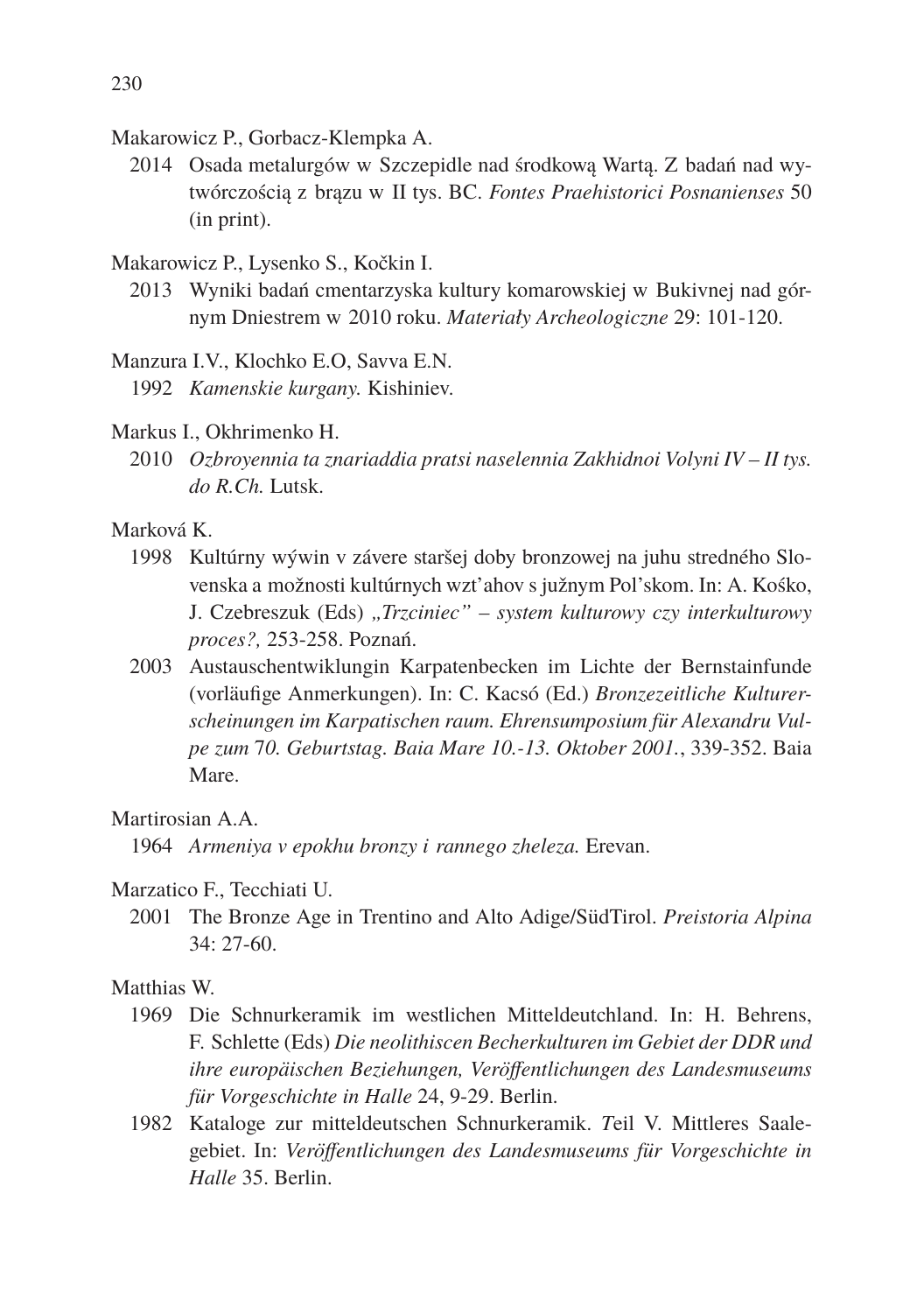Makarowicz P., Gorbacz-Klempka A.

2014 Osada metalurgów w Szczepidle nad środkową Wartą. Z badań nad wytwórczością z brązu w II tys. BC. *Fontes Praehistorici Posnanienses* 50 (in print).

Makarowicz P., Lysenko S., Kočkin I.

2013 Wyniki badań cmentarzyska kultury komarowskiej w Bukivnej nad górnym Dniestrem w 2010 roku. *Materiały Archeologiczne* 29: 101-120.

Manzura I.V., Klochko E.O, Savva E.N.

1992 *Kamenskie kurgany.* Kishiniev.

Markus I., Okhrimenko H.

2010 *Ozbroyennia ta znariaddia pratsi naselennia Zakhidnoi Volyni IV – II tys. do R.Ch.* Lutsk.

Marková K.

1998 Kultúrny wýwin v závere staršej doby bronzowej na juhu stredného Slovenska a možnosti kultúrnych wzt'ahov s južnym Pol'skom. In: A. Kośko, J. Czebreszuk (Eds) *„Trzciniec" – system kulturowy czy interkulturowy proces?,* 253-258. Poznań.

2003 Austauschentwiklungin Karpatenbecken im Lichte der Bernstainfunde (vorläufige Anmerkungen). In: C. Kacsó (Ed.) *Bronzezeitliche Kulturerscheinungen im Karpatischen raum. Ehrensumposium für Alexandru Vulpe zum 70. Geburtstag. Baia Mare 10.-13. Oktober 2001.*, 339-352. Baia Mare.

Martirosian A.A.

1964 *Armeniya v epokhu bronzy i rannego zheleza.* Erevan.

Marzatico F., Tecchiati U.

2001 The Bronze Age in Trentino and Alto Adige/SüdTirol. *Preistoria Alpina* 34: 27-60.

Matthias W.

1969 Die Schnurkeramik im westlichen Mitteldeutchland. In: H. Behrens, F. Schlette (Eds) *Die neolithiscen Becherkulturen im Gebiet der DDR und ihre europäischen Beziehungen, Veröffentlichungen des Landesmuseums für Vorgeschichte in Halle* 24, 9-29. Berlin.

1982 Kataloge zur mitteldeutschen Schnurkeramik. *T*eil V. Mittleres Saalegebiet. In: *Veröffentlichungen des Landesmuseums für Vorgeschichte in Halle* 35. Berlin.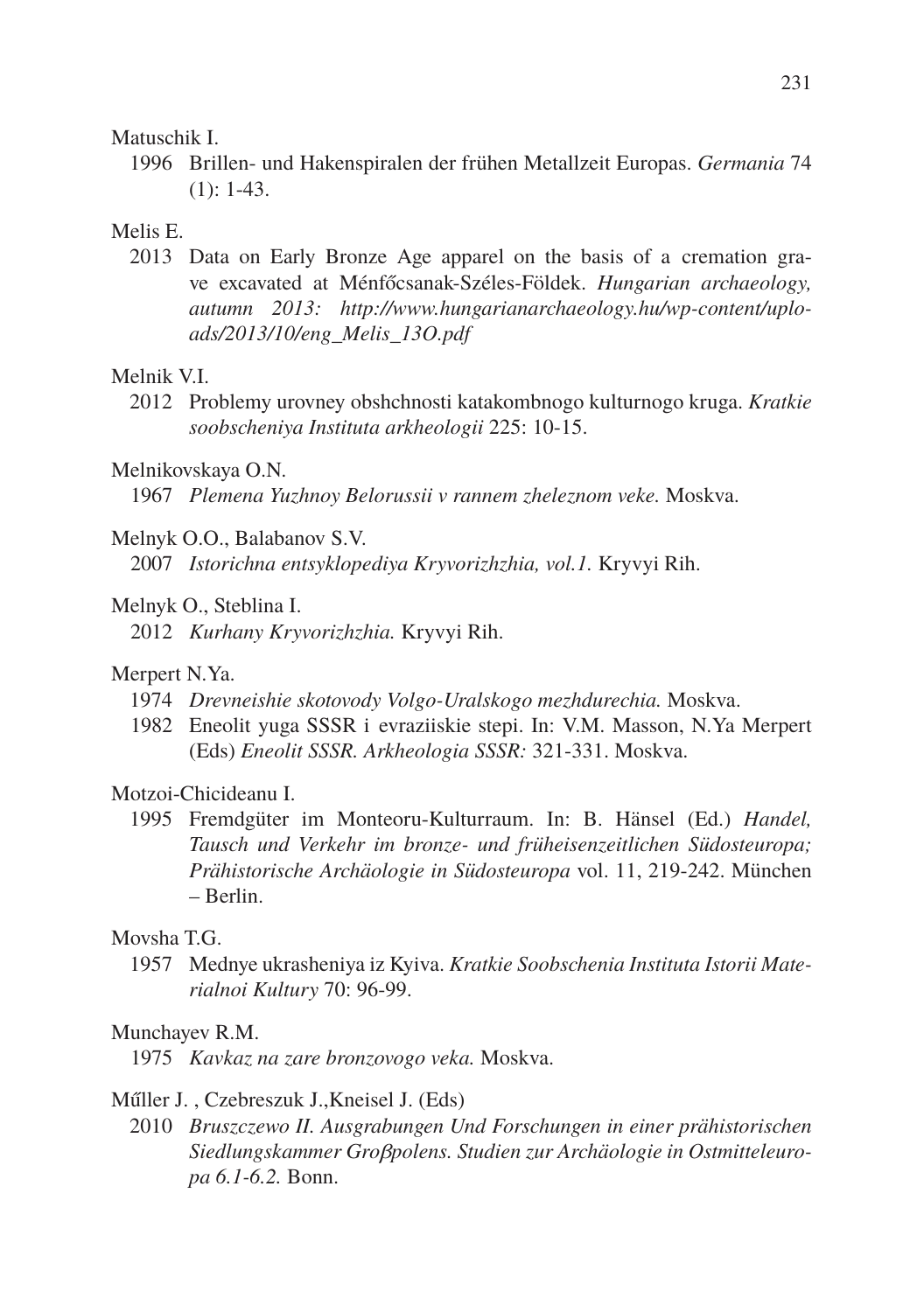Matuschik I.

1996 Brillen- und Hakenspiralen der frühen Metallzeit Europas. *Germania* 74 (1): 1-43.

Melis E.

2013 Data on Early Bronze Age apparel on the basis of a cremation grave excavated at Ménfőcsanak-Széles-Földek. *Hungarian archaeology, autumn 2013: http://www.hungarianarchaeology.hu/wp-content/uploads/2013/10/eng_Melis_13O.pdf*

Melnik V.I.

2012 Problemy urovney obshchnosti katakombnogo kulturnogo kruga. *Kratkie soobscheniya Instituta arkheologii* 225: 10-15.

Melnikovskaya O.N.

1967 *Plemena Yuzhnoy Belorussii v rannem zheleznom veke.* Moskva.

Melnyk O.O., Balabanov S.V.

2007 *Istorichna entsyklopediya Kryvorizhzhia, vol.1.* Kryvyi Rih.

Melnyk O., Steblina I.

2012 *Kurhany Kryvorizhzhia.* Kryvyi Rih.

Merpert N.Ya.

1974 *Drevneishie skotovody Volgo-Uralskogo mezhdurechia.* Moskva.

1982 Eneolit yuga SSSR i evraziiskie stepi. In: V.M. Masson, N.Ya Merpert (Eds) *Eneolit SSSR. Arkheologia SSSR:* 321-331. Moskva.

Motzoi-Chicideanu I.

1995 Fremdgüter im Monteoru-Kulturraum. In: B. Hänsel (Ed.) *Handel, Tausch und Verkehr im bronze- und früheisenzeitlichen Südosteuropa; Prähistorische Archäologie in Südosteuropa* vol. 11, 219-242. München – Berlin.

Movsha T.G.

1957 Mednye ukrasheniya iz Kyiva. *Kratkie Soobschenia Instituta Istorii Materialnoi Kultury* 70: 96-99.

Munchayev R.M.

1975 *Kavkaz na zare bronzovogo veka.* Moskva.

Műller J. , Czebreszuk J.,Kneisel J. (Eds)

2010 *Bruszczewo II. Ausgrabungen Und Forschungen in einer prähistorischen Siedlungskammer Groβpolens. Studien zur Archäologie in Ostmitteleuropa 6.1-6.2.* Bonn.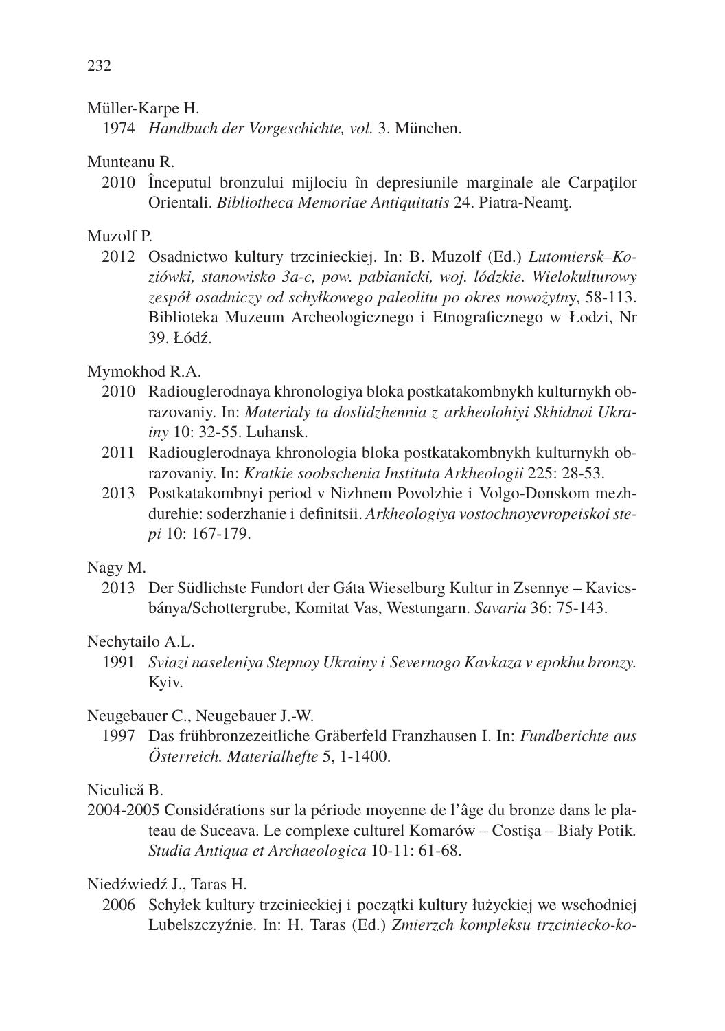Müller-Karpe H.

1974 *Handbuch der Vorgeschichte, vol.* 3. München.

Munteanu R.

2010 Începutul bronzului mijlociu în depresiunile marginale ale Carpaţilor Orientali. *Bibliotheca Memoriae Antiquitatis* 24. Piatra-Neamţ.

Muzolf P.

2012 Osadnictwo kultury trzcinieckiej. In: B. Muzolf (Ed.) *Lutomiersk–Koziówki, stanowisko 3a-c, pow. pabianicki, woj. lódzkie. Wielokulturowy zespół osadniczy od schyłkowego paleolitu po okres nowożytn*y, 58-113. Biblioteka Muzeum Archeologicznego i Etnograficznego w Łodzi, Nr 39. Łódź.

Mymokhod R.A.

2010 Radiouglerodnaya khronologiya bloka postkatakombnykh kulturnykh obrazovaniy. In: *Materialy ta doslidzhennia z arkheolohiyi Skhidnoi Ukrainy* 10: 32-55. Luhansk.

2011 Radiouglerodnaya khronologia bloka postkatakombnykh kulturnykh obrazovaniy. In: *Kratkie soobschenia Instituta Arkheologii* 225: 28-53.

2013 Postkatakombnyi period v Nizhnem Povolzhie i Volgo-Donskom mezhdurehie: soderzhanie i definitsii. *Arkheologiya vostochnoyevropeiskoi stepi* 10: 167-179.

Nagy M.

2013 Der Südlichste Fundort der Gáta Wieselburg Kultur in Zsennye – Kavicsbánya/Schottergrube, Komitat Vas, Westungarn. *Savaria* 36: 75-143.

Nechytailo A.L.

1991 *Sviazi naseleniya Stepnoy Ukrainy i Severnogo Kavkaza v epokhu bronzy.* Kyiv.

Neugebauer C., Neugebauer J.-W.

1997 Das frühbronzezeitliche Gräberfeld Franzhausen I. In: *Fundberichte aus Österreich. Materialhefte* 5, 1-1400.

Niculică B.

2004-2005 Considérations sur la période moyenne de l'âge du bronze dans le plateau de Suceava. Le complexe culturel Komarów – Costişa – Biały Potik. *Studia Antiqua et Archaeologica* 10-11: 61-68.

Niedźwiedź J., Taras H.

2006 Schyłek kultury trzcinieckiej i początki kultury łużyckiej we wschodniej Lubelszczyźnie. In: H. Taras (Ed.) *Zmierzch kompleksu trzciniecko-ko-*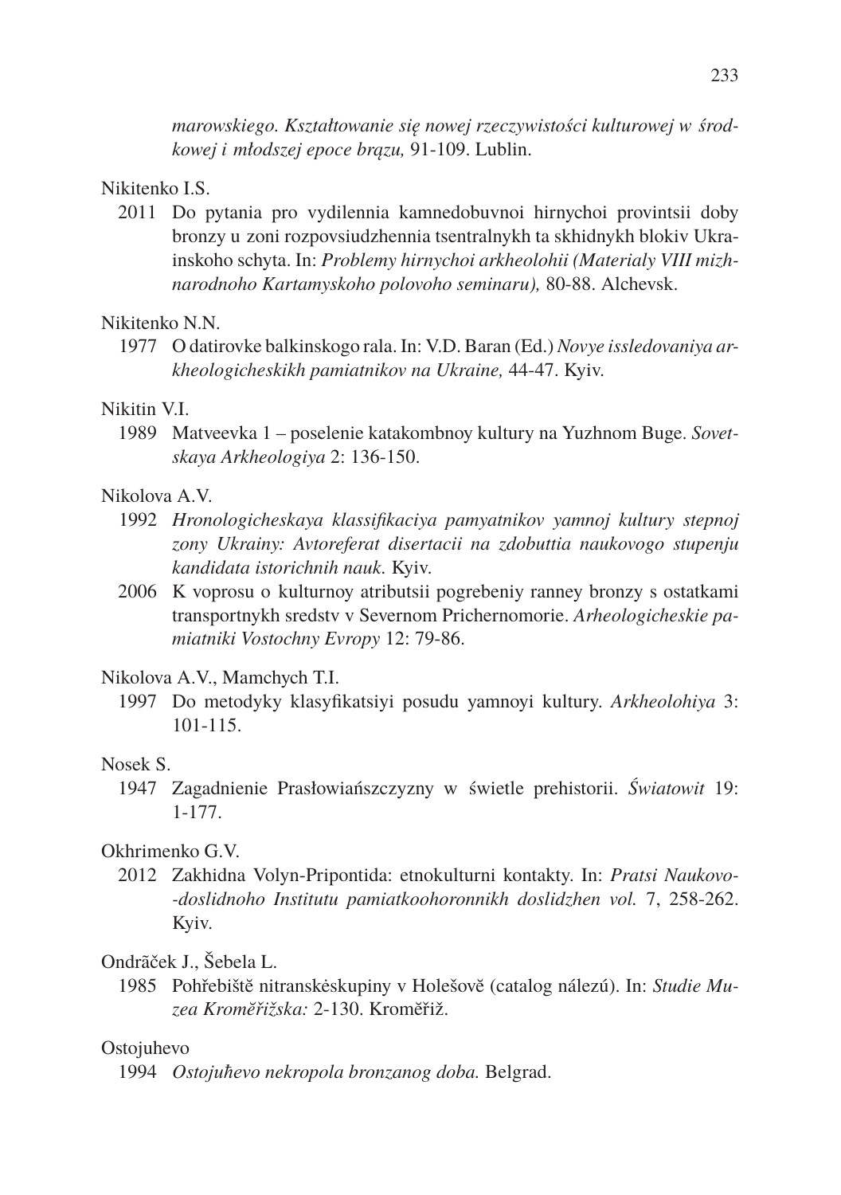*marowskiego. Kształtowanie się nowej rzeczywistości kulturowej w środkowej i młodszej epoce brązu,* 91-109. Lublin.

Nikitenko I.S.

2011 Do pytania pro vydilennia kamnedobuvnoi hirnychoi provintsii doby bronzy u zoni rozpovsiudzhennia tsentralnykh ta skhidnykh blokiv Ukrainskoho schyta. In: *Problemy hirnychoi arkheolohii (Materialy VIII mizhnarodnoho Kartamyskoho polovoho seminaru),* 80-88. Alchevsk.

Nikitenko N.N.

1977 O datirovke balkinskogo rala. In: V.D. Baran (Ed.) *Novye issledovaniya arkheologicheskikh pamiatnikov na Ukraine,* 44-47. Kyiv.

Nikitin V.I.

1989 Matveevka 1 – poselenie katakombnoy kultury na Yuzhnom Buge. *Sovetskaya Arkheologiya* 2: 136-150.

Nikolova A.V.

1992 *Hronologicheskaya klassifikaciya pamyatnikov yamnoj kultury stepnoj zony Ukrainy: Avtoreferat disertacii na zdobuttia naukovogo stupenju kandidata istorichnih nauk.* Kyiv.

2006 K voprosu o kulturnoy atributsii pogrebeniy ranney bronzy s ostatkami transportnykh sredstv v Severnom Prichernomorie. *Arheologicheskie pamiatniki Vostochny Evropy* 12: 79-86.

Nikolova A.V., Mamchych T.I.

1997 Do metodyky klasyfikatsiyi posudu yamnoyi kultury. *Arkheolohiya* 3: 101-115.

Nosek S.

1947 Zagadnienie Prasłowiańszczyzny w świetle prehistorii. *Światowit* 19: 1-177.

Okhrimenko G.V.

2012 Zakhidna Volyn-Pripontida: etnokulturni kontakty. In: *Pratsi Naukovo--doslidnoho Institutu pamiatkoohoronnikh doslidzhen vol.* 7, 258-262. Kyiv.

Ondrãček J., Šebela L.

1985 Pohřebiště nitranskėskupiny v Holešově (catalog nálezú). In: *Studie Muzea Kroměřižska:* 2-130. Kroměřiž.

Ostojuhevo

1994 *Ostojuћevo nekropola bronzanog doba.* Belgrad.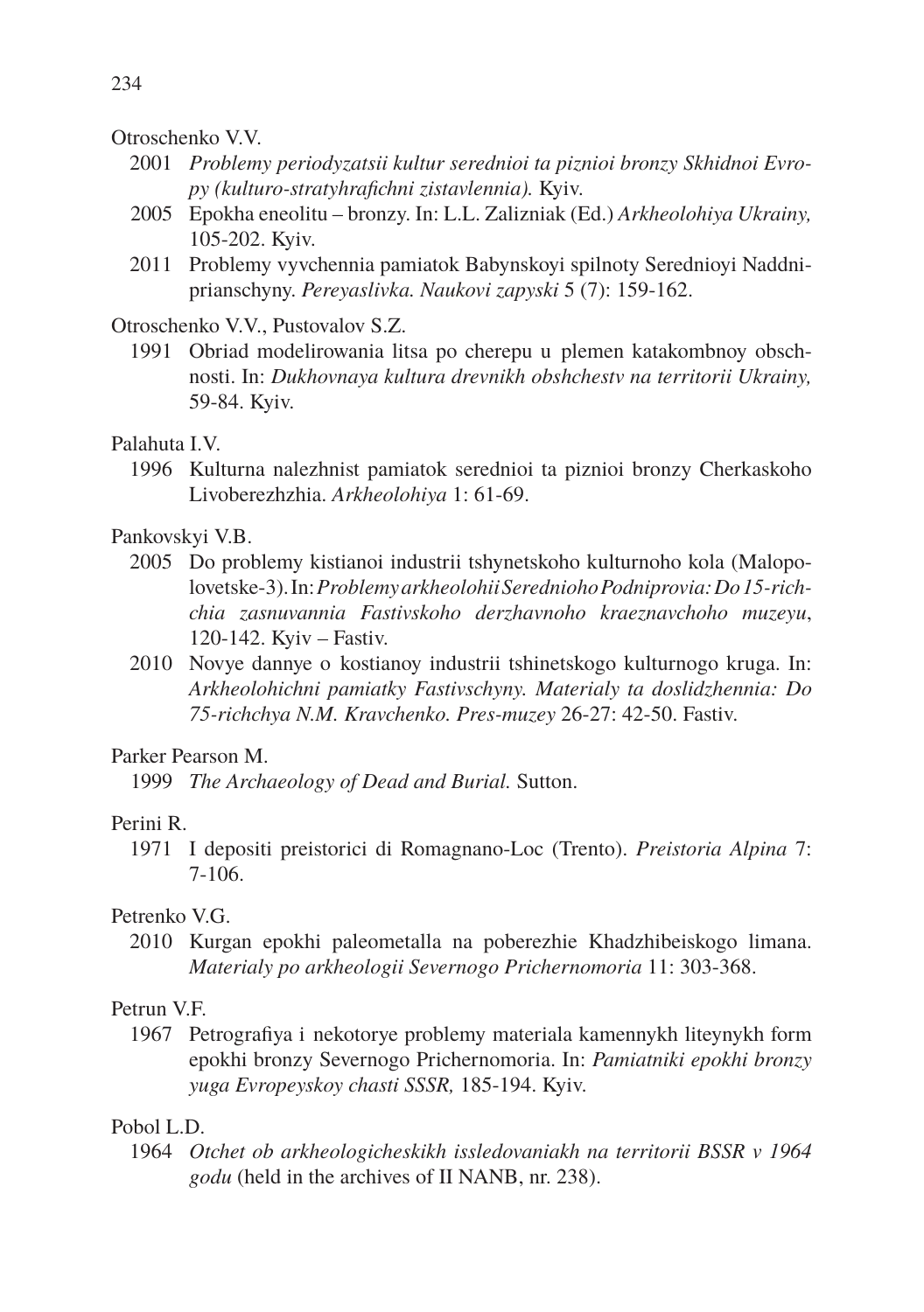Otroschenko V.V.

2001 *Problemy periodyzatsii kultur serednioi ta piznioi bronzy Skhidnoi Evropy (kulturo-stratyhrafichni zistavlennia).* Kyiv.

2005 Epokha eneolitu – bronzy. In: L.L. Zalizniak (Ed.) *Arkheolohiya Ukrainy,* 105-202. Kyiv.

2011 Problemy vyvchennia pamiatok Babynskoyi spilnoty Serednioyi Naddniprianschyny. *Pereyaslivka. Naukovi zapyski* 5 (7): 159-162.

Otroschenko V.V., Pustovalov S.Z.

1991 Obriad modelirowania litsa po cherepu u plemen katakombnoy obschnosti. In: *Dukhovnaya kultura drevnikh obshchestv na territorii Ukrainy,* 59-84. Kyiv.

Palahuta I.V.

1996 Kulturna nalezhnist pamiatok serednioi ta piznioi bronzy Cherkaskoho Livoberezhzhia. *Arkheolohiya* 1: 61-69.

Pankovskyi V.B.

2005 Do problemy kistianoi industrii tshynetskoho kulturnoho kola (Malopolovetske-3). In: *Problemy arkheolohii Serednioho Podniprovia: Do 15-richchia zasnuvannia Fastivskoho derzhavnoho kraeznavchoho muzeyu*, 120-142. Kyiv – Fastiv.

2010 Novye dannye o kostianoy industrii tshinetskogo kulturnogo kruga. In: *Arkheolohichni pamiatky Fastivschyny. Materialy ta doslidzhennia: Do 75-richchya N.M. Kravchenko. Pres-muzey* 26-27: 42-50. Fastiv.

Parker Pearson M.

1999 *The Archaeology of Dead and Burial.* Sutton.

Perini R.

1971 I depositi preistorici di Romagnano-Loc (Trento). *Preistoria Alpina* 7: 7-106.

Petrenko V.G.

2010 Kurgan epokhi paleometalla na poberezhie Khadzhibeiskogo limana. *Materialy po arkheologii Severnogo Prichernomoria* 11: 303-368.

Petrun V.F.

1967 Petrografiya i nekotorye problemy materiala kamennykh liteynykh form epokhi bronzy Severnogo Prichernomoria. In: *Pamiatniki epokhi bronzy yuga Evropeyskoy chasti SSSR,* 185-194. Kyiv.

Pobol L.D.

1964 *Otchet ob arkheologicheskikh issledovaniakh na territorii BSSR v 1964 godu* (held in the archives of II NANB, nr. 238).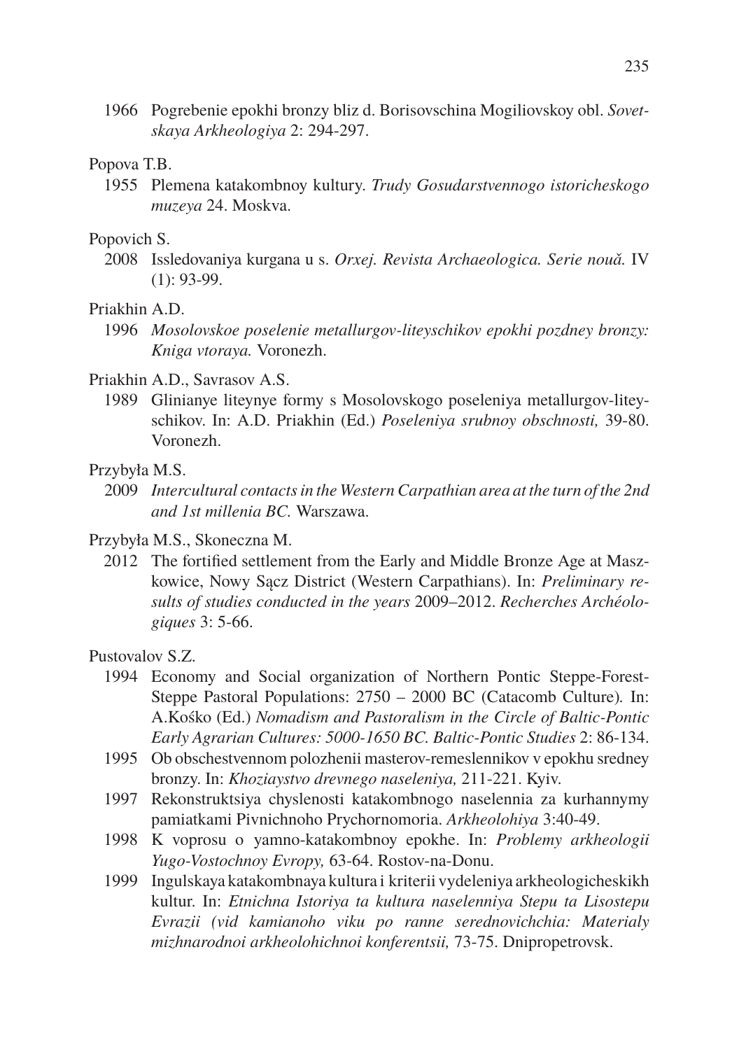1966 Pogrebenie epokhi bronzy bliz d. Borisovschina Mogiliovskoy obl. *Sovetskaya Arkheologiya* 2: 294-297.

Popova T.B.

1955 Plemena katakombnoy kultury. *Trudy Gosudarstvennogo istoricheskogo muzeya* 24. Moskva.

Popovich S.

2008 Issledovaniya kurgana u s. *Orxej. Revista Archaeologica. Serie nouă.* IV (1): 93-99.

Priakhin A.D.

1996 *Mosolovskoe poselenie metallurgov-liteyschikov epokhi pozdney bronzy: Kniga vtoraya.* Voronezh.

Priakhin A.D., Savrasov A.S.

1989 Glinianye liteynye formy s Mosolovskogo poseleniya metallurgov-liteyschikov. In: A.D. Priakhin (Ed.) *Poseleniya srubnoy obschnosti,* 39-80. Voronezh.

Przybyła M.S.

2009 *Intercultural contacts in the Western Carpathian area at the turn of the 2nd and 1st millenia BC.* Warszawa.

Przybyła M.S., Skoneczna M.

2012 The fortified settlement from the Early and Middle Bronze Age at Maszkowice, Nowy Sącz District (Western Carpathians). In: *Preliminary results of studies conducted in the years* 2009–2012. *Recherches Archéologiques* 3: 5-66.

Pustovalov S.Z.

1994 Economy and Social organization of Northern Pontic Steppe-Forest-Steppe Pastoral Populations: 2750 – 2000 BC (Catacomb Culture). In: A.Kośko (Ed.) *Nomadism and Pastoralism in the Circle of Baltic-Pontic Early Agrarian Cultures: 5000-1650 BC. Baltic-Pontic Studies* 2: 86-134.

1995 Ob obschestvennom polozhenii masterov-remeslennikov v epokhu sredney bronzy. In: *Khoziaystvo drevnego naseleniya,* 211-221. Kyiv.

1997 Rekonstruktsiya chyslenosti katakombnogo naselennia za kurhannymy pamiatkami Pivnichnoho Prychornomoria. *Arkheolohiya* 3:40-49.

1998 K voprosu o yamno-katakombnoy epokhe. In: *Problemy arkheologii Yugo-Vostochnoy Evropy,* 63-64. Rostov-na-Donu.

1999 Ingulskaya katakombnaya kultura i kriterii vydeleniya arkheologicheskikh kultur. In: *Etnichna Istoriya ta kultura naselenniya Stepu ta Lisostepu Evrazii (vid kamianoho viku po ranne serednovichchia: Materialy mizhnarodnoi arkheolohichnoi konferentsii,* 73-75. Dnipropetrovsk.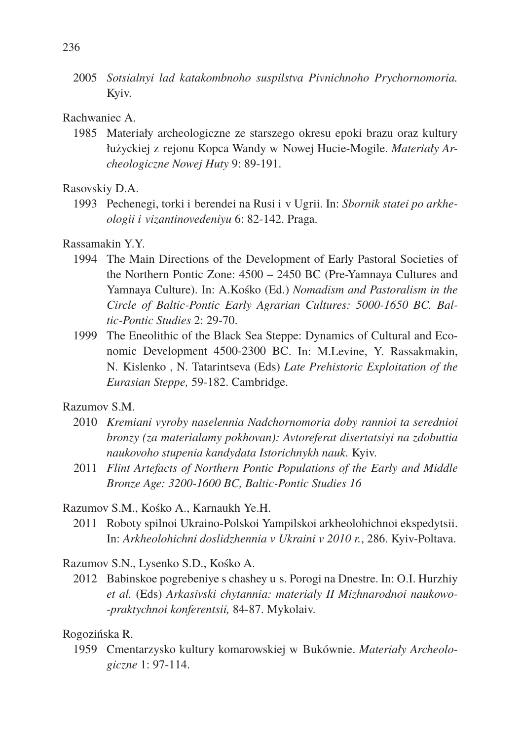2005 *Sotsialnyi lad katakombnoho suspilstva Pivnichnoho Prychornomoria.* Kyiv.

Rachwaniec A.

1985 Materiały archeologiczne ze starszego okresu epoki brazu oraz kultury łużyckiej z rejonu Kopca Wandy w Nowej Hucie-Mogile. *Materiały Archeologiczne Nowej Huty* 9: 89-191.

Rasovskiy D.A.

1993 Pechenegi, torki i berendei na Rusi i v Ugrii. In: *Sbornik statei po arkheologii i vizantinovedeniyu* 6: 82-142. Praga.

Rassamakin Y.Y.

1994 The Main Directions of the Development of Early Pastoral Societies of the Northern Pontic Zone: 4500 – 2450 BC (Pre-Yamnaya Cultures and Yamnaya Culture). In: A.Kośko (Ed.) *Nomadism and Pastoralism in the Circle of Baltic-Pontic Early Agrarian Cultures: 5000-1650 BC. Baltic-Pontic Studies* 2: 29-70.

1999 The Eneolithic of the Black Sea Steppe: Dynamics of Cultural and Economic Development 4500-2300 BC. In: M.Levine, Y. Rassakmakin, N. Kislenko , N. Tatarintseva (Eds) *Late Prehistoric Exploitation of the Eurasian Steppe,* 59-182. Cambridge.

Razumov S.M.

2010 *Kremiani vyroby naselennia Nadchornomoria doby rannioi ta serednioi bronzy (za materialamy pokhovan): Avtoreferat disertatsiyi na zdobuttia naukovoho stupenia kandydata Istorichnykh nauk.* Kyiv.

2011 *Flint Artefacts of Northern Pontic Populations of the Early and Middle Bronze Age: 3200-1600 BC, Baltic-Pontic Studies 16*

Razumov S.M., Kośko A., Karnaukh Ye.H.

2011 Roboty spilnoi Ukraino-Polskoi Yampilskoi arkheolohichnoi ekspedytsii. In: *Arkheolohichni doslidzhennia v Ukraini v 2010 r.*, 286. Kyiv-Poltava.

Razumov S.N., Lysenko S.D., Kośko A.

2012 Babinskoe pogrebeniye s chashey u s. Porogi na Dnestre. In: O.I. Hurzhiy *et al.* (Eds) *Arkasivski chytannia: materialy II Mizhnarodnoi naukowo--praktychnoi konferentsii,* 84-87. Mykolaiv.

Rogozińska R.

1959 Cmentarzysko kultury komarowskiej w Bukównie. *Materiały Archeologiczne* 1: 97-114.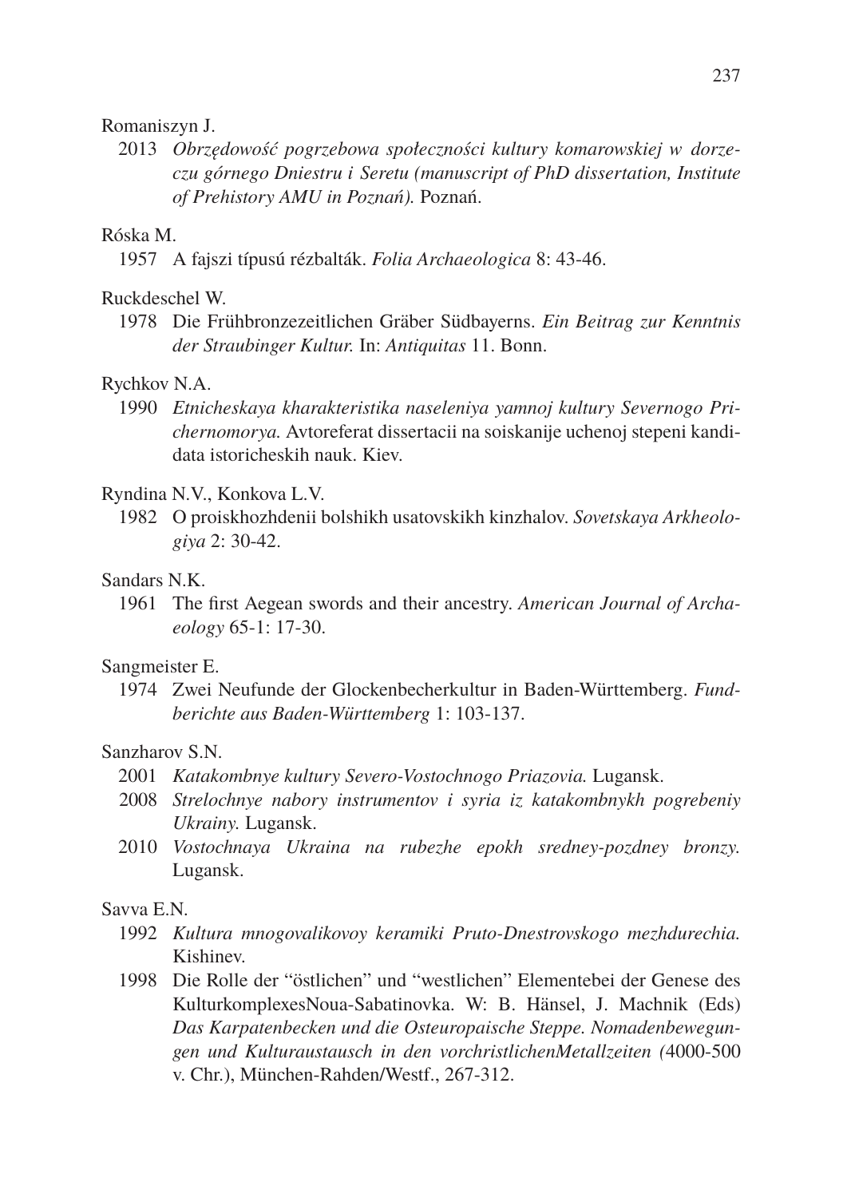Romaniszyn J.

2013 *Obrzędowość pogrzebowa społeczności kultury komarowskiej w dorzeczu górnego Dniestru i Seretu (manuscript of PhD dissertation, Institute of Prehistory AMU in Poznań).* Poznań.

Róska M.

1957 A fajszi típusú rézbalták. *Folia Archaeologica* 8: 43-46.

Ruckdeschel W.

1978 Die Frühbronzezeitlichen Gräber Südbayerns. *Ein Beitrag zur Kenntnis der Straubinger Kultur.* In: *Antiquitas* 11. Bonn.

Rychkov N.A.

1990 *Etnicheskaya kharakteristika naseleniya yamnoj kultury Severnogo Prichernomorya.* Avtoreferat dissertacii na soiskanije uchenoj stepeni kandidata istoricheskih nauk. Kiev.

Ryndina N.V., Konkova L.V.

1982 O proiskhozhdenii bolshikh usatovskikh kinzhalov. *Sovetskaya Arkheologiya* 2: 30-42.

Sandars N.K.

1961 The first Aegean swords and their ancestry. *American Journal of Archaeology* 65-1: 17-30.

Sangmeister E.

1974 Zwei Neufunde der Glockenbecherkultur in Baden-Württemberg. *Fundberichte aus Baden-Württemberg* 1: 103-137.

Sanzharov S.N.

2001 *Katakombnye kultury Severo-Vostochnogo Priazovia.* Lugansk.

2008 *Strelochnye nabory instrumentov i syria iz katakombnykh pogrebeniy Ukrainy.* Lugansk.

2010 *Vostochnaya Ukraina na rubezhe epokh sredney-pozdney bronzy.* Lugansk.

Savva E.N.

1992 *Kultura mnogovalikovoy keramiki Pruto-Dnestrovskogo mezhdurechia.* Kishinev.

1998 Die Rolle der "östlichen" und "westlichen" Elementebei der Genese des KulturkomplexesNoua-Sabatinovka. W: B. Hänsel, J. Machnik (Eds) *Das Karpatenbecken und die Osteuropaische Steppe. Nomadenbewegungen und Kulturaustausch in den vorchristlichenMetallzeiten (*4000-500 v. Chr.), München-Rahden/Westf., 267-312.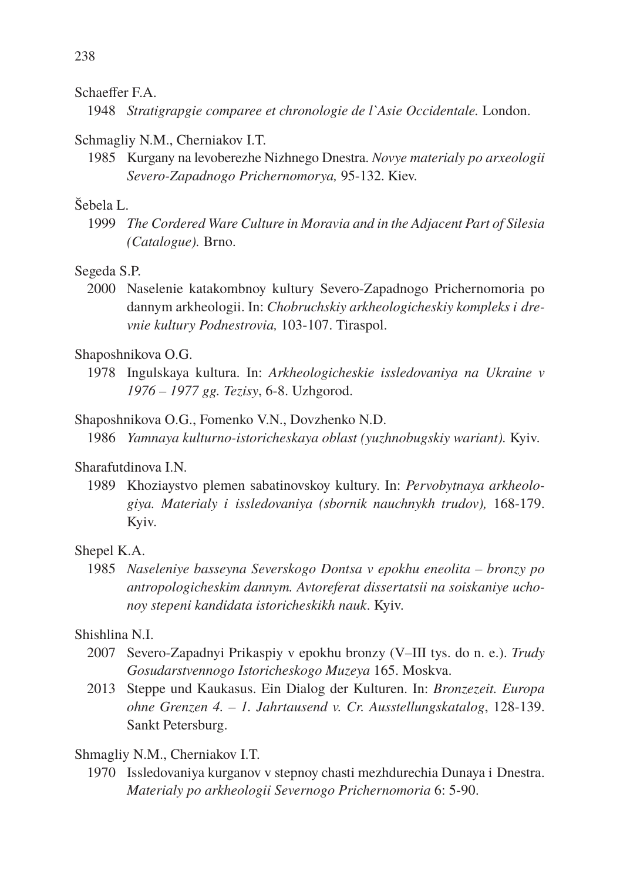Schaeffer F.A.

1948 *Stratigrapgie comparee et chronologie de l`Asie Occidentale.* London.

Schmagliy N.M., Cherniakov I.T.

1985 Kurgany na levoberezhe Nizhnego Dnestra. *Novye materialy po arxeologii Severo-Zapadnogo Prichernomorya,* 95-132. Kiev.

Šebela L.

1999 *The Cordered Ware Culture in Moravia and in the Adjacent Part of Silesia (Catalogue).* Brno.

Segeda S.P.

2000 Naselenie katakombnoy kultury Severo-Zapadnogo Prichernomoria po dannym arkheologii. In: *Chobruchskiy arkheologicheskiy kompleks i drevnie kultury Podnestrovia,* 103-107. Tiraspol.

Shaposhnikova O.G.

1978 Ingulskaya kultura. In: *Arkheologicheskie issledovaniya na Ukraine v 1976 – 1977 gg. Tezisy*, 6-8. Uzhgorod.

Shaposhnikova O.G., Fomenko V.N., Dovzhenko N.D.

1986 *Yamnaya kulturno-istoricheskaya oblast (yuzhnobugskiy wariant).* Kyiv.

Sharafutdinova I.N.

1989 Khoziaystvo plemen sabatinovskoy kultury. In: *Pervobytnaya arkheologiya. Materialy i issledovaniya (sbornik nauchnykh trudov),* 168-179. Kyiv.

Shepel K.A.

1985 *Naseleniye basseyna Severskogo Dontsa v epokhu eneolita – bronzy po antropologicheskim dannym. Avtoreferat dissertatsii na soiskaniye uchonoy stepeni kandidata istoricheskikh nauk*. Kyiv.

Shishlina N.I.

2007 Severo-Zapadnyi Prikaspiy v epokhu bronzy (V–III tys. do n. e.). *Trudy Gosudarstvennogo Istoricheskogo Muzeya* 165. Moskva.

2013 Steppe und Kaukasus. Ein Dialog der Kulturen. In: *Bronzezeit. Europa ohne Grenzen 4. – 1. Jahrtausend v. Cr. Ausstellungskatalog*, 128-139. Sankt Petersburg.

Shmagliy N.M., Cherniakov I.T.

1970 Issledovaniya kurganov v stepnoy chasti mezhdurechia Dunaya i Dnestra. *Materialy po arkheologii Severnogo Prichernomoria* 6: 5-90.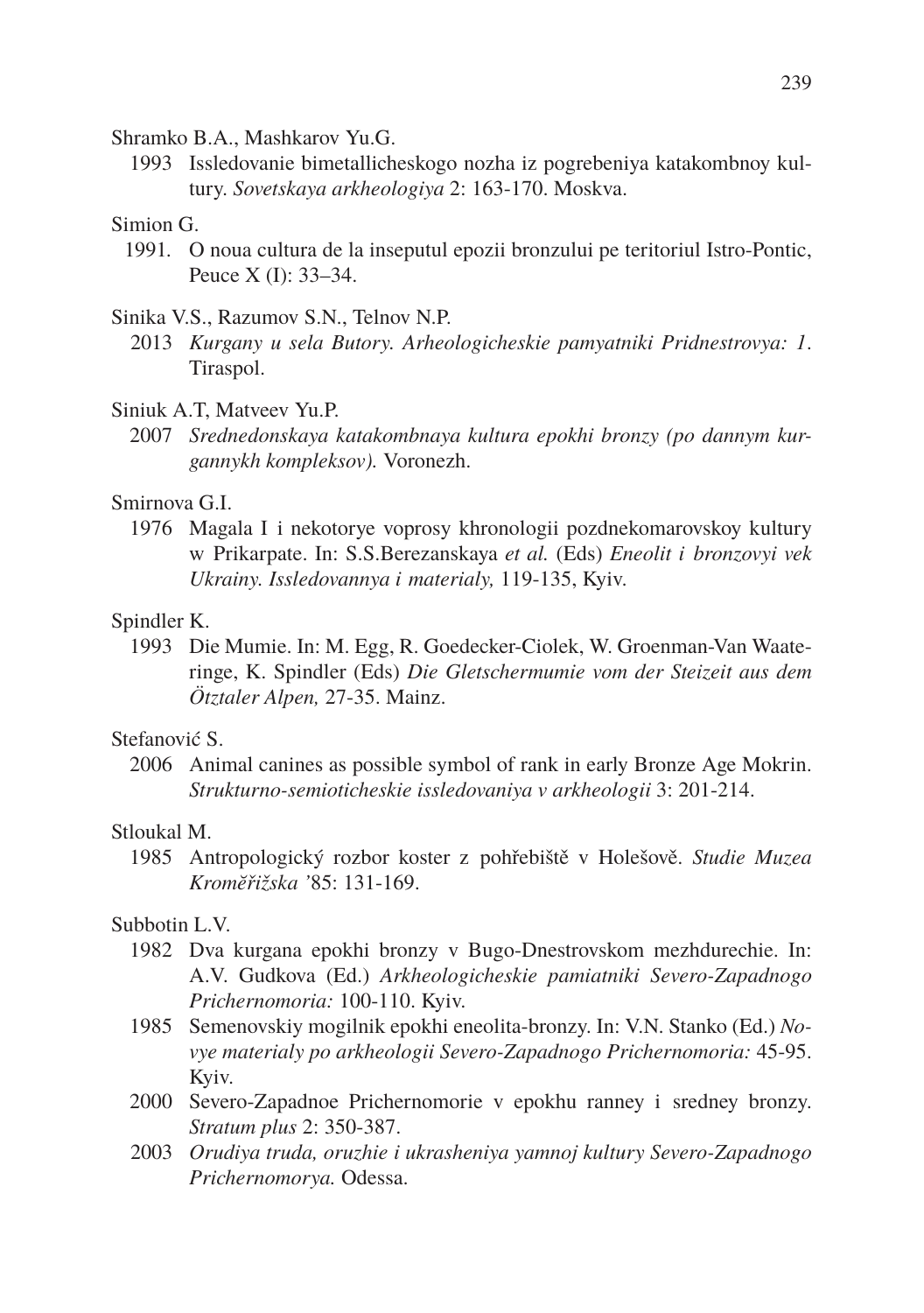Shramko B.A., Mashkarov Yu.G.

1993 Issledovanie bimetallicheskogo nozha iz pogrebeniya katakombnoy kultury. *Sovetskaya arkheologiya* 2: 163-170. Moskva.

Simion G.

1991. O noua cultura de la inseputul epozii bronzului pe teritoriul Istro-Pontic, Peuce X (I): 33–34.

Sinika V.S., Razumov S.N., Telnov N.P.

2013 *Kurgany u sela Butory. Arheologicheskie pamyatniki Pridnestrovya: 1*. Tiraspol.

Siniuk A.T, Matveev Yu.P.

2007 *Srednedonskaya katakombnaya kultura epokhi bronzy (po dannym kurgannykh kompleksov).* Voronezh.

Smirnova G.I.

1976 Magala I i nekotorye voprosy khronologii pozdnekomarovskoy kultury w Prikarpate. In: S.S.Berezanskaya *et al.* (Eds) *Eneolit i bronzovyi vek Ukrainy. Issledovannya i materialy,* 119-135, Kyiv.

Spindler K.

1993 Die Mumie. In: M. Egg, R. Goedecker-Ciolek, W. Groenman-Van Waateringe, K. Spindler (Eds) *Die Gletschermumie vom der Steizeit aus dem Ötztaler Alpen,* 27-35. Mainz.

Stefanović S.

2006 Animal canines as possible symbol of rank in early Bronze Age Mokrin. *Strukturno-semioticheskie issledovaniya v arkheologii* 3: 201-214.

Stloukal M.

1985 Antropologický rozbor koster z pohřebiště v Holešově. *Studie Muzea Kroměřižska* '85: 131-169.

Subbotin L.V.

1982 Dva kurgana epokhi bronzy v Bugo-Dnestrovskom mezhdurechie. In: A.V. Gudkova (Ed.) *Arkheologicheskie pamiatniki Severo-Zapadnogo Prichernomoria:* 100-110. Kyiv.

1985 Semenovskiy mogilnik epokhi eneolita-bronzy. In: V.N. Stanko (Ed.) *Novye materialy po arkheologii Severo-Zapadnogo Prichernomoria:* 45-95. Kyiv.

2000 Severo-Zapadnoe Prichernomorie v epokhu ranney i sredney bronzy. *Stratum plus* 2: 350-387.

2003 *Orudiya truda, oruzhie i ukrasheniya yamnoj kultury Severo-Zapadnogo Prichernomorya.* Odessa.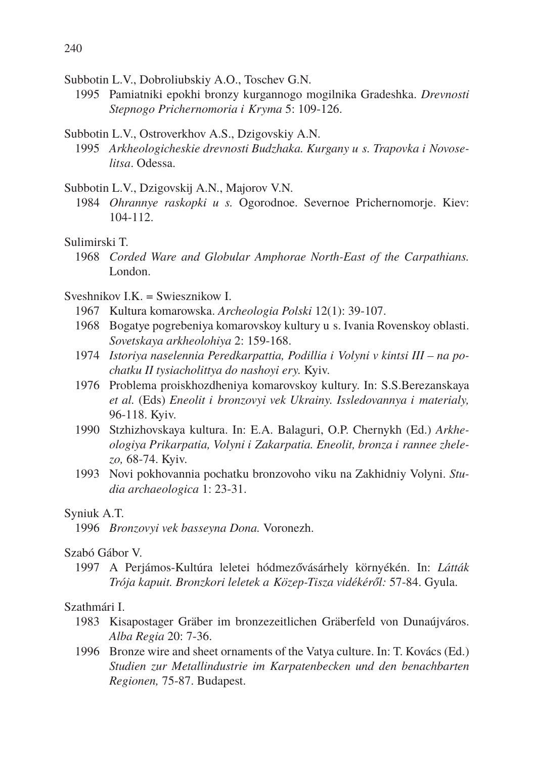Subbotin L.V., Dobroliubskiy A.O., Toschev G.N.

1995 Pamiatniki epokhi bronzy kurgannogo mogilnika Gradeshka. *Drevnosti Stepnogo Prichernomoria i Kryma* 5: 109-126.

Subbotin L.V., Ostroverkhov A.S., Dzigovskiy A.N.

1995 *Arkheologicheskie drevnosti Budzhaka. Kurgany u s. Trapovka i Novoselitsa*. Odessa.

Subbotin L.V., Dzigovskij A.N., Majorov V.N.

1984 *Ohrannye raskopki u s.* Ogorodnoe. Severnoe Prichernomorje. Kiev: 104-112.

Sulimirski T.

1968 *Corded Ware and Globular Amphorae North-East of the Carpathians.* London.

Sveshnikov I.K. = Swiesznikow I.

1967 Kultura komarowska. *Archeologia Polski* 12(1): 39-107.

1968 Bogatye pogrebeniya komarovskoy kultury u s. Ivania Rovenskoy oblasti. *Sovetskaya arkheolohiya* 2: 159-168.

1974 *Istoriya naselennia Peredkarpattia, Podillia i Volyni v kintsi III – na pochatku II tysiacholittya do nashoyi ery.* Kyiv.

1976 Problema proiskhozdheniya komarovskoy kultury. In: S.S.Berezanskaya *et al.* (Eds) *Eneolit i bronzovyi vek Ukrainy. Issledovannya i materialy,* 96-118. Kyiv.

1990 Stzhizhovskaya kultura. In: E.A. Balaguri, O.P. Chernykh (Ed.) *Arkheologiya Prikarpatia, Volyni i Zakarpatia. Eneolit, bronza i rannee zhelezo,* 68-74. Kyiv.

1993 Novi pokhovannia pochatku bronzovoho viku na Zakhidniy Volyni. *Studia archaeologica* 1: 23-31.

Syniuk A.T.

1996 *Bronzovyi vek basseyna Dona.* Voronezh.

Szabó Gábor V.

1997 A Perjámos-Kultúra leletei hódmezővásárhely környékén. In: *Látták Trója kapuit. Bronzkori leletek a Közep-Tisza vidékéről:* 57-84. Gyula.

Szathmári I.

1983 Kisapostager Gräber im bronzezeitlichen Gräberfeld von Dunaújváros. *Alba Regia* 20: 7-36.

1996 Bronze wire and sheet ornaments of the Vatya culture. In: T. Kovács (Ed.) *Studien zur Metallindustrie im Karpatenbecken und den benachbarten Regionen,* 75-87. Budapest.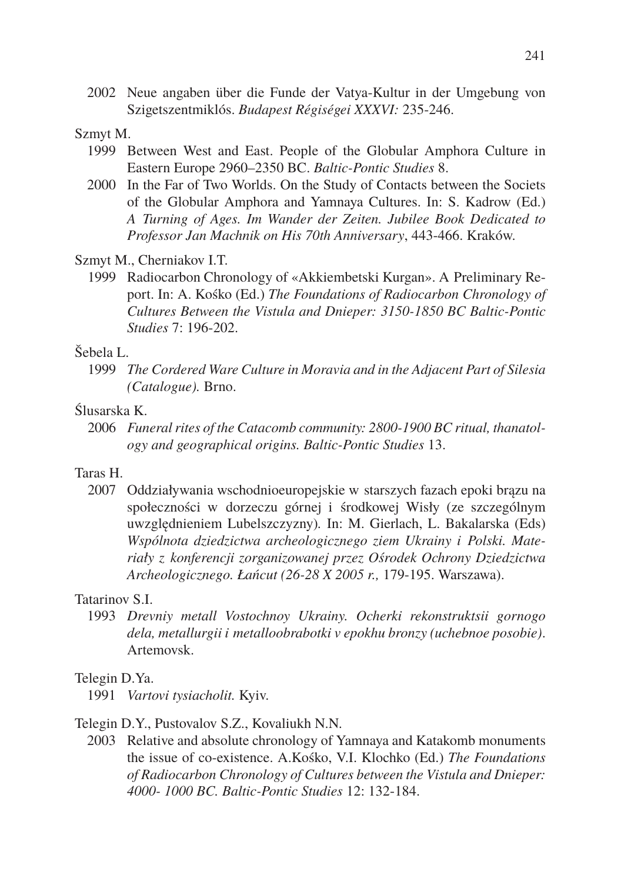2002 Neue angaben über die Funde der Vatya-Kultur in der Umgebung von Szigetszentmiklós. *Budapest Régiségei XXXVI:* 235-246.

Szmyt M.

1999 Between West and East. People of the Globular Amphora Culture in Eastern Europe 2960–2350 BC. *Baltic-Pontic Studies* 8.

2000 In the Far of Two Worlds. On the Study of Contacts between the Societs of the Globular Amphora and Yamnaya Cultures. In: S. Kadrow (Ed.) *A Turning of Ages. Im Wander der Zeiten. Jubilee Book Dedicated to Professor Jan Machnik on His 70th Anniversary*, 443-466. Kraków.

Szmyt M., Cherniakov I.T.

1999 Radiocarbon Chronology of «Akkiembetski Kurgan». A Preliminary Report. In: A. Kośko (Ed.) *The Foundations of Radiocarbon Chronology of Cultures Between the Vistula and Dnieper: 3150-1850 BC Baltic-Pontic Studies* 7: 196-202.

Šebela L.

1999 *The Cordered Ware Culture in Moravia and in the Adjacent Part of Silesia (Catalogue).* Brno.

Ślusarska K.

2006 *Funeral rites of the Catacomb community: 2800-1900 BC ritual, thanatology and geographical origins. Baltic-Pontic Studies* 13.

Taras H.

2007 Oddziaływania wschodnioeuropejskie w starszych fazach epoki brązu na społeczności w dorzeczu górnej i środkowej Wisły (ze szczególnym uwzględnieniem Lubelszczyzny). In: M. Gierlach, L. Bakalarska (Eds) *Wspólnota dziedzictwa archeologicznego ziem Ukrainy i Polski. Materiały z konferencji zorganizowanej przez Ośrodek Ochrony Dziedzictwa Archeologicznego. Łańcut (26-28 X 2005 r.,* 179-195. Warszawa).

Tatarinov S.I.

1993 *Drevniy metall Vostochnoy Ukrainy. Ocherki rekonstruktsii gornogo dela, metallurgii i metalloobrabotki v epokhu bronzy (uchebnoe posobie).* Artemovsk.

Telegin D.Ya.

1991 *Vartovi tysiacholit.* Kyiv.

Telegin D.Y., Pustovalov S.Z., Kovaliukh N.N.

2003 Relative and absolute chronology of Yamnaya and Katakomb monuments the issue of co-existence. A.Kośko, V.I. Klochko (Ed.) *The Foundations of Radiocarbon Chronology of Cultures between the Vistula and Dnieper: 4000- 1000 BC. Baltic-Pontic Studies* 12: 132-184.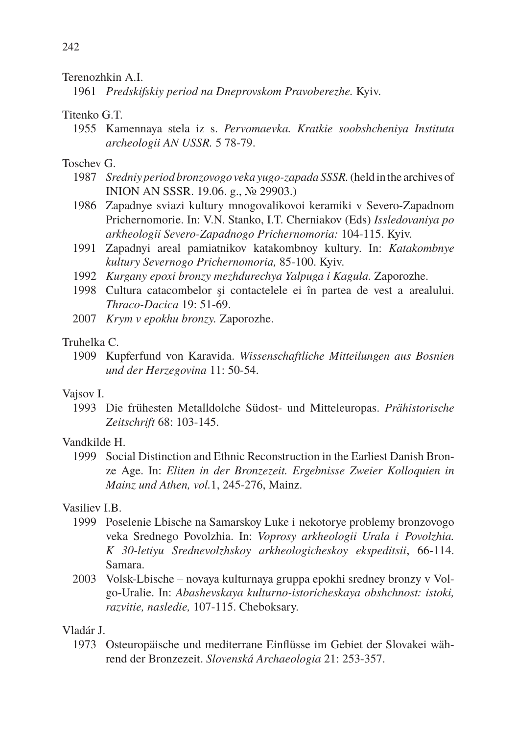Terenozhkin A.I.

1961 *Predskifskiy period na Dneprovskom Pravoberezhe.* Kyiv.

Titenko G.T.

1955 Kamennaya stela iz s. *Pervomaevka. Kratkie soobshcheniya Instituta archeologii AN USSR.* 5 78-79.

Toschev G.

1987 *Sredniy period bronzovogo veka yugo-zapada SSSR.* (held in the archives of INION AN SSSR. 19.06. g., № 29903.)

1986 Zapadnye sviazi kultury mnogovalikovoi keramiki v Severo-Zapadnom Prichernomorie. In: V.N. Stanko, I.T. Cherniakov (Eds) *Issledovaniya po arkheologii Severo-Zapadnogo Prichernomoria:* 104-115. Kyiv.

1991 Zapadnyi areal pamiatnikov katakombnoy kultury. In: *Katakombnye kultury Severnogo Prichernomoria,* 85-100. Kyiv.

1992 *Kurgany epoxi bronzy mezhdurechya Yalpuga i Kagula.* Zaporozhe.

1998 Cultura catacombelor şi contactelele ei în partea de vest a arealului. *Thraco-Dacica* 19: 51-69.

2007 *Krym v epokhu bronzy.* Zaporozhe.

Truhelka C.

1909 Kupferfund von Karavida. *Wissenschaftliche Mitteilungen aus Bosnien und der Herzegovina* 11: 50-54.

Vajsov I.

1993 Die frühesten Metalldolche Südost- und Mitteleuropas. *Prähistorische Zeitschrift* 68: 103-145.

Vandkilde H.

1999 Social Distinction and Ethnic Reconstruction in the Earliest Danish Bronze Age. In: *Eliten in der Bronzezeit. Ergebnisse Zweier Kolloquien in Mainz und Athen, vol.*1, 245-276, Mainz.

Vasiliev I.B.

1999 Poselenie Lbische na Samarskoy Luke i nekotorye problemy bronzovogo veka Srednego Povolzhia. In: *Voprosy arkheologii Urala i Povolzhia. K 30-letiyu Srednevolzhskoy arkheologicheskoy ekspeditsii*, 66-114. Samara.

2003 Volsk-Lbische – novaya kulturnaya gruppa epokhi sredney bronzy v Volgo-Uralie. In: *Abashevskaya kulturno-istoricheskaya obshchnost: istoki, razvitie, nasledie,* 107-115. Cheboksary.

Vladár J.

1973 Osteuropäische und mediterrane Einflüsse im Gebiet der Slovakei während der Bronzezeit. *Slovenská Archaeologia* 21: 253-357.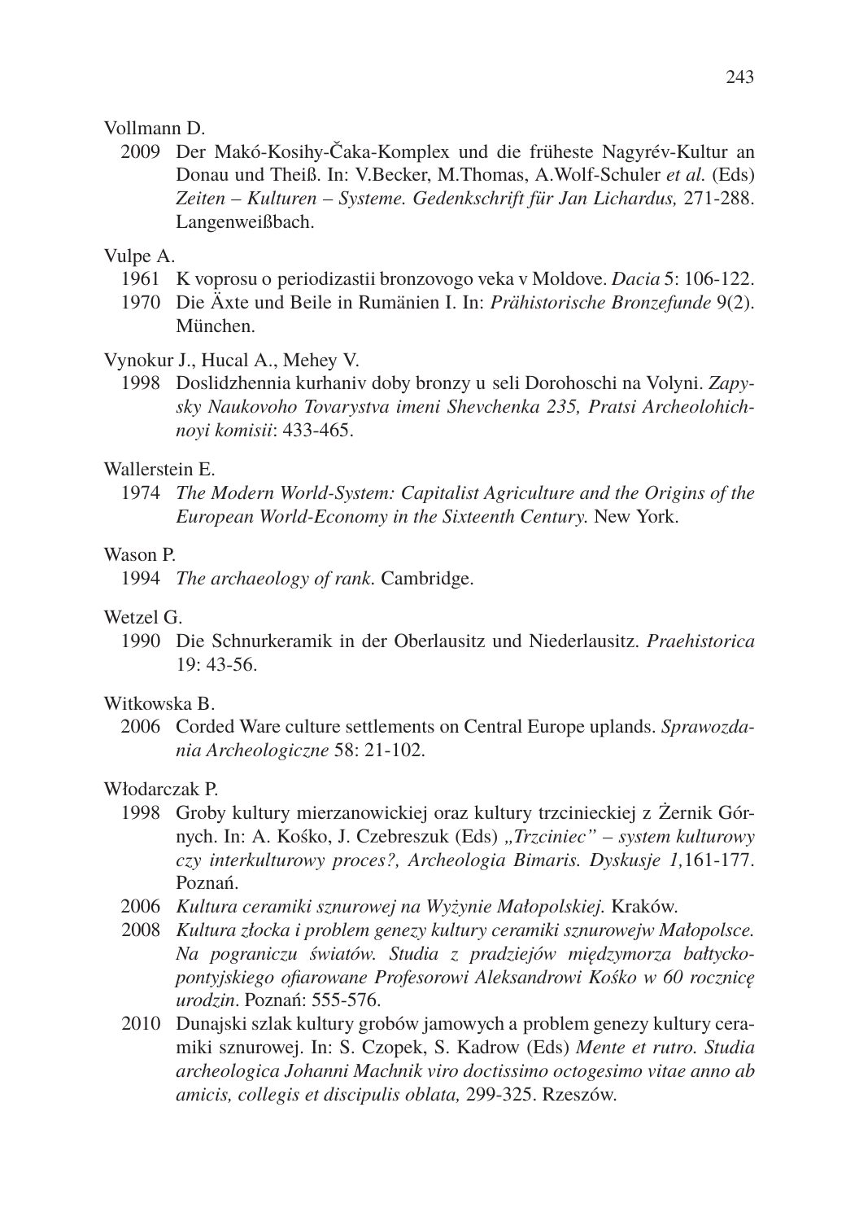Vollmann D.

2009 Der Makó-Kosihy-Čaka-Komplex und die früheste Nagyrév-Kultur an Donau und Theiß. In: V.Becker, M.Thomas, A.Wolf-Schuler *et al.* (Eds) *Zeiten – Kulturen – Systeme. Gedenkschrift für Jan Lichardus,* 271-288. Langenweißbach.

Vulpe A.

1961 K voprosu o periodizastii bronzovogo veka v Moldove. *Dacia* 5: 106-122.

1970 Die Äxte und Beile in Rumänien I. In: *Prähistorische Bronzefunde* 9(2). München.

Vynokur J., Hucal A., Mehey V.

1998 Doslidzhennia kurhaniv doby bronzy u seli Dorohoschi na Volyni. *Zapysky Naukovoho Tovarystva imeni Shevchenka 235, Pratsi Archeolohichnoyi komisii*: 433-465.

Wallerstein E.

1974 *The Modern World-System: Capitalist Agriculture and the Origins of the European World-Economy in the Sixteenth Century.* New York.

Wason P.

1994 *The archaeology of rank.* Cambridge.

Wetzel G.

1990 Die Schnurkeramik in der Oberlausitz und Niederlausitz. *Praehistorica* 19: 43-56.

Witkowska B.

2006 Corded Ware culture settlements on Central Europe uplands. *Sprawozdania Archeologiczne* 58: 21-102.

Włodarczak P.

1998 Groby kultury mierzanowickiej oraz kultury trzcinieckiej z Żernik Górnych. In: A. Kośko, J. Czebreszuk (Eds) *„Trzciniec" – system kulturowy czy interkulturowy proces?, Archeologia Bimaris. Dyskusje 1,*161-177. Poznań.

2006 *Kultura ceramiki sznurowej na Wyżynie Małopolskiej.* Kraków.

2008 *Kultura złocka i problem genezy kultury ceramiki sznurowejw Małopolsce. Na pograniczu światów. Studia z pradziejów międzymorza bałtycko-pontyjskiego ofiarowane Profesorowi Aleksandrowi Kośko w 60 rocznicę urodzin*. Poznań: 555-576.

2010 Dunajski szlak kultury grobów jamowych a problem genezy kultury ceramiki sznurowej. In: S. Czopek, S. Kadrow (Eds) *Mente et rutro. Studia archeologica Johanni Machnik viro doctissimo octogesimo vitae anno ab amicis, collegis et discipulis oblata,* 299-325. Rzeszów.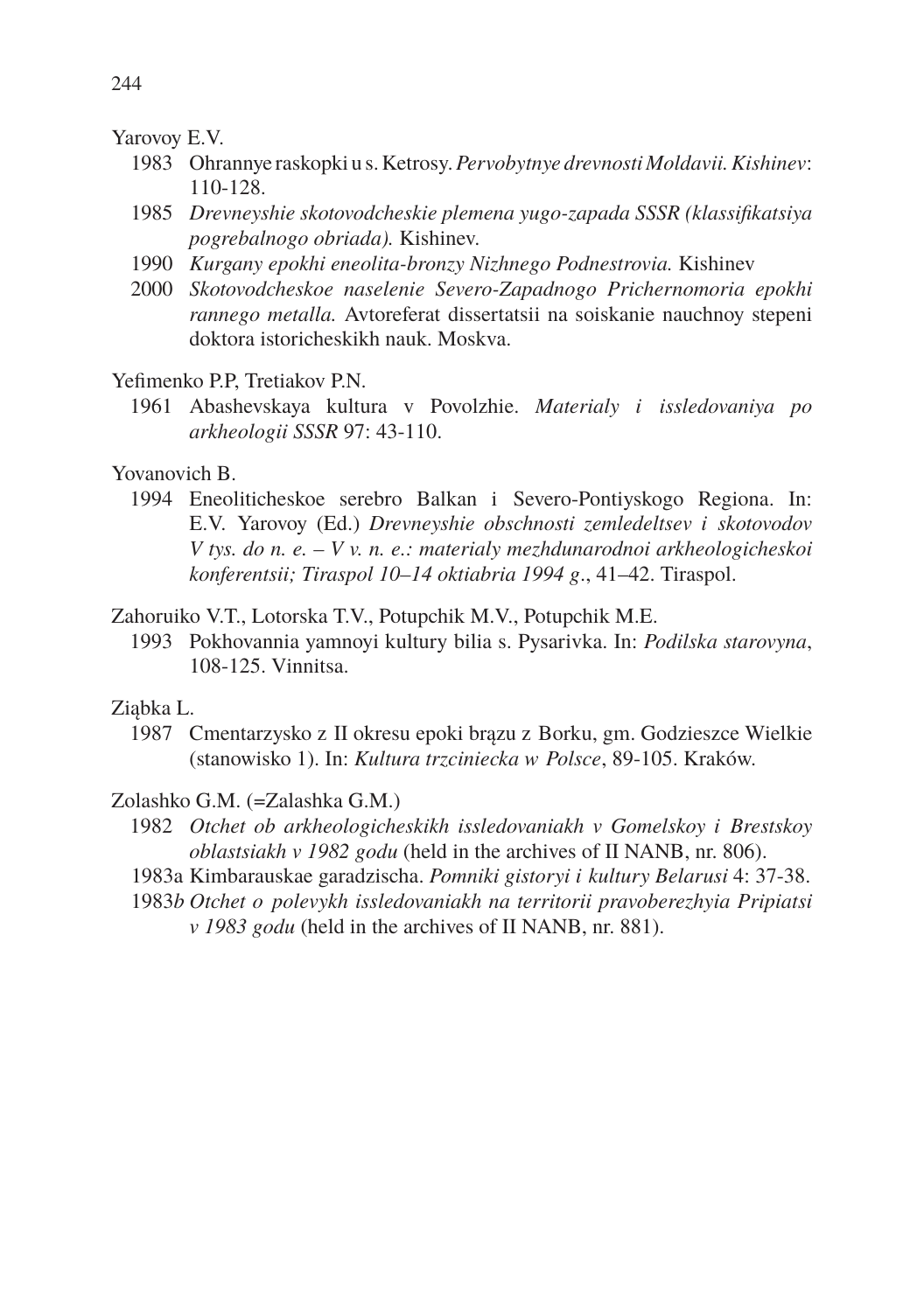Yarovoy E.V.

1983 Ohrannye raskopki u s. Ketrosy. *Pervobytnye drevnosti Moldavii. Kishinev*: 110-128.

1985 *Drevneyshie skotovodcheskie plemena yugo-zapada SSSR (klassifikatsiya pogrebalnogo obriada).* Kishinev.

1990 *Kurgany epokhi eneolita-bronzy Nizhnego Podnestrovia.* Kishinev

2000 *Skotovodcheskoe naselenie Severo-Zapadnogo Prichernomoria epokhi rannego metalla.* Avtoreferat dissertatsii na soiskanie nauchnoy stepeni doktora istoricheskikh nauk. Moskva.

Yefimenko P.P, Tretiakov P.N.

1961 Abashevskaya kultura v Povolzhie. *Materialy i issledovaniya po arkheologii SSSR* 97: 43-110.

Yovanovich B.

1994 Eneoliticheskoe serebro Balkan i Severo-Pontiyskogo Regiona. In: E.V. Yarovoy (Ed.) *Drevneyshie obschnosti zemledeltsev i skotovodov V tys. do n. e. – V v. n. e.: materialy mezhdunarodnoi arkheologicheskoi konferentsii; Tiraspol 10–14 oktiabria 1994 g*., 41–42. Tiraspol.

Zahoruiko V.T., Lotorska T.V., Potupchik M.V., Potupchik M.E.

1993 Pokhovannia yamnoyi kultury bilia s. Pysarivka. In: *Podilska starovyna*, 108-125. Vinnitsa.

Ziąbka L.

1987 Cmentarzysko z II okresu epoki brązu z Borku, gm. Godzieszce Wielkie (stanowisko 1). In: *Kultura trzciniecka w Polsce*, 89-105. Kraków.

Zolashko G.M. (=Zalashka G.M.)

1982 *Otchet ob arkheologicheskikh issledovaniakh v Gomelskoy i Brestskoy oblastsiakh v 1982 godu* (held in the archives of II NANB, nr. 806).

1983a Kimbarauskae garadzischa. *Pomniki gistoryi i kultury Belarusi* 4: 37-38.

1983*b* *Otchet o polevykh issledovaniakh na territorii pravoberezhyia Pripiatsi v 1983 godu* (held in the archives of II NANB, nr. 881).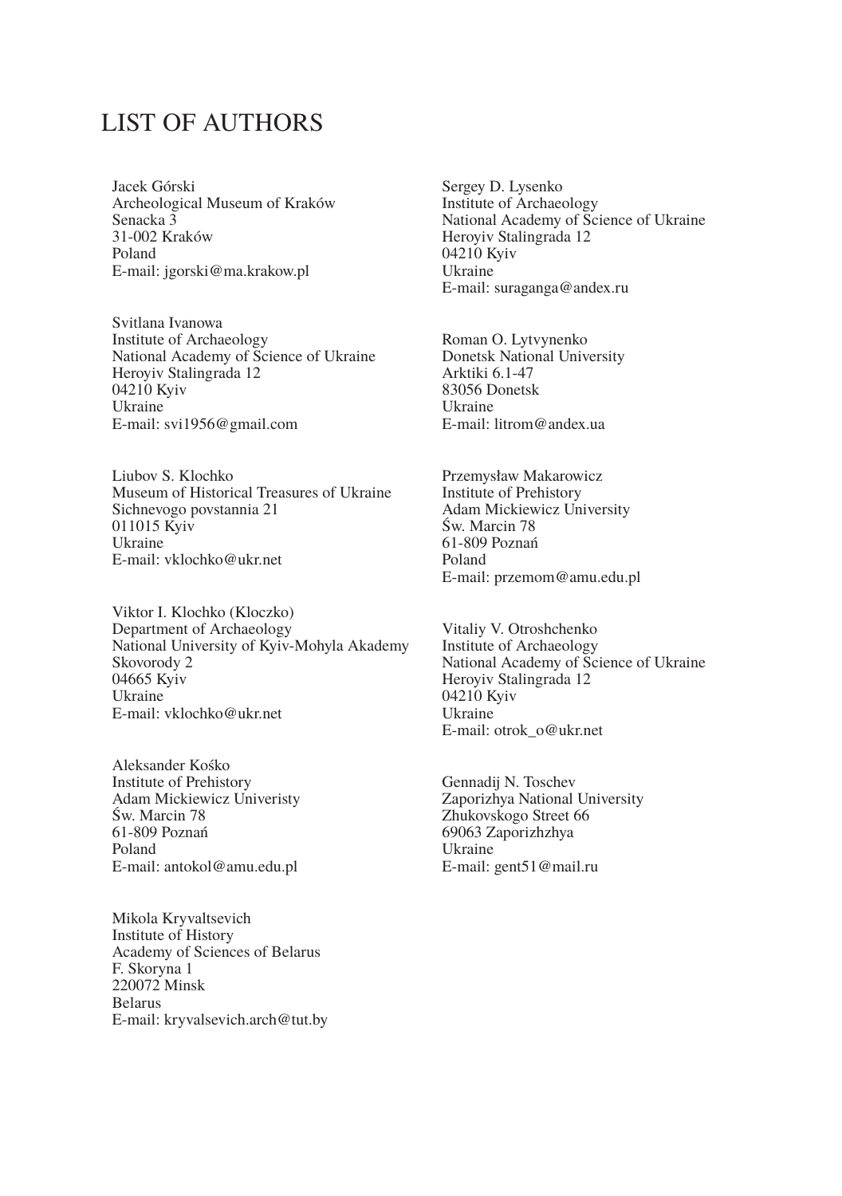# LIST OF AUTHORS

Jacek Górski
Archeological Museum of Kraków
Senacka 3
31-002 Kraków
Poland
E-mail: jgorski@ma.krakow.pl

Svitlana Ivanowa
Institute of Archaeology
National Academy of Science of Ukraine
Heroyiv Stalingrada 12
04210 Kyiv
Ukraine
E-mail: svi1956@gmail.com

Liubov S. Klochko
Museum of Historical Treasures of Ukraine
Sichnevogo povstannia 21
011015 Kyiv
Ukraine
E-mail: vklochko@ukr.net

Viktor I. Klochko (Kloczko)
Department of Archaeology
National University of Kyiv-Mohyla Akademy
Skovorody 2
04665 Kyiv
Ukraine
E-mail: vklochko@ukr.net

Aleksander Kośko
Institute of Prehistory
Adam Mickiewicz Univeristy
Św. Marcin 78
61-809 Poznań
Poland
E-mail: antokol@amu.edu.pl

Mikola Kryvaltsevich
Institute of History
Academy of Sciences of Belarus
F. Skoryna 1
220072 Minsk
Belarus
E-mail: kryvalsevich.arch@tut.by

Sergey D. Lysenko
Institute of Archaeology
National Academy of Science of Ukraine
Heroyiv Stalingrada 12
04210 Kyiv
Ukraine
E-mail: suraganga@andex.ru

Roman O. Lytvynenko
Donetsk National University
Arktiki 6.1-47
83056 Donetsk
Ukraine
E-mail: litrom@andex.ua

Przemysław Makarowicz
Institute of Prehistory
Adam Mickiewicz University
Św. Marcin 78
61-809 Poznań
Poland
E-mail: przemom@amu.edu.pl

Vitaliy V. Otroshchenko
Institute of Archaeology
National Academy of Science of Ukraine
Heroyiv Stalingrada 12
04210 Kyiv
Ukraine
E-mail: otrok_o@ukr.net

Gennadij N. Toschev
Zaporizhya National University
Zhukovskogo Street 66
69063 Zaporizhzhya
Ukraine
E-mail: gent51@mail.ru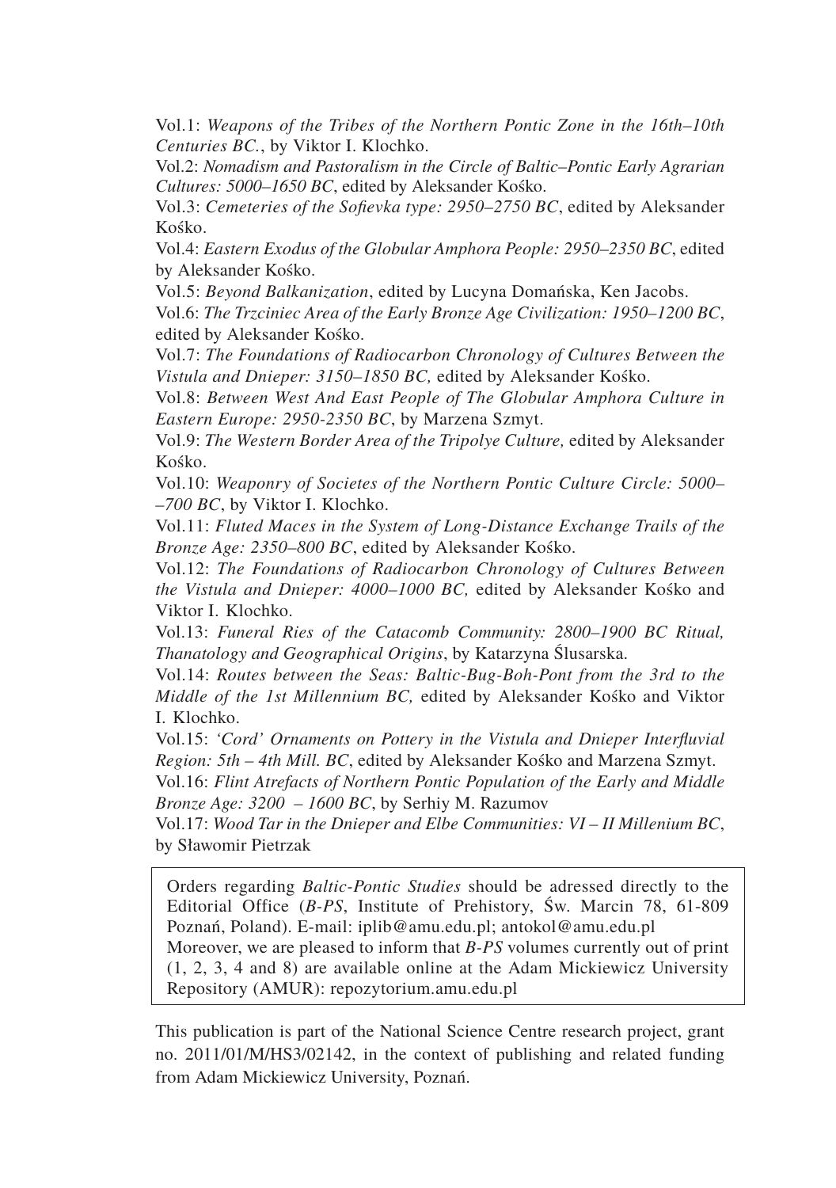Vol.1: *Weapons of the Tribes of the Northern Pontic Zone in the 16th–10th Centuries BC.*, by Viktor I. Klochko.

Vol.2: *Nomadism and Pastoralism in the Circle of Baltic–Pontic Early Agrarian Cultures: 5000–1650 BC*, edited by Aleksander Kośko.

Vol.3: *Cemeteries of the Sofievka type: 2950–2750 BC*, edited by Aleksander Kośko.

Vol.4: *Eastern Exodus of the Globular Amphora People: 2950–2350 BC*, edited by Aleksander Kośko.

Vol.5: *Beyond Balkanization*, edited by Lucyna Domańska, Ken Jacobs.

Vol.6: *The Trzciniec Area of the Early Bronze Age Civilization: 1950–1200 BC*, edited by Aleksander Kośko.

Vol.7: *The Foundations of Radiocarbon Chronology of Cultures Between the Vistula and Dnieper: 3150–1850 BC,* edited by Aleksander Kośko.

Vol.8: *Between West And East People of The Globular Amphora Culture in Eastern Europe: 2950-2350 BC*, by Marzena Szmyt.

Vol.9: *The Western Border Area of the Tripolye Culture,* edited by Aleksander Kośko.

Vol.10: *Weaponry of Societes of the Northern Pontic Culture Circle: 5000––700 BC*, by Viktor I. Klochko.

Vol.11: *Fluted Maces in the System of Long-Distance Exchange Trails of the Bronze Age: 2350–800 BC*, edited by Aleksander Kośko.

Vol.12: *The Foundations of Radiocarbon Chronology of Cultures Between the Vistula and Dnieper: 4000–1000 BC,* edited by Aleksander Kośko and Viktor I. Klochko.

Vol.13: *Funeral Ries of the Catacomb Community: 2800–1900 BC Ritual, Thanatology and Geographical Origins*, by Katarzyna Ślusarska.

Vol.14: *Routes between the Seas: Baltic-Bug-Boh-Pont from the 3rd to the Middle of the 1st Millennium BC,* edited by Aleksander Kośko and Viktor I. Klochko.

Vol.15: *'Cord' Ornaments on Pottery in the Vistula and Dnieper Interfluvial Region: 5th – 4th Mill. BC*, edited by Aleksander Kośko and Marzena Szmyt.

Vol.16: *Flint Atrefacts of Northern Pontic Population of the Early and Middle Bronze Age: 3200 – 1600 BC*, by Serhiy M. Razumov

Vol.17: *Wood Tar in the Dnieper and Elbe Communities: VI – II Millenium BC*, by Sławomir Pietrzak

Orders regarding *Baltic-Pontic Studies* should be adressed directly to the Editorial Office (*B-PS*, Institute of Prehistory, Św. Marcin 78, 61-809 Poznań, Poland). E-mail: iplib@amu.edu.pl; antokol@amu.edu.pl
Moreover, we are pleased to inform that *B-PS* volumes currently out of print (1, 2, 3, 4 and 8) are available online at the Adam Mickiewicz University Repository (AMUR): repozytorium.amu.edu.pl

This publication is part of the National Science Centre research project, grant no. 2011/01/M/HS3/02142, in the context of publishing and related funding from Adam Mickiewicz University, Poznań.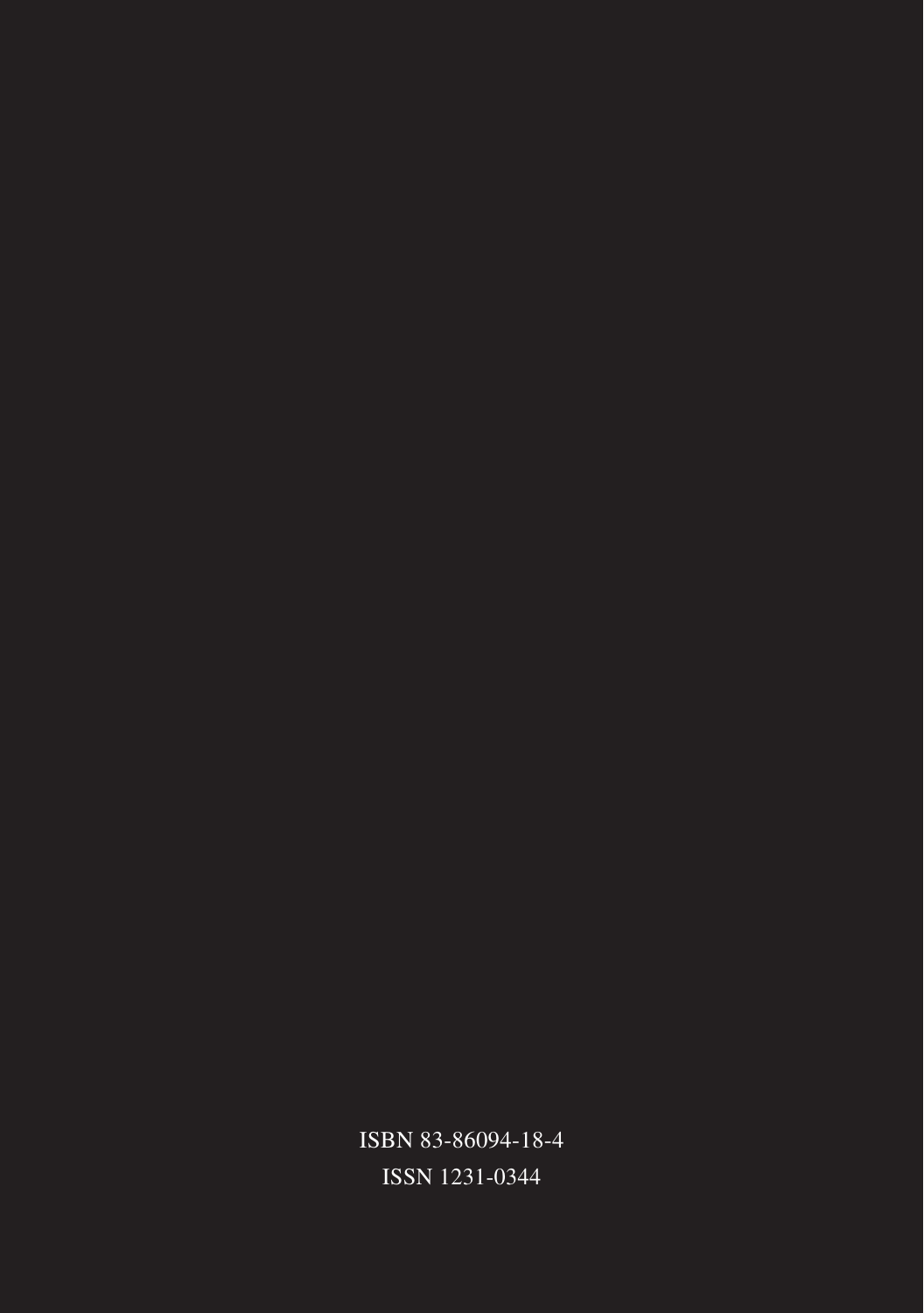ISBN 83-86094-18-4

ISSN 1231-0344